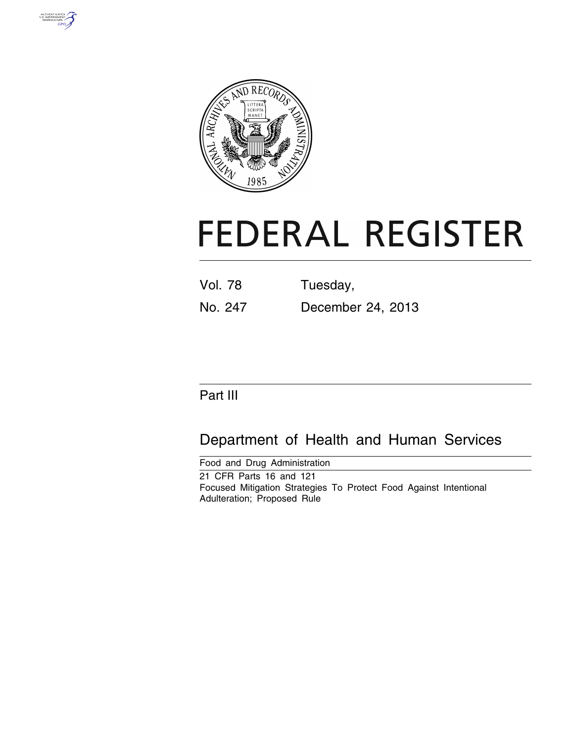# FEDERAL REGISTER

Vol. 78 Tuesday,

No. 247 December 24, 2013

## Part III

## Department of Health and Human Services

Food and Drug Administration

21 CFR Parts 16 and 121

Focused Mitigation Strategies To Protect Food Against Intentional Adulteration; Proposed Rule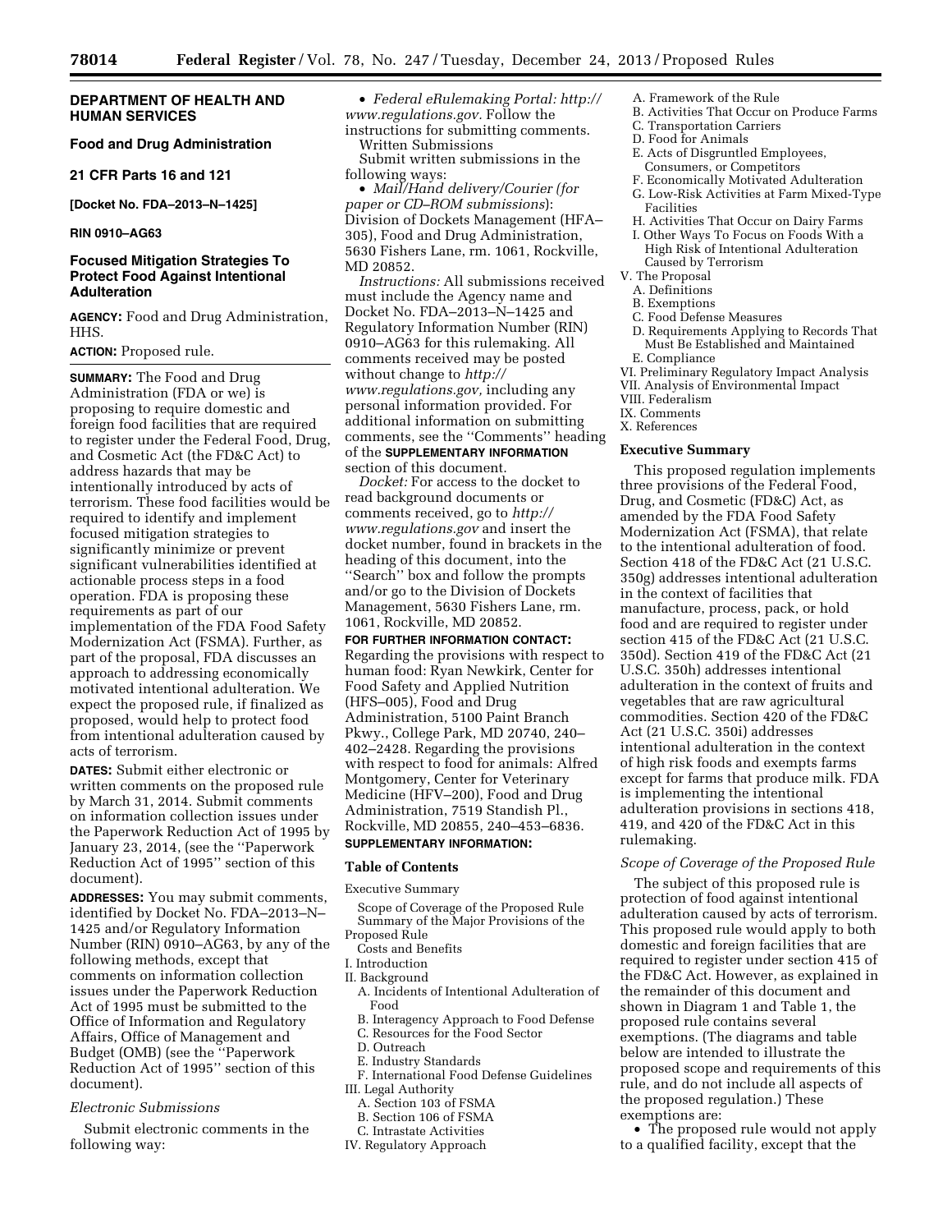**DEPARTMENT OF HEALTH AND HUMAN SERVICES**

**Food and Drug Administration**

**21 CFR Parts 16 and 121**

**[Docket No. FDA–2013–N–1425]**

**RIN 0910–AG63**

## Focused Mitigation Strategies To Protect Food Against Intentional Adulteration

**AGENCY:** Food and Drug Administration, HHS.

**ACTION:** Proposed rule.

**SUMMARY:** The Food and Drug Administration (FDA or we) is proposing to require domestic and foreign food facilities that are required to register under the Federal Food, Drug, and Cosmetic Act (the FD&C Act) to address hazards that may be intentionally introduced by acts of terrorism. These food facilities would be required to identify and implement focused mitigation strategies to significantly minimize or prevent significant vulnerabilities identified at actionable process steps in a food operation. FDA is proposing these requirements as part of our implementation of the FDA Food Safety Modernization Act (FSMA). Further, as part of the proposal, FDA discusses an approach to addressing economically motivated intentional adulteration. We expect the proposed rule, if finalized as proposed, would help to protect food from intentional adulteration caused by acts of terrorism.

**DATES:** Submit either electronic or written comments on the proposed rule by March 31, 2014. Submit comments on information collection issues under the Paperwork Reduction Act of 1995 by January 23, 2014, (see the ''Paperwork Reduction Act of 1995'' section of this document).

**ADDRESSES:** You may submit comments, identified by Docket No. FDA–2013–N–1425 and/or Regulatory Information Number (RIN) 0910–AG63, by any of the following methods, except that comments on information collection issues under the Paperwork Reduction Act of 1995 must be submitted to the Office of Information and Regulatory Affairs, Office of Management and Budget (OMB) (see the ''Paperwork Reduction Act of 1995'' section of this document).

*Electronic Submissions*

Submit electronic comments in the following way:

• *Federal eRulemaking Portal: http://www.regulations.gov.* Follow the instructions for submitting comments.

Written Submissions

Submit written submissions in the following ways:

• *Mail/Hand delivery/Courier (for paper or CD–ROM submissions)*: Division of Dockets Management (HFA–305), Food and Drug Administration, 5630 Fishers Lane, rm. 1061, Rockville, MD 20852.

*Instructions:* All submissions received must include the Agency name and Docket No. FDA–2013–N–1425 and Regulatory Information Number (RIN) 0910–AG63 for this rulemaking. All comments received may be posted without change to *http://www.regulations.gov,* including any personal information provided. For additional information on submitting comments, see the ''Comments'' heading of the **SUPPLEMENTARY INFORMATION** section of this document.

*Docket:* For access to the docket to read background documents or comments received, go to *http://www.regulations.gov* and insert the docket number, found in brackets in the heading of this document, into the ''Search'' box and follow the prompts and/or go to the Division of Dockets Management, 5630 Fishers Lane, rm. 1061, Rockville, MD 20852.

**FOR FURTHER INFORMATION CONTACT:** Regarding the provisions with respect to human food: Ryan Newkirk, Center for Food Safety and Applied Nutrition (HFS–005), Food and Drug Administration, 5100 Paint Branch Pkwy., College Park, MD 20740, 240–402–2428. Regarding the provisions with respect to food for animals: Alfred Montgomery, Center for Veterinary Medicine (HFV–200), Food and Drug Administration, 7519 Standish Pl., Rockville, MD 20855, 240–453–6836.

**SUPPLEMENTARY INFORMATION:**

### Table of Contents

Executive Summary
- Scope of Coverage of the Proposed Rule
- Summary of the Major Provisions of the Proposed Rule
- Costs and Benefits

I. Introduction

II. Background
- A. Incidents of Intentional Adulteration of Food
- B. Interagency Approach to Food Defense
- C. Resources for the Food Sector
- D. Outreach
- E. Industry Standards
- F. International Food Defense Guidelines

III. Legal Authority
- A. Section 103 of FSMA
- B. Section 106 of FSMA
- C. Intrastate Activities

IV. Regulatory Approach
- A. Framework of the Rule
- B. Activities That Occur on Produce Farms
- C. Transportation Carriers
- D. Food for Animals
- E. Acts of Disgruntled Employees, Consumers, or Competitors
- F. Economically Motivated Adulteration
- G. Low-Risk Activities at Farm Mixed-Type Facilities
- H. Activities That Occur on Dairy Farms
- I. Other Ways To Focus on Foods With a High Risk of Intentional Adulteration Caused by Terrorism

V. The Proposal
- A. Definitions
- B. Exemptions
- C. Food Defense Measures
- D. Requirements Applying to Records That Must Be Established and Maintained
- E. Compliance

VI. Preliminary Regulatory Impact Analysis

VII. Analysis of Environmental Impact

VIII. Federalism

IX. Comments

X. References

### Executive Summary

This proposed regulation implements three provisions of the Federal Food, Drug, and Cosmetic (FD&C) Act, as amended by the FDA Food Safety Modernization Act (FSMA), that relate to the intentional adulteration of food. Section 418 of the FD&C Act (21 U.S.C. 350g) addresses intentional adulteration in the context of facilities that manufacture, process, pack, or hold food and are required to register under section 415 of the FD&C Act (21 U.S.C. 350d). Section 419 of the FD&C Act (21 U.S.C. 350h) addresses intentional adulteration in the context of fruits and vegetables that are raw agricultural commodities. Section 420 of the FD&C Act (21 U.S.C. 350i) addresses intentional adulteration in the context of high risk foods and exempts farms except for farms that produce milk. FDA is implementing the intentional adulteration provisions in sections 418, 419, and 420 of the FD&C Act in this rulemaking.

*Scope of Coverage of the Proposed Rule*

The subject of this proposed rule is protection of food against intentional adulteration caused by acts of terrorism. This proposed rule would apply to both domestic and foreign facilities that are required to register under section 415 of the FD&C Act. However, as explained in the remainder of this document and shown in Diagram 1 and Table 1, the proposed rule contains several exemptions. (The diagrams and table below are intended to illustrate the proposed scope and requirements of this rule, and do not include all aspects of the proposed regulation.) These exemptions are:

• The proposed rule would not apply to a qualified facility, except that the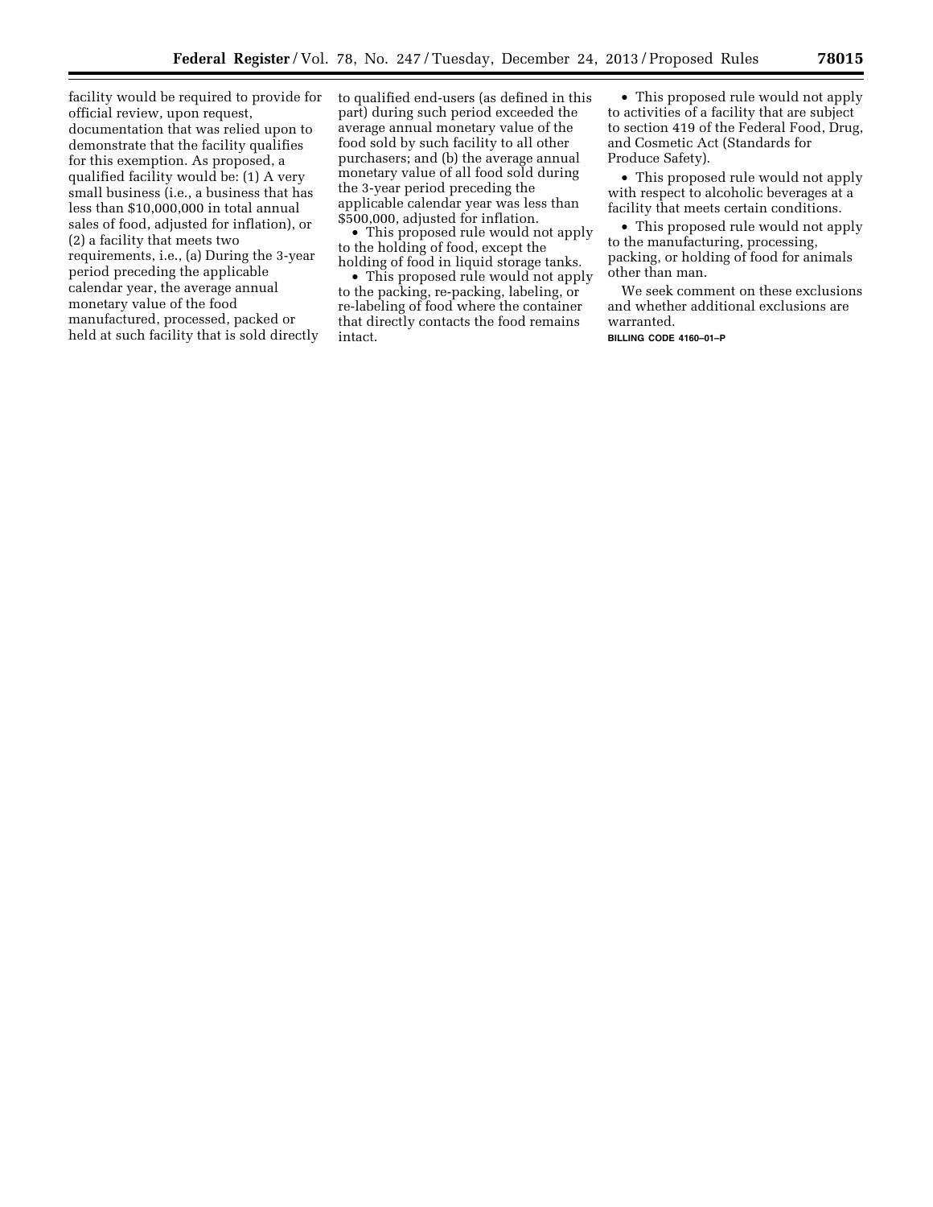facility would be required to provide for official review, upon request, documentation that was relied upon to demonstrate that the facility qualifies for this exemption. As proposed, a qualified facility would be: (1) A very small business (i.e., a business that has less than $10,000,000 in total annual sales of food, adjusted for inflation), or (2) a facility that meets two requirements, i.e., (a) During the 3-year period preceding the applicable calendar year, the average annual monetary value of the food manufactured, processed, packed or held at such facility that is sold directly to qualified end-users (as defined in this part) during such period exceeded the average annual monetary value of the food sold by such facility to all other purchasers; and (b) the average annual monetary value of all food sold during the 3-year period preceding the applicable calendar year was less than $500,000, adjusted for inflation.

- This proposed rule would not apply to the holding of food, except the holding of food in liquid storage tanks.
- This proposed rule would not apply to the packing, re-packing, labeling, or re-labeling of food where the container that directly contacts the food remains intact.
- This proposed rule would not apply to activities of a facility that are subject to section 419 of the Federal Food, Drug, and Cosmetic Act (Standards for Produce Safety).
- This proposed rule would not apply with respect to alcoholic beverages at a facility that meets certain conditions.
- This proposed rule would not apply to the manufacturing, processing, packing, or holding of food for animals other than man.

We seek comment on these exclusions and whether additional exclusions are warranted.

BILLING CODE 4160–01–P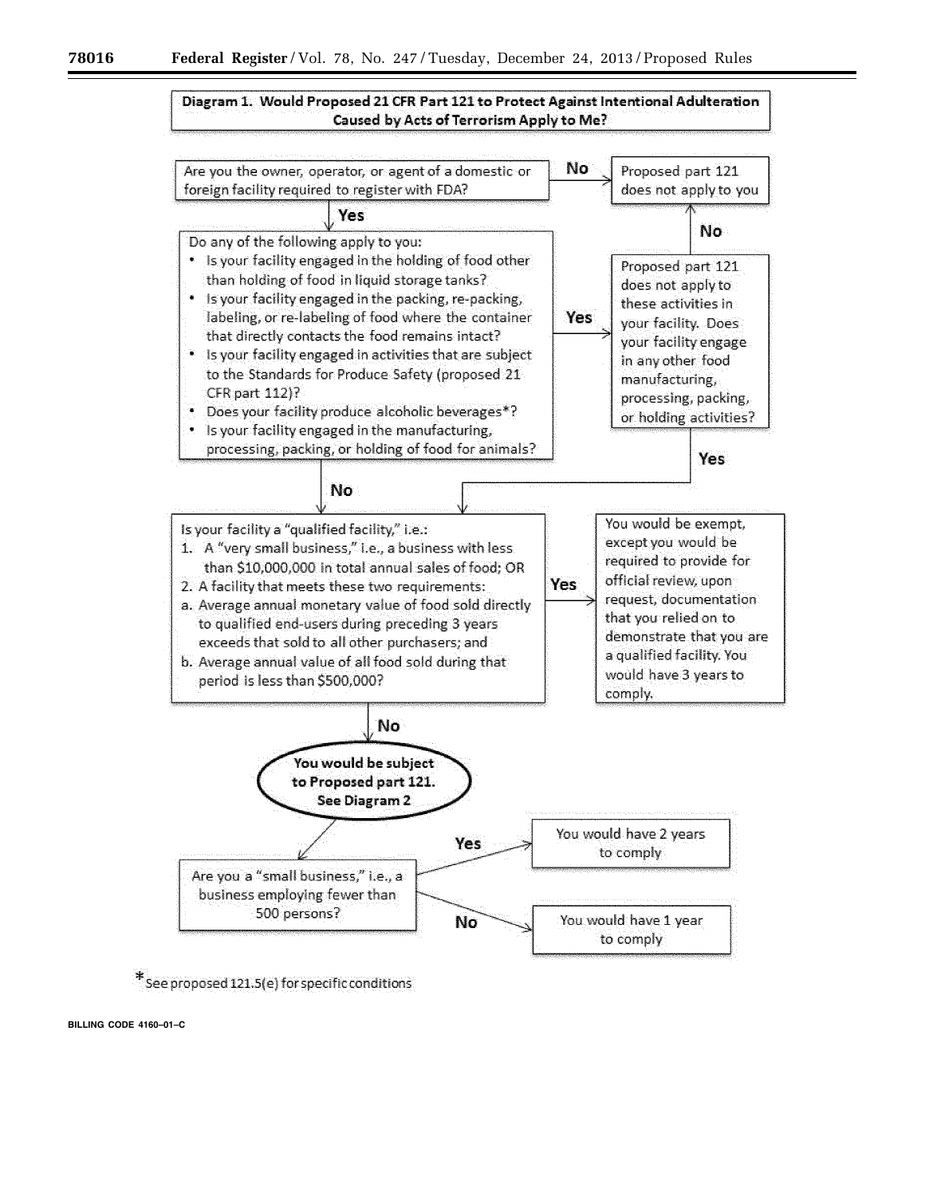**Diagram 1. Would Proposed 21 CFR Part 121 to Protect Against Intentional Adulteration Caused by Acts of Terrorism Apply to Me?**

Are you the owner, operator, or agent of a domestic or foreign facility required to register with FDA?

- **No** → Proposed part 121 does not apply to you
- **Yes** → Do any of the following apply to you:
  - Is your facility engaged in the holding of food other than holding of food in liquid storage tanks?
  - Is your facility engaged in the packing, re-packing, labeling, or re-labeling of food where the container that directly contacts the food remains intact?
  - Is your facility engaged in activities that are subject to the Standards for Produce Safety (proposed 21 CFR part 112)?
  - Does your facility produce alcoholic beverages*?
  - Is your facility engaged in the manufacturing, processing, packing, or holding of food for animals?

Do any of the following apply to you:

- **Yes** → Proposed part 121 does not apply to these activities in your facility. Does your facility engage in any other food manufacturing, processing, packing, or holding activities?
  - **No** → Proposed part 121 does not apply to you
  - **Yes** → (go to "qualified facility" question)
- **No** → (go to "qualified facility" question)

Is your facility a "qualified facility," i.e.:

1. A "very small business," i.e., a business with less than $10,000,000 in total annual sales of food; OR
2. A facility that meets these two requirements:
   a. Average annual monetary value of food sold directly to qualified end-users during preceding 3 years exceeds that sold to all other purchasers; and
   b. Average annual value of all food sold during that period is less than $500,000?

- **Yes** → You would be exempt, except you would be required to provide for official review, upon request, documentation that you relied on to demonstrate that you are a qualified facility. You would have 3 years to comply.
- **No** → **You would be subject to Proposed part 121. See Diagram 2**

Are you a "small business," i.e., a business employing fewer than 500 persons?

- **Yes** → You would have 2 years to comply
- **No** → You would have 1 year to comply

*See proposed 121.5(e) for specific conditions

BILLING CODE 4160–01–C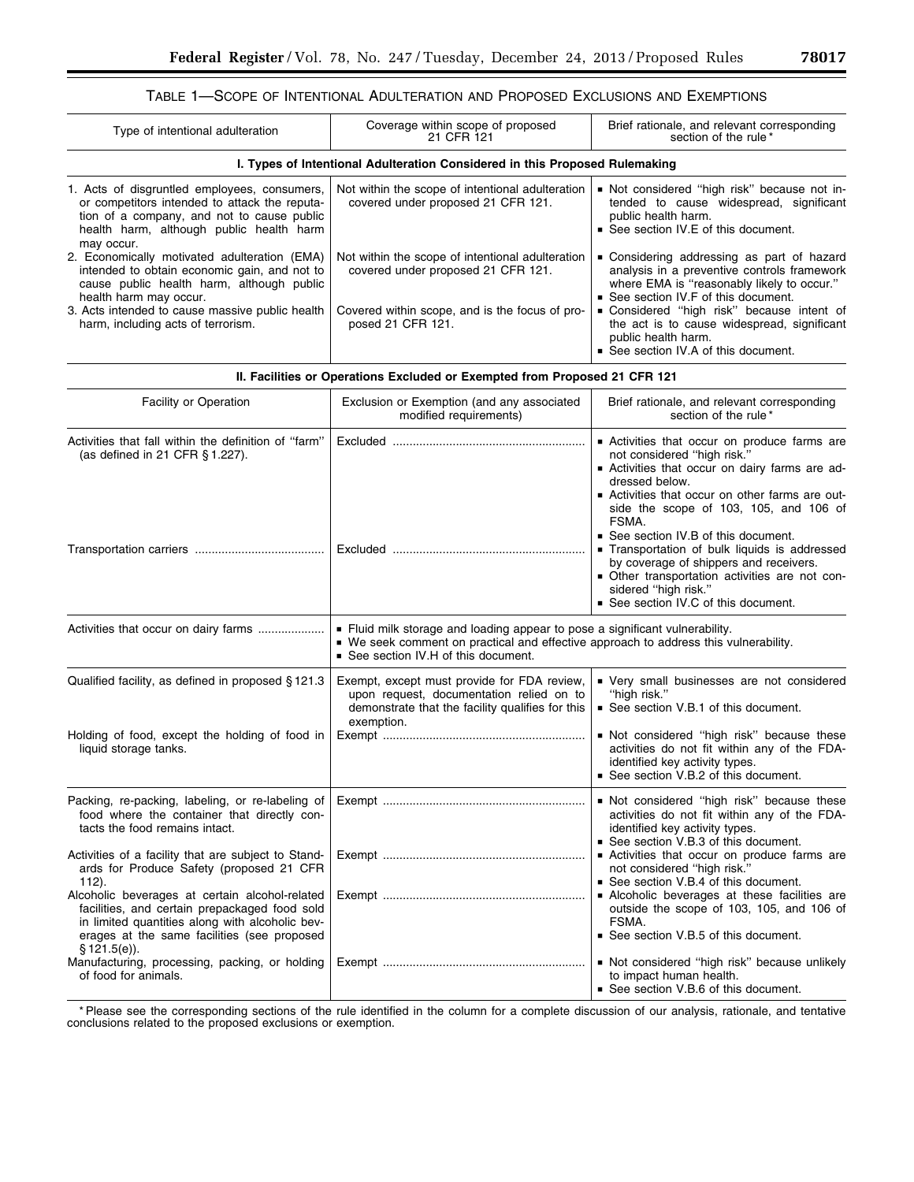TABLE 1—SCOPE OF INTENTIONAL ADULTERATION AND PROPOSED EXCLUSIONS AND EXEMPTIONS

| Type of intentional adulteration | Coverage within scope of proposed 21 CFR 121 | Brief rationale, and relevant corresponding section of the rule * |
|---|---|---|
| **I. Types of Intentional Adulteration Considered in this Proposed Rulemaking** | | |
| 1. Acts of disgruntled employees, consumers, or competitors intended to attack the reputation of a company, and not to cause public health harm, although public health harm may occur. | Not within the scope of intentional adulteration covered under proposed 21 CFR 121. | ▪ Not considered "high risk" because not intended to cause widespread, significant public health harm. ▪ See section IV.E of this document. |
| 2. Economically motivated adulteration (EMA) intended to obtain economic gain, and not to cause public health harm, although public health harm may occur. | Not within the scope of intentional adulteration covered under proposed 21 CFR 121. | ▪ Considering addressing as part of hazard analysis in a preventive controls framework where EMA is "reasonably likely to occur." ▪ See section IV.F of this document. |
| 3. Acts intended to cause massive public health harm, including acts of terrorism. | Covered within scope, and is the focus of proposed 21 CFR 121. | ▪ Considered "high risk" because intent of the act is to cause widespread, significant public health harm. ▪ See section IV.A of this document. |
| **II. Facilities or Operations Excluded or Exempted from Proposed 21 CFR 121** | | |
| Facility or Operation | Exclusion or Exemption (and any associated modified requirements) | Brief rationale, and relevant corresponding section of the rule * |
| Activities that fall within the definition of "farm" (as defined in 21 CFR § 1.227). | Excluded | ▪ Activities that occur on produce farms are not considered "high risk." ▪ Activities that occur on dairy farms are addressed below. ▪ Activities that occur on other farms are outside the scope of 103, 105, and 106 of FSMA. ▪ See section IV.B of this document. |
| Transportation carriers | Excluded | ▪ Transportation of bulk liquids is addressed by coverage of shippers and receivers. ▪ Other transportation activities are not considered "high risk." ▪ See section IV.C of this document. |
| Activities that occur on dairy farms | ▪ Fluid milk storage and loading appear to pose a significant vulnerability. ▪ We seek comment on practical and effective approach to address this vulnerability. ▪ See section IV.H of this document. | |
| Qualified facility, as defined in proposed § 121.3 | Exempt, except must provide for FDA review, upon request, documentation relied on to demonstrate that the facility qualifies for this exemption. | ▪ Very small businesses are not considered "high risk." ▪ See section V.B.1 of this document. |
| Holding of food, except the holding of food in liquid storage tanks. | Exempt | ▪ Not considered "high risk" because these activities do not fit within any of the FDA-identified key activity types. ▪ See section V.B.2 of this document. |
| Packing, re-packing, labeling, or re-labeling of food where the container that directly contacts the food remains intact. | Exempt | ▪ Not considered "high risk" because these activities do not fit within any of the FDA-identified key activity types. ▪ See section V.B.3 of this document. |
| Activities of a facility that are subject to Standards for Produce Safety (proposed 21 CFR 112). | Exempt | ▪ Activities that occur on produce farms are not considered "high risk." ▪ See section V.B.4 of this document. |
| Alcoholic beverages at certain alcohol-related facilities, and certain prepackaged food sold in limited quantities along with alcoholic beverages at the same facilities (see proposed § 121.5(e)). | Exempt | ▪ Alcoholic beverages at these facilities are outside the scope of 103, 105, and 106 of FSMA. ▪ See section V.B.5 of this document. |
| Manufacturing, processing, packing, or holding of food for animals. | Exempt | ▪ Not considered "high risk" because unlikely to impact human health. ▪ See section V.B.6 of this document. |

* Please see the corresponding sections of the rule identified in the column for a complete discussion of our analysis, rationale, and tentative conclusions related to the proposed exclusions or exemption.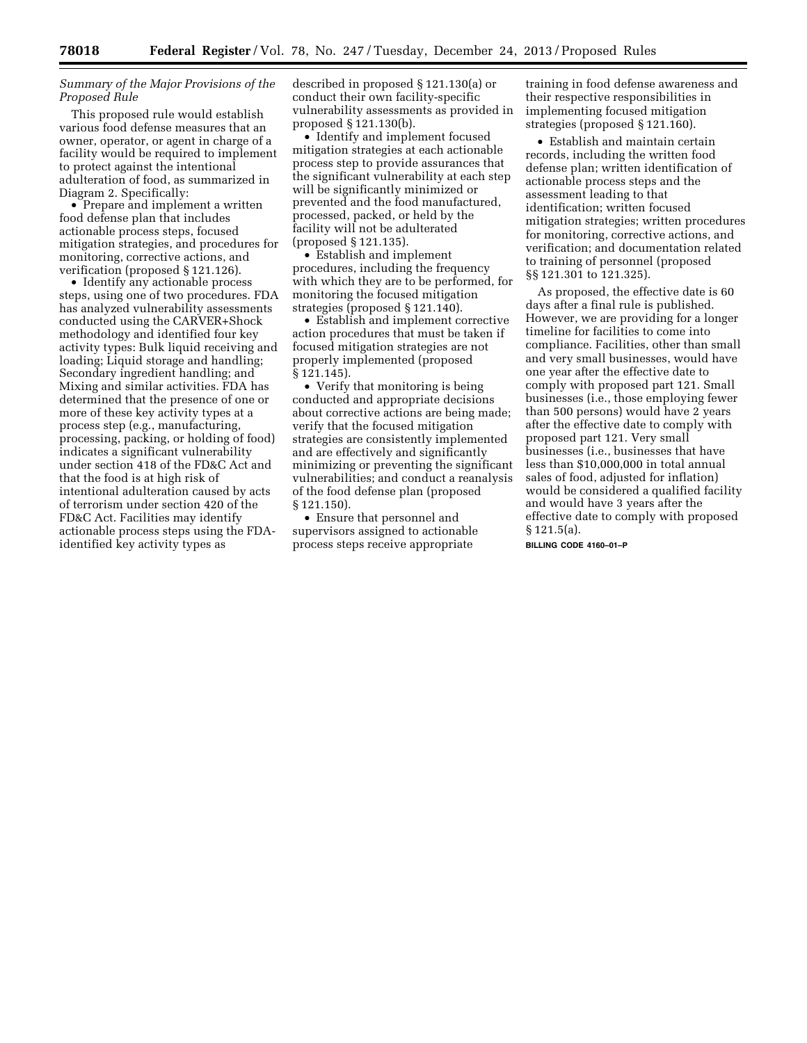*Summary of the Major Provisions of the Proposed Rule*

This proposed rule would establish various food defense measures that an owner, operator, or agent in charge of a facility would be required to implement to protect against the intentional adulteration of food, as summarized in Diagram 2. Specifically:

- Prepare and implement a written food defense plan that includes actionable process steps, focused mitigation strategies, and procedures for monitoring, corrective actions, and verification (proposed § 121.126).
- Identify any actionable process steps, using one of two procedures. FDA has analyzed vulnerability assessments conducted using the CARVER+Shock methodology and identified four key activity types: Bulk liquid receiving and loading; Liquid storage and handling; Secondary ingredient handling; and Mixing and similar activities. FDA has determined that the presence of one or more of these key activity types at a process step (e.g., manufacturing, processing, packing, or holding of food) indicates a significant vulnerability under section 418 of the FD&C Act and that the food is at high risk of intentional adulteration caused by acts of terrorism under section 420 of the FD&C Act. Facilities may identify actionable process steps using the FDA-identified key activity types as described in proposed § 121.130(a) or conduct their own facility-specific vulnerability assessments as provided in proposed § 121.130(b).
- Identify and implement focused mitigation strategies at each actionable process step to provide assurances that the significant vulnerability at each step will be significantly minimized or prevented and the food manufactured, processed, packed, or held by the facility will not be adulterated (proposed § 121.135).
- Establish and implement procedures, including the frequency with which they are to be performed, for monitoring the focused mitigation strategies (proposed § 121.140).
- Establish and implement corrective action procedures that must be taken if focused mitigation strategies are not properly implemented (proposed § 121.145).
- Verify that monitoring is being conducted and appropriate decisions about corrective actions are being made; verify that the focused mitigation strategies are consistently implemented and are effectively and significantly minimizing or preventing the significant vulnerabilities; and conduct a reanalysis of the food defense plan (proposed § 121.150).
- Ensure that personnel and supervisors assigned to actionable process steps receive appropriate training in food defense awareness and their respective responsibilities in implementing focused mitigation strategies (proposed § 121.160).
- Establish and maintain certain records, including the written food defense plan; written identification of actionable process steps and the assessment leading to that identification; written focused mitigation strategies; written procedures for monitoring, corrective actions, and verification; and documentation related to training of personnel (proposed §§ 121.301 to 121.325).

As proposed, the effective date is 60 days after a final rule is published. However, we are providing for a longer timeline for facilities to come into compliance. Facilities, other than small and very small businesses, would have one year after the effective date to comply with proposed part 121. Small businesses (i.e., those employing fewer than 500 persons) would have 2 years after the effective date to comply with proposed part 121. Very small businesses (i.e., businesses that have less than $10,000,000 in total annual sales of food, adjusted for inflation) would be considered a qualified facility and would have 3 years after the effective date to comply with proposed § 121.5(a).

BILLING CODE 4160–01–P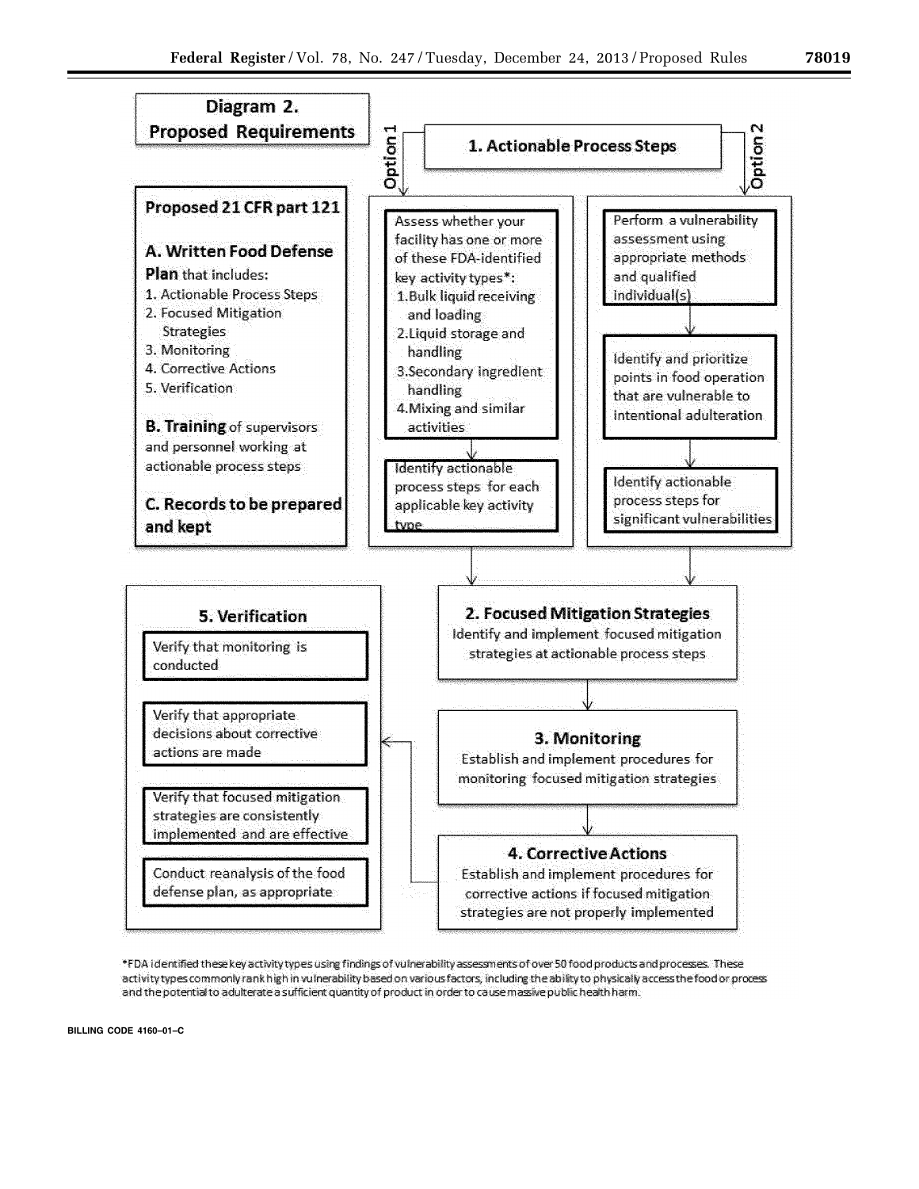## Diagram 2. Proposed Requirements

**Proposed 21 CFR part 121**

**A. Written Food Defense Plan** that includes:

1. Actionable Process Steps
2. Focused Mitigation Strategies
3. Monitoring
4. Corrective Actions
5. Verification

**B. Training** of supervisors and personnel working at actionable process steps

**C. Records to be prepared and kept**

### 1. Actionable Process Steps

**Option 1**

Assess whether your facility has one or more of these FDA-identified key activity types*:

1. Bulk liquid receiving and loading
2. Liquid storage and handling
3. Secondary ingredient handling
4. Mixing and similar activities

Identify actionable process steps for each applicable key activity type

**Option 2**

Perform a vulnerability assessment using appropriate methods and qualified individual(s)

Identify and prioritize points in food operation that are vulnerable to intentional adulteration

Identify actionable process steps for significant vulnerabilities

### 2. Focused Mitigation Strategies

Identify and implement focused mitigation strategies at actionable process steps

### 3. Monitoring

Establish and implement procedures for monitoring focused mitigation strategies

### 4. Corrective Actions

Establish and implement procedures for corrective actions if focused mitigation strategies are not properly implemented

### 5. Verification

- Verify that monitoring is conducted
- Verify that appropriate decisions about corrective actions are made
- Verify that focused mitigation strategies are consistently implemented and are effective
- Conduct reanalysis of the food defense plan, as appropriate

*FDA identified these key activity types using findings of vulnerability assessments of over 50 food products and processes. These activity types commonly rank high in vulnerability based on various factors, including the ability to physically access the food or process and the potential to adulterate a sufficient quantity of product in order to cause massive public health harm.

BILLING CODE 4160–01–C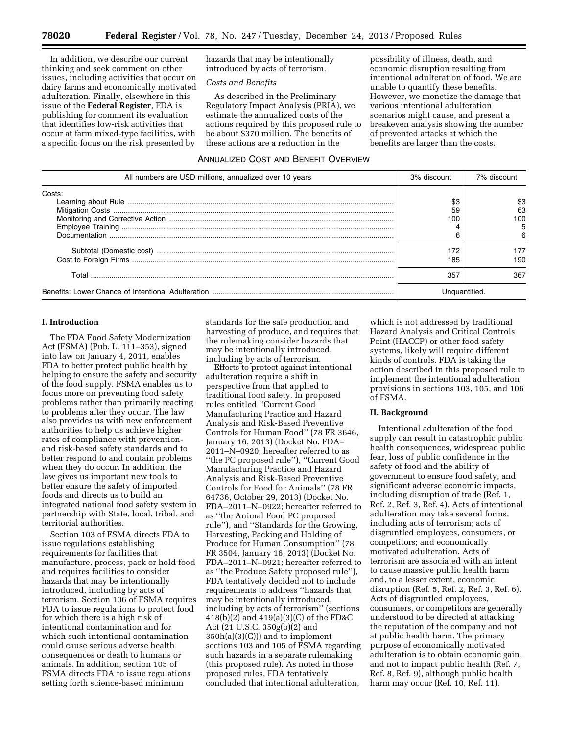In addition, we describe our current thinking and seek comment on other issues, including activities that occur on dairy farms and economically motivated adulteration. Finally, elsewhere in this issue of the **Federal Register**, FDA is publishing for comment its evaluation that identifies low-risk activities that occur at farm mixed-type facilities, with a specific focus on the risk presented by hazards that may be intentionally introduced by acts of terrorism.

*Costs and Benefits*

As described in the Preliminary Regulatory Impact Analysis (PRIA), we estimate the annualized costs of the actions required by this proposed rule to be about $370 million. The benefits of these actions are a reduction in the possibility of illness, death, and economic disruption resulting from intentional adulteration of food. We are unable to quantify these benefits. However, we monetize the damage that various intentional adulteration scenarios might cause, and present a breakeven analysis showing the number of prevented attacks at which the benefits are larger than the costs.

ANNUALIZED COST AND BENEFIT OVERVIEW

| All numbers are USD millions, annualized over 10 years | 3% discount | 7% discount |
|---|---|---|
| Costs: | | |
| Learning about Rule | $3 | $3 |
| Mitigation Costs | 59 | 63 |
| Monitoring and Corrective Action | 100 | 100 |
| Employee Training | 4 | 5 |
| Documentation | 6 | 6 |
| Subtotal (Domestic cost) | 172 | 177 |
| Cost to Foreign Firms | 185 | 190 |
| Total | 357 | 367 |
| Benefits: Lower Chance of Intentional Adulteration | Unquantified. | |

## I. Introduction

The FDA Food Safety Modernization Act (FSMA) (Pub. L. 111–353), signed into law on January 4, 2011, enables FDA to better protect public health by helping to ensure the safety and security of the food supply. FSMA enables us to focus more on preventing food safety problems rather than primarily reacting to problems after they occur. The law also provides us with new enforcement authorities to help us achieve higher rates of compliance with prevention- and risk-based safety standards and to better respond to and contain problems when they do occur. In addition, the law gives us important new tools to better ensure the safety of imported foods and directs us to build an integrated national food safety system in partnership with State, local, tribal, and territorial authorities.

Section 103 of FSMA directs FDA to issue regulations establishing requirements for facilities that manufacture, process, pack or hold food and requires facilities to consider hazards that may be intentionally introduced, including by acts of terrorism. Section 106 of FSMA requires FDA to issue regulations to protect food for which there is a high risk of intentional contamination and for which such intentional contamination could cause serious adverse health consequences or death to humans or animals. In addition, section 105 of FSMA directs FDA to issue regulations setting forth science-based minimum standards for the safe production and harvesting of produce, and requires that the rulemaking consider hazards that may be intentionally introduced, including by acts of terrorism.

Efforts to protect against intentional adulteration require a shift in perspective from that applied to traditional food safety. In proposed rules entitled ''Current Good Manufacturing Practice and Hazard Analysis and Risk-Based Preventive Controls for Human Food'' (78 FR 3646, January 16, 2013) (Docket No. FDA–2011–N–0920; hereafter referred to as ''the PC proposed rule''), ''Current Good Manufacturing Practice and Hazard Analysis and Risk-Based Preventive Controls for Food for Animals'' (78 FR 64736, October 29, 2013) (Docket No. FDA–2011–N–0922; hereafter referred to as ''the Animal Food PC proposed rule''), and ''Standards for the Growing, Harvesting, Packing and Holding of Produce for Human Consumption'' (78 FR 3504, January 16, 2013) (Docket No. FDA–2011–N–0921; hereafter referred to as ''the Produce Safety proposed rule''), FDA tentatively decided not to include requirements to address ''hazards that may be intentionally introduced, including by acts of terrorism'' (sections 418(b)(2) and 419(a)(3)(C) of the FD&C Act (21 U.S.C. 350g(b)(2) and 350h(a)(3)(C))) and to implement sections 103 and 105 of FSMA regarding such hazards in a separate rulemaking (this proposed rule). As noted in those proposed rules, FDA tentatively concluded that intentional adulteration, which is not addressed by traditional Hazard Analysis and Critical Controls Point (HACCP) or other food safety systems, likely will require different kinds of controls. FDA is taking the action described in this proposed rule to implement the intentional adulteration provisions in sections 103, 105, and 106 of FSMA.

## II. Background

Intentional adulteration of the food supply can result in catastrophic public health consequences, widespread public fear, loss of public confidence in the safety of food and the ability of government to ensure food safety, and significant adverse economic impacts, including disruption of trade (Ref. 1, Ref. 2, Ref. 3, Ref. 4). Acts of intentional adulteration may take several forms, including acts of terrorism; acts of disgruntled employees, consumers, or competitors; and economically motivated adulteration. Acts of terrorism are associated with an intent to cause massive public health harm and, to a lesser extent, economic disruption (Ref. 5, Ref. 2, Ref. 3, Ref. 6). Acts of disgruntled employees, consumers, or competitors are generally understood to be directed at attacking the reputation of the company and not at public health harm. The primary purpose of economically motivated adulteration is to obtain economic gain, and not to impact public health (Ref. 7, Ref. 8, Ref. 9), although public health harm may occur (Ref. 10, Ref. 11).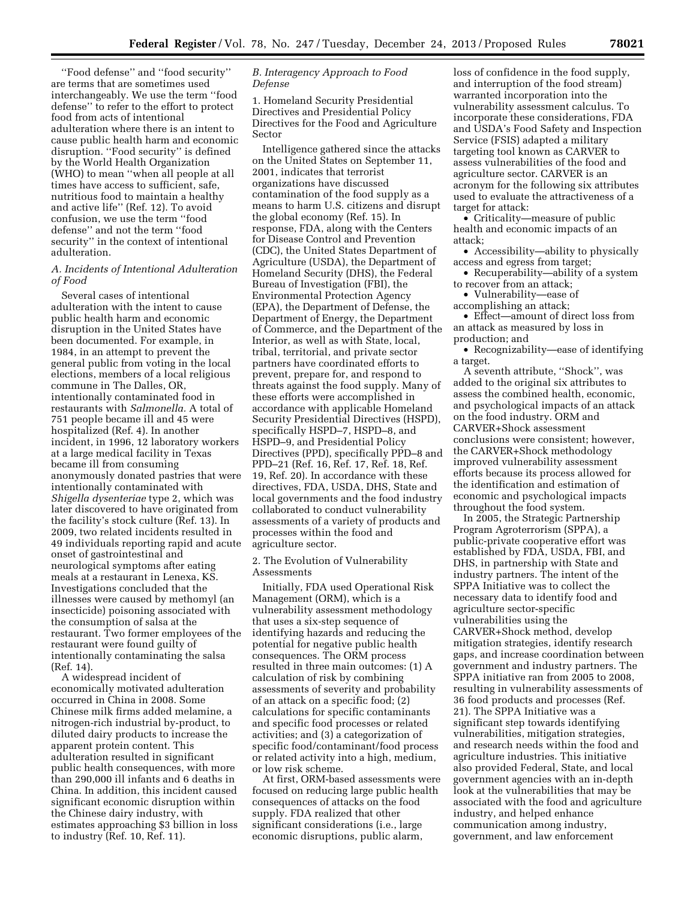''Food defense'' and ''food security'' are terms that are sometimes used interchangeably. We use the term ''food defense'' to refer to the effort to protect food from acts of intentional adulteration where there is an intent to cause public health harm and economic disruption. ''Food security'' is defined by the World Health Organization (WHO) to mean ''when all people at all times have access to sufficient, safe, nutritious food to maintain a healthy and active life'' (Ref. 12). To avoid confusion, we use the term ''food defense'' and not the term ''food security'' in the context of intentional adulteration.

### *A. Incidents of Intentional Adulteration of Food*

Several cases of intentional adulteration with the intent to cause public health harm and economic disruption in the United States have been documented. For example, in 1984, in an attempt to prevent the general public from voting in the local elections, members of a local religious commune in The Dalles, OR, intentionally contaminated food in restaurants with *Salmonella.* A total of 751 people became ill and 45 were hospitalized (Ref. 4). In another incident, in 1996, 12 laboratory workers at a large medical facility in Texas became ill from consuming anonymously donated pastries that were intentionally contaminated with *Shigella dysenteriae* type 2, which was later discovered to have originated from the facility's stock culture (Ref. 13). In 2009, two related incidents resulted in 49 individuals reporting rapid and acute onset of gastrointestinal and neurological symptoms after eating meals at a restaurant in Lenexa, KS. Investigations concluded that the illnesses were caused by methomyl (an insecticide) poisoning associated with the consumption of salsa at the restaurant. Two former employees of the restaurant were found guilty of intentionally contaminating the salsa (Ref. 14).

A widespread incident of economically motivated adulteration occurred in China in 2008. Some Chinese milk firms added melamine, a nitrogen-rich industrial by-product, to diluted dairy products to increase the apparent protein content. This adulteration resulted in significant public health consequences, with more than 290,000 ill infants and 6 deaths in China. In addition, this incident caused significant economic disruption within the Chinese dairy industry, with estimates approaching $3 billion in loss to industry (Ref. 10, Ref. 11).

### *B. Interagency Approach to Food Defense*

#### 1. Homeland Security Presidential Directives and Presidential Policy Directives for the Food and Agriculture Sector

Intelligence gathered since the attacks on the United States on September 11, 2001, indicates that terrorist organizations have discussed contamination of the food supply as a means to harm U.S. citizens and disrupt the global economy (Ref. 15). In response, FDA, along with the Centers for Disease Control and Prevention (CDC), the United States Department of Agriculture (USDA), the Department of Homeland Security (DHS), the Federal Bureau of Investigation (FBI), the Environmental Protection Agency (EPA), the Department of Defense, the Department of Energy, the Department of Commerce, and the Department of the Interior, as well as with State, local, tribal, territorial, and private sector partners have coordinated efforts to prevent, prepare for, and respond to threats against the food supply. Many of these efforts were accomplished in accordance with applicable Homeland Security Presidential Directives (HSPD), specifically HSPD–7, HSPD–8, and HSPD–9, and Presidential Policy Directives (PPD), specifically PPD–8 and PPD–21 (Ref. 16, Ref. 17, Ref. 18, Ref. 19, Ref. 20). In accordance with these directives, FDA, USDA, DHS, State and local governments and the food industry collaborated to conduct vulnerability assessments of a variety of products and processes within the food and agriculture sector.

#### 2. The Evolution of Vulnerability Assessments

Initially, FDA used Operational Risk Management (ORM), which is a vulnerability assessment methodology that uses a six-step sequence of identifying hazards and reducing the potential for negative public health consequences. The ORM process resulted in three main outcomes: (1) A calculation of risk by combining assessments of severity and probability of an attack on a specific food; (2) calculations for specific contaminants and specific food processes or related activities; and (3) a categorization of specific food/contaminant/food process or related activity into a high, medium, or low risk scheme.

At first, ORM-based assessments were focused on reducing large public health consequences of attacks on the food supply. FDA realized that other significant considerations (i.e., large economic disruptions, public alarm, loss of confidence in the food supply, and interruption of the food stream) warranted incorporation into the vulnerability assessment calculus. To incorporate these considerations, FDA and USDA's Food Safety and Inspection Service (FSIS) adapted a military targeting tool known as CARVER to assess vulnerabilities of the food and agriculture sector. CARVER is an acronym for the following six attributes used to evaluate the attractiveness of a target for attack:

- Criticality—measure of public health and economic impacts of an attack;
- Accessibility—ability to physically access and egress from target;
- Recuperability—ability of a system to recover from an attack;
- Vulnerability—ease of accomplishing an attack;
- Effect—amount of direct loss from an attack as measured by loss in production; and
- Recognizability—ease of identifying a target.

A seventh attribute, ''Shock'', was added to the original six attributes to assess the combined health, economic, and psychological impacts of an attack on the food industry. ORM and CARVER+Shock assessment conclusions were consistent; however, the CARVER+Shock methodology improved vulnerability assessment efforts because its process allowed for the identification and estimation of economic and psychological impacts throughout the food system.

In 2005, the Strategic Partnership Program Agroterrorism (SPPA), a public-private cooperative effort was established by FDA, USDA, FBI, and DHS, in partnership with State and industry partners. The intent of the SPPA Initiative was to collect the necessary data to identify food and agriculture sector-specific vulnerabilities using the CARVER+Shock method, develop mitigation strategies, identify research gaps, and increase coordination between government and industry partners. The SPPA initiative ran from 2005 to 2008, resulting in vulnerability assessments of 36 food products and processes (Ref. 21). The SPPA Initiative was a significant step towards identifying vulnerabilities, mitigation strategies, and research needs within the food and agriculture industries. This initiative also provided Federal, State, and local government agencies with an in-depth look at the vulnerabilities that may be associated with the food and agriculture industry, and helped enhance communication among industry, government, and law enforcement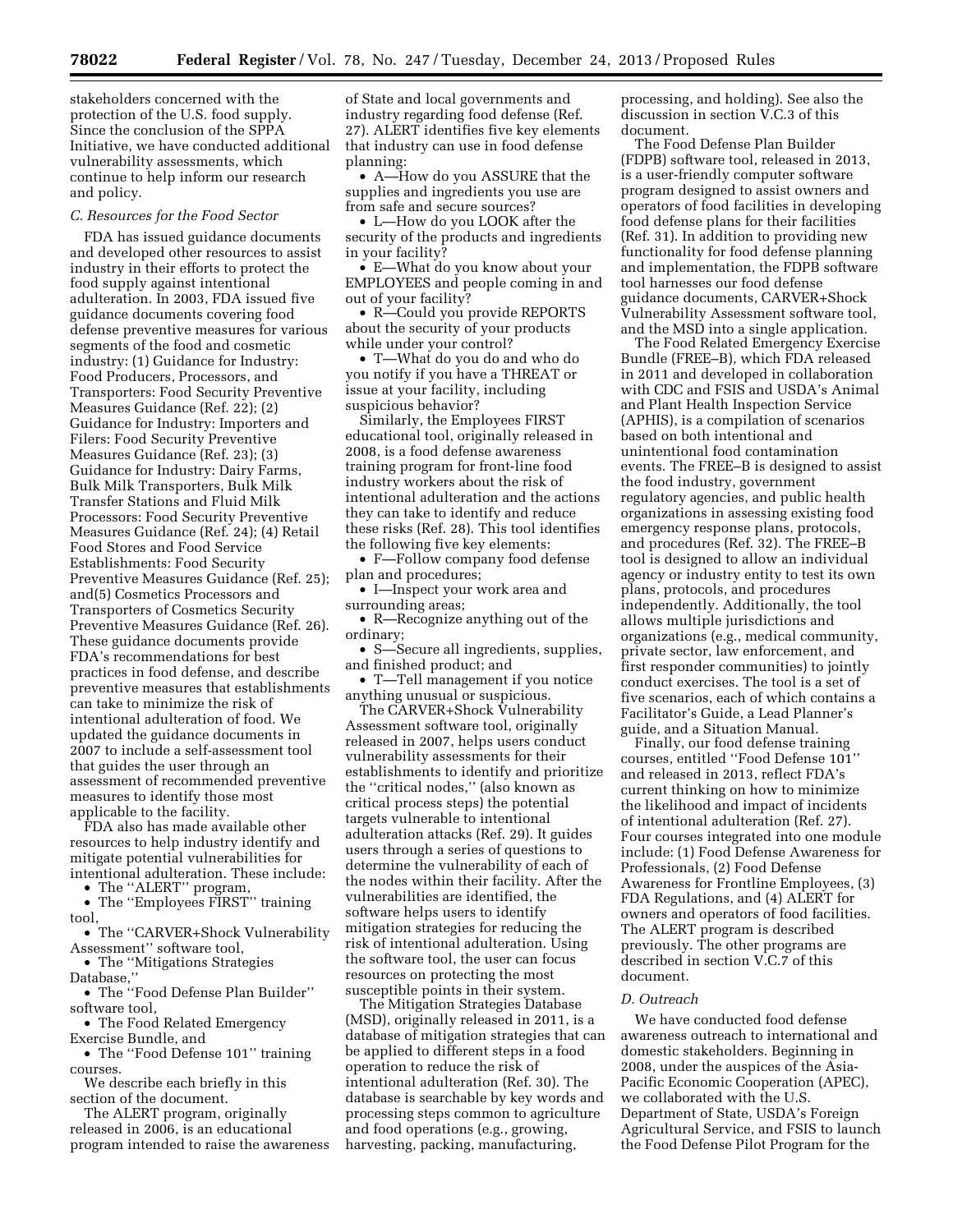stakeholders concerned with the protection of the U.S. food supply. Since the conclusion of the SPPA Initiative, we have conducted additional vulnerability assessments, which continue to help inform our research and policy.

### C. Resources for the Food Sector

FDA has issued guidance documents and developed other resources to assist industry in their efforts to protect the food supply against intentional adulteration. In 2003, FDA issued five guidance documents covering food defense preventive measures for various segments of the food and cosmetic industry: (1) Guidance for Industry: Food Producers, Processors, and Transporters: Food Security Preventive Measures Guidance (Ref. 22); (2) Guidance for Industry: Importers and Filers: Food Security Preventive Measures Guidance (Ref. 23); (3) Guidance for Industry: Dairy Farms, Bulk Milk Transporters, Bulk Milk Transfer Stations and Fluid Milk Processors: Food Security Preventive Measures Guidance (Ref. 24); (4) Retail Food Stores and Food Service Establishments: Food Security Preventive Measures Guidance (Ref. 25); and(5) Cosmetics Processors and Transporters of Cosmetics Security Preventive Measures Guidance (Ref. 26). These guidance documents provide FDA's recommendations for best practices in food defense, and describe preventive measures that establishments can take to minimize the risk of intentional adulteration of food. We updated the guidance documents in 2007 to include a self-assessment tool that guides the user through an assessment of recommended preventive measures to identify those most applicable to the facility.

FDA also has made available other resources to help industry identify and mitigate potential vulnerabilities for intentional adulteration. These include:

- The ''ALERT'' program,
- The ''Employees FIRST'' training tool,
- The ''CARVER+Shock Vulnerability Assessment'' software tool,
- The ''Mitigations Strategies Database,''
- The ''Food Defense Plan Builder'' software tool,
- The Food Related Emergency Exercise Bundle, and
- The ''Food Defense 101'' training courses.

We describe each briefly in this section of the document.

The ALERT program, originally released in 2006, is an educational program intended to raise the awareness of State and local governments and industry regarding food defense (Ref. 27). ALERT identifies five key elements that industry can use in food defense planning:

- A—How do you ASSURE that the supplies and ingredients you use are from safe and secure sources?
- L—How do you LOOK after the security of the products and ingredients in your facility?
- E—What do you know about your EMPLOYEES and people coming in and out of your facility?
- R—Could you provide REPORTS about the security of your products while under your control?
- T—What do you do and who do you notify if you have a THREAT or issue at your facility, including suspicious behavior?

Similarly, the Employees FIRST educational tool, originally released in 2008, is a food defense awareness training program for front-line food industry workers about the risk of intentional adulteration and the actions they can take to identify and reduce these risks (Ref. 28). This tool identifies the following five key elements:

- F—Follow company food defense plan and procedures;
- I—Inspect your work area and surrounding areas;
- R—Recognize anything out of the ordinary;
- S—Secure all ingredients, supplies, and finished product; and
- T—Tell management if you notice anything unusual or suspicious.

The CARVER+Shock Vulnerability Assessment software tool, originally released in 2007, helps users conduct vulnerability assessments for their establishments to identify and prioritize the ''critical nodes,'' (also known as critical process steps) the potential targets vulnerable to intentional adulteration attacks (Ref. 29). It guides users through a series of questions to determine the vulnerability of each of the nodes within their facility. After the vulnerabilities are identified, the software helps users to identify mitigation strategies for reducing the risk of intentional adulteration. Using the software tool, the user can focus resources on protecting the most susceptible points in their system.

The Mitigation Strategies Database (MSD), originally released in 2011, is a database of mitigation strategies that can be applied to different steps in a food operation to reduce the risk of intentional adulteration (Ref. 30). The database is searchable by key words and processing steps common to agriculture and food operations (e.g., growing, harvesting, packing, manufacturing, processing, and holding). See also the discussion in section V.C.3 of this document.

The Food Defense Plan Builder (FDPB) software tool, released in 2013, is a user-friendly computer software program designed to assist owners and operators of food facilities in developing food defense plans for their facilities (Ref. 31). In addition to providing new functionality for food defense planning and implementation, the FDPB software tool harnesses our food defense guidance documents, CARVER+Shock Vulnerability Assessment software tool, and the MSD into a single application.

The Food Related Emergency Exercise Bundle (FREE–B), which FDA released in 2011 and developed in collaboration with CDC and FSIS and USDA's Animal and Plant Health Inspection Service (APHIS), is a compilation of scenarios based on both intentional and unintentional food contamination events. The FREE–B is designed to assist the food industry, government regulatory agencies, and public health organizations in assessing existing food emergency response plans, protocols, and procedures (Ref. 32). The FREE–B tool is designed to allow an individual agency or industry entity to test its own plans, protocols, and procedures independently. Additionally, the tool allows multiple jurisdictions and organizations (e.g., medical community, private sector, law enforcement, and first responder communities) to jointly conduct exercises. The tool is a set of five scenarios, each of which contains a Facilitator's Guide, a Lead Planner's guide, and a Situation Manual.

Finally, our food defense training courses, entitled ''Food Defense 101'' and released in 2013, reflect FDA's current thinking on how to minimize the likelihood and impact of incidents of intentional adulteration (Ref. 27). Four courses integrated into one module include: (1) Food Defense Awareness for Professionals, (2) Food Defense Awareness for Frontline Employees, (3) FDA Regulations, and (4) ALERT for owners and operators of food facilities. The ALERT program is described previously. The other programs are described in section V.C.7 of this document.

### D. Outreach

We have conducted food defense awareness outreach to international and domestic stakeholders. Beginning in 2008, under the auspices of the Asia-Pacific Economic Cooperation (APEC), we collaborated with the U.S. Department of State, USDA's Foreign Agricultural Service, and FSIS to launch the Food Defense Pilot Program for the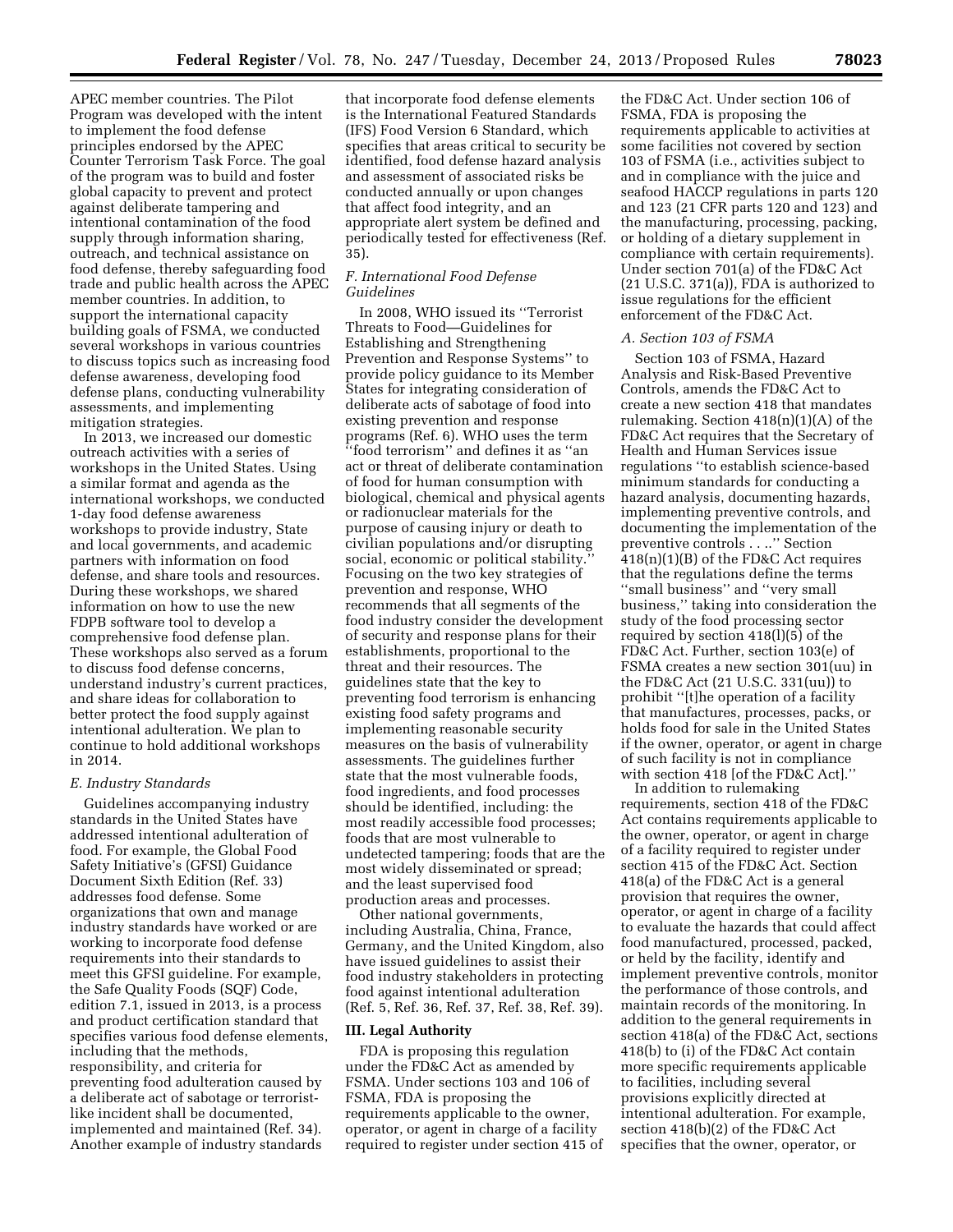APEC member countries. The Pilot Program was developed with the intent to implement the food defense principles endorsed by the APEC Counter Terrorism Task Force. The goal of the program was to build and foster global capacity to prevent and protect against deliberate tampering and intentional contamination of the food supply through information sharing, outreach, and technical assistance on food defense, thereby safeguarding food trade and public health across the APEC member countries. In addition, to support the international capacity building goals of FSMA, we conducted several workshops in various countries to discuss topics such as increasing food defense awareness, developing food defense plans, conducting vulnerability assessments, and implementing mitigation strategies.

In 2013, we increased our domestic outreach activities with a series of workshops in the United States. Using a similar format and agenda as the international workshops, we conducted 1-day food defense awareness workshops to provide industry, State and local governments, and academic partners with information on food defense, and share tools and resources. During these workshops, we shared information on how to use the new FDPB software tool to develop a comprehensive food defense plan. These workshops also served as a forum to discuss food defense concerns, understand industry's current practices, and share ideas for collaboration to better protect the food supply against intentional adulteration. We plan to continue to hold additional workshops in 2014.

### *E. Industry Standards*

Guidelines accompanying industry standards in the United States have addressed intentional adulteration of food. For example, the Global Food Safety Initiative's (GFSI) Guidance Document Sixth Edition (Ref. 33) addresses food defense. Some organizations that own and manage industry standards have worked or are working to incorporate food defense requirements into their standards to meet this GFSI guideline. For example, the Safe Quality Foods (SQF) Code, edition 7.1, issued in 2013, is a process and product certification standard that specifies various food defense elements, including that the methods, responsibility, and criteria for preventing food adulteration caused by a deliberate act of sabotage or terrorist-like incident shall be documented, implemented and maintained (Ref. 34). Another example of industry standards that incorporate food defense elements is the International Featured Standards (IFS) Food Version 6 Standard, which specifies that areas critical to security be identified, food defense hazard analysis and assessment of associated risks be conducted annually or upon changes that affect food integrity, and an appropriate alert system be defined and periodically tested for effectiveness (Ref. 35).

### *F. International Food Defense Guidelines*

In 2008, WHO issued its ''Terrorist Threats to Food—Guidelines for Establishing and Strengthening Prevention and Response Systems'' to provide policy guidance to its Member States for integrating consideration of deliberate acts of sabotage of food into existing prevention and response programs (Ref. 6). WHO uses the term ''food terrorism'' and defines it as ''an act or threat of deliberate contamination of food for human consumption with biological, chemical and physical agents or radionuclear materials for the purpose of causing injury or death to civilian populations and/or disrupting social, economic or political stability.'' Focusing on the two key strategies of prevention and response, WHO recommends that all segments of the food industry consider the development of security and response plans for their establishments, proportional to the threat and their resources. The guidelines state that the key to preventing food terrorism is enhancing existing food safety programs and implementing reasonable security measures on the basis of vulnerability assessments. The guidelines further state that the most vulnerable foods, food ingredients, and food processes should be identified, including: the most readily accessible food processes; foods that are most vulnerable to undetected tampering; foods that are the most widely disseminated or spread; and the least supervised food production areas and processes.

Other national governments, including Australia, China, France, Germany, and the United Kingdom, also have issued guidelines to assist their food industry stakeholders in protecting food against intentional adulteration (Ref. 5, Ref. 36, Ref. 37, Ref. 38, Ref. 39).

## III. Legal Authority

FDA is proposing this regulation under the FD&C Act as amended by FSMA. Under sections 103 and 106 of FSMA, FDA is proposing the requirements applicable to the owner, operator, or agent in charge of a facility required to register under section 415 of the FD&C Act. Under section 106 of FSMA, FDA is proposing the requirements applicable to activities at some facilities not covered by section 103 of FSMA (i.e., activities subject to and in compliance with the juice and seafood HACCP regulations in parts 120 and 123 (21 CFR parts 120 and 123) and the manufacturing, processing, packing, or holding of a dietary supplement in compliance with certain requirements). Under section 701(a) of the FD&C Act (21 U.S.C. 371(a)), FDA is authorized to issue regulations for the efficient enforcement of the FD&C Act.

### *A. Section 103 of FSMA*

Section 103 of FSMA, Hazard Analysis and Risk-Based Preventive Controls, amends the FD&C Act to create a new section 418 that mandates rulemaking. Section 418(n)(1)(A) of the FD&C Act requires that the Secretary of Health and Human Services issue regulations ''to establish science-based minimum standards for conducting a hazard analysis, documenting hazards, implementing preventive controls, and documenting the implementation of the preventive controls . . ..'' Section 418(n)(1)(B) of the FD&C Act requires that the regulations define the terms ''small business'' and ''very small business,'' taking into consideration the study of the food processing sector required by section 418(l)(5) of the FD&C Act. Further, section 103(e) of FSMA creates a new section 301(uu) in the FD&C Act (21 U.S.C. 331(uu)) to prohibit ''[t]he operation of a facility that manufactures, processes, packs, or holds food for sale in the United States if the owner, operator, or agent in charge of such facility is not in compliance with section 418 [of the FD&C Act].''

In addition to rulemaking requirements, section 418 of the FD&C Act contains requirements applicable to the owner, operator, or agent in charge of a facility required to register under section 415 of the FD&C Act. Section 418(a) of the FD&C Act is a general provision that requires the owner, operator, or agent in charge of a facility to evaluate the hazards that could affect food manufactured, processed, packed, or held by the facility, identify and implement preventive controls, monitor the performance of those controls, and maintain records of the monitoring. In addition to the general requirements in section 418(a) of the FD&C Act, sections 418(b) to (i) of the FD&C Act contain more specific requirements applicable to facilities, including several provisions explicitly directed at intentional adulteration. For example, section 418(b)(2) of the FD&C Act specifies that the owner, operator, or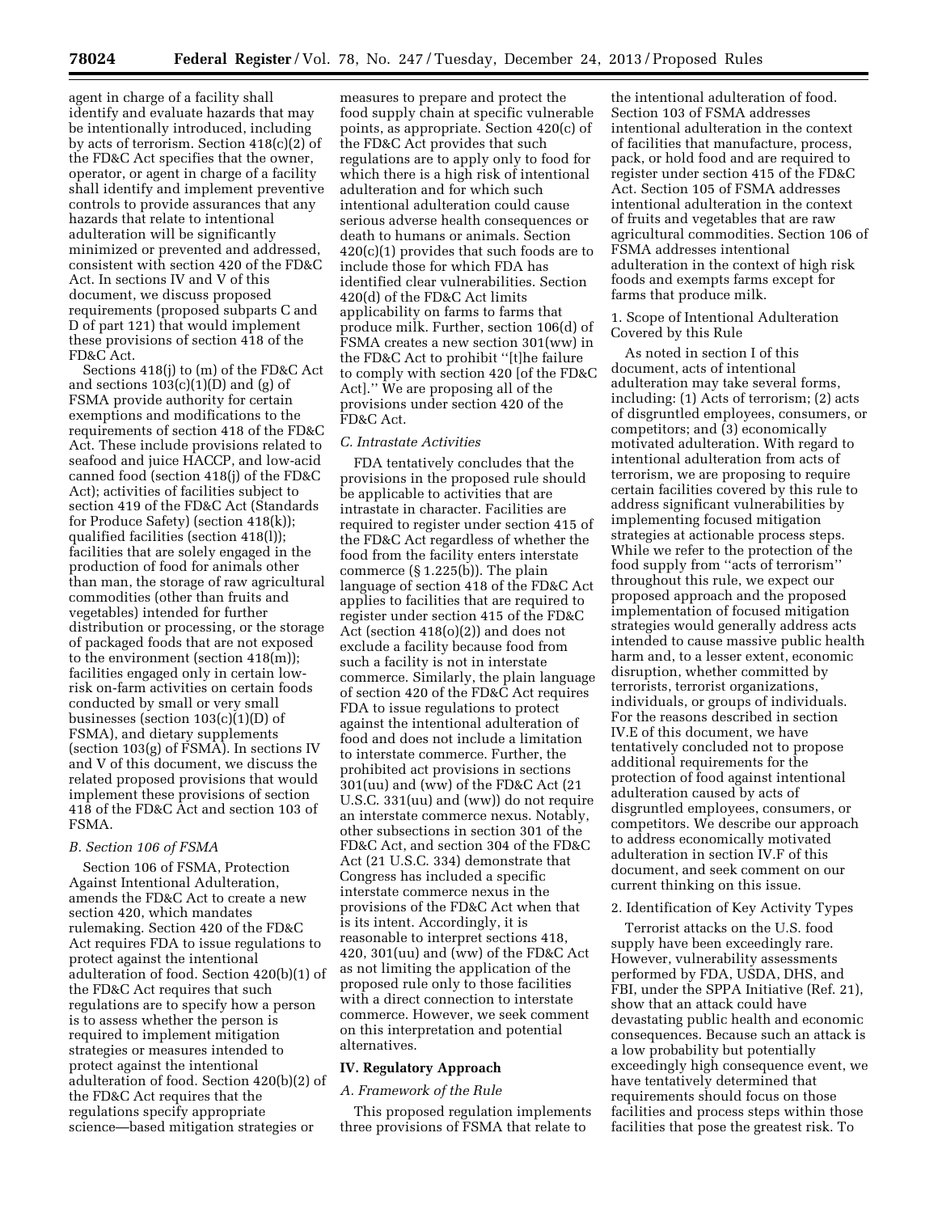agent in charge of a facility shall identify and evaluate hazards that may be intentionally introduced, including by acts of terrorism. Section 418(c)(2) of the FD&C Act specifies that the owner, operator, or agent in charge of a facility shall identify and implement preventive controls to provide assurances that any hazards that relate to intentional adulteration will be significantly minimized or prevented and addressed, consistent with section 420 of the FD&C Act. In sections IV and V of this document, we discuss proposed requirements (proposed subparts C and D of part 121) that would implement these provisions of section 418 of the FD&C Act.

Sections 418(j) to (m) of the FD&C Act and sections 103(c)(1)(D) and (g) of FSMA provide authority for certain exemptions and modifications to the requirements of section 418 of the FD&C Act. These include provisions related to seafood and juice HACCP, and low-acid canned food (section 418(j) of the FD&C Act); activities of facilities subject to section 419 of the FD&C Act (Standards for Produce Safety) (section 418(k)); qualified facilities (section 418(l)); facilities that are solely engaged in the production of food for animals other than man, the storage of raw agricultural commodities (other than fruits and vegetables) intended for further distribution or processing, or the storage of packaged foods that are not exposed to the environment (section 418(m)); facilities engaged only in certain low-risk on-farm activities on certain foods conducted by small or very small businesses (section 103(c)(1)(D) of FSMA), and dietary supplements (section 103(g) of FSMA). In sections IV and V of this document, we discuss the related proposed provisions that would implement these provisions of section 418 of the FD&C Act and section 103 of FSMA.

### *B. Section 106 of FSMA*

Section 106 of FSMA, Protection Against Intentional Adulteration, amends the FD&C Act to create a new section 420, which mandates rulemaking. Section 420 of the FD&C Act requires FDA to issue regulations to protect against the intentional adulteration of food. Section 420(b)(1) of the FD&C Act requires that such regulations are to specify how a person is to assess whether the person is required to implement mitigation strategies or measures intended to protect against the intentional adulteration of food. Section 420(b)(2) of the FD&C Act requires that the regulations specify appropriate science—based mitigation strategies or measures to prepare and protect the food supply chain at specific vulnerable points, as appropriate. Section 420(c) of the FD&C Act provides that such regulations are to apply only to food for which there is a high risk of intentional adulteration and for which such intentional adulteration could cause serious adverse health consequences or death to humans or animals. Section 420(c)(1) provides that such foods are to include those for which FDA has identified clear vulnerabilities. Section 420(d) of the FD&C Act limits applicability on farms to farms that produce milk. Further, section 106(d) of FSMA creates a new section 301(ww) in the FD&C Act to prohibit ''[t]he failure to comply with section 420 [of the FD&C Act].'' We are proposing all of the provisions under section 420 of the FD&C Act.

### *C. Intrastate Activities*

FDA tentatively concludes that the provisions in the proposed rule should be applicable to activities that are intrastate in character. Facilities are required to register under section 415 of the FD&C Act regardless of whether the food from the facility enters interstate commerce (§ 1.225(b)). The plain language of section 418 of the FD&C Act applies to facilities that are required to register under section 415 of the FD&C Act (section 418(o)(2)) and does not exclude a facility because food from such a facility is not in interstate commerce. Similarly, the plain language of section 420 of the FD&C Act requires FDA to issue regulations to protect against the intentional adulteration of food and does not include a limitation to interstate commerce. Further, the prohibited act provisions in sections 301(uu) and (ww) of the FD&C Act (21 U.S.C. 331(uu) and (ww)) do not require an interstate commerce nexus. Notably, other subsections in section 301 of the FD&C Act, and section 304 of the FD&C Act (21 U.S.C. 334) demonstrate that Congress has included a specific interstate commerce nexus in the provisions of the FD&C Act when that is its intent. Accordingly, it is reasonable to interpret sections 418, 420, 301(uu) and (ww) of the FD&C Act as not limiting the application of the proposed rule only to those facilities with a direct connection to interstate commerce. However, we seek comment on this interpretation and potential alternatives.

## IV. Regulatory Approach

### *A. Framework of the Rule*

This proposed regulation implements three provisions of FSMA that relate to the intentional adulteration of food. Section 103 of FSMA addresses intentional adulteration in the context of facilities that manufacture, process, pack, or hold food and are required to register under section 415 of the FD&C Act. Section 105 of FSMA addresses intentional adulteration in the context of fruits and vegetables that are raw agricultural commodities. Section 106 of FSMA addresses intentional adulteration in the context of high risk foods and exempts farms except for farms that produce milk.

#### 1. Scope of Intentional Adulteration Covered by this Rule

As noted in section I of this document, acts of intentional adulteration may take several forms, including: (1) Acts of terrorism; (2) acts of disgruntled employees, consumers, or competitors; and (3) economically motivated adulteration. With regard to intentional adulteration from acts of terrorism, we are proposing to require certain facilities covered by this rule to address significant vulnerabilities by implementing focused mitigation strategies at actionable process steps. While we refer to the protection of the food supply from ''acts of terrorism'' throughout this rule, we expect our proposed approach and the proposed implementation of focused mitigation strategies would generally address acts intended to cause massive public health harm and, to a lesser extent, economic disruption, whether committed by terrorists, terrorist organizations, individuals, or groups of individuals. For the reasons described in section IV.E of this document, we have tentatively concluded not to propose additional requirements for the protection of food against intentional adulteration caused by acts of disgruntled employees, consumers, or competitors. We describe our approach to address economically motivated adulteration in section IV.F of this document, and seek comment on our current thinking on this issue.

#### 2. Identification of Key Activity Types

Terrorist attacks on the U.S. food supply have been exceedingly rare. However, vulnerability assessments performed by FDA, USDA, DHS, and FBI, under the SPPA Initiative (Ref. 21), show that an attack could have devastating public health and economic consequences. Because such an attack is a low probability but potentially exceedingly high consequence event, we have tentatively determined that requirements should focus on those facilities and process steps within those facilities that pose the greatest risk. To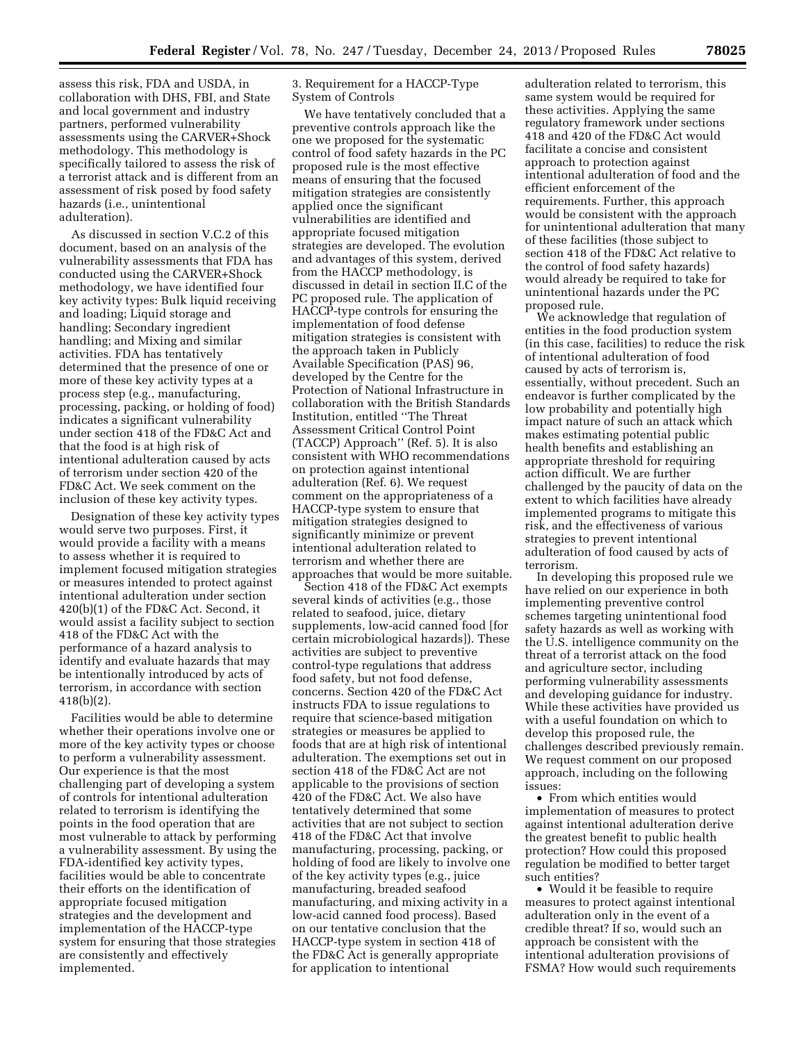assess this risk, FDA and USDA, in collaboration with DHS, FBI, and State and local government and industry partners, performed vulnerability assessments using the CARVER+Shock methodology. This methodology is specifically tailored to assess the risk of a terrorist attack and is different from an assessment of risk posed by food safety hazards (i.e., unintentional adulteration).

As discussed in section V.C.2 of this document, based on an analysis of the vulnerability assessments that FDA has conducted using the CARVER+Shock methodology, we have identified four key activity types: Bulk liquid receiving and loading; Liquid storage and handling; Secondary ingredient handling; and Mixing and similar activities. FDA has tentatively determined that the presence of one or more of these key activity types at a process step (e.g., manufacturing, processing, packing, or holding of food) indicates a significant vulnerability under section 418 of the FD&C Act and that the food is at high risk of intentional adulteration caused by acts of terrorism under section 420 of the FD&C Act. We seek comment on the inclusion of these key activity types.

Designation of these key activity types would serve two purposes. First, it would provide a facility with a means to assess whether it is required to implement focused mitigation strategies or measures intended to protect against intentional adulteration under section 420(b)(1) of the FD&C Act. Second, it would assist a facility subject to section 418 of the FD&C Act with the performance of a hazard analysis to identify and evaluate hazards that may be intentionally introduced by acts of terrorism, in accordance with section 418(b)(2).

Facilities would be able to determine whether their operations involve one or more of the key activity types or choose to perform a vulnerability assessment. Our experience is that the most challenging part of developing a system of controls for intentional adulteration related to terrorism is identifying the points in the food operation that are most vulnerable to attack by performing a vulnerability assessment. By using the FDA-identified key activity types, facilities would be able to concentrate their efforts on the identification of appropriate focused mitigation strategies and the development and implementation of the HACCP-type system for ensuring that those strategies are consistently and effectively implemented.

3. Requirement for a HACCP-Type System of Controls

We have tentatively concluded that a preventive controls approach like the one we proposed for the systematic control of food safety hazards in the PC proposed rule is the most effective means of ensuring that the focused mitigation strategies are consistently applied once the significant vulnerabilities are identified and appropriate focused mitigation strategies are developed. The evolution and advantages of this system, derived from the HACCP methodology, is discussed in detail in section II.C of the PC proposed rule. The application of HACCP-type controls for ensuring the implementation of food defense mitigation strategies is consistent with the approach taken in Publicly Available Specification (PAS) 96, developed by the Centre for the Protection of National Infrastructure in collaboration with the British Standards Institution, entitled ''The Threat Assessment Critical Control Point (TACCP) Approach'' (Ref. 5). It is also consistent with WHO recommendations on protection against intentional adulteration (Ref. 6). We request comment on the appropriateness of a HACCP-type system to ensure that mitigation strategies designed to significantly minimize or prevent intentional adulteration related to terrorism and whether there are approaches that would be more suitable.

Section 418 of the FD&C Act exempts several kinds of activities (e.g., those related to seafood, juice, dietary supplements, low-acid canned food [for certain microbiological hazards]). These activities are subject to preventive control-type regulations that address food safety, but not food defense, concerns. Section 420 of the FD&C Act instructs FDA to issue regulations to require that science-based mitigation strategies or measures be applied to foods that are at high risk of intentional adulteration. The exemptions set out in section 418 of the FD&C Act are not applicable to the provisions of section 420 of the FD&C Act. We also have tentatively determined that some activities that are not subject to section 418 of the FD&C Act that involve manufacturing, processing, packing, or holding of food are likely to involve one of the key activity types (e.g., juice manufacturing, breaded seafood manufacturing, and mixing activity in a low-acid canned food process). Based on our tentative conclusion that the HACCP-type system in section 418 of the FD&C Act is generally appropriate for application to intentional adulteration related to terrorism, this same system would be required for these activities. Applying the same regulatory framework under sections 418 and 420 of the FD&C Act would facilitate a concise and consistent approach to protection against intentional adulteration of food and the efficient enforcement of the requirements. Further, this approach would be consistent with the approach for unintentional adulteration that many of these facilities (those subject to section 418 of the FD&C Act relative to the control of food safety hazards) would already be required to take for unintentional hazards under the PC proposed rule.

We acknowledge that regulation of entities in the food production system (in this case, facilities) to reduce the risk of intentional adulteration of food caused by acts of terrorism is, essentially, without precedent. Such an endeavor is further complicated by the low probability and potentially high impact nature of such an attack which makes estimating potential public health benefits and establishing an appropriate threshold for requiring action difficult. We are further challenged by the paucity of data on the extent to which facilities have already implemented programs to mitigate this risk, and the effectiveness of various strategies to prevent intentional adulteration of food caused by acts of terrorism.

In developing this proposed rule we have relied on our experience in both implementing preventive control schemes targeting unintentional food safety hazards as well as working with the U.S. intelligence community on the threat of a terrorist attack on the food and agriculture sector, including performing vulnerability assessments and developing guidance for industry. While these activities have provided us with a useful foundation on which to develop this proposed rule, the challenges described previously remain. We request comment on our proposed approach, including on the following issues:

- From which entities would implementation of measures to protect against intentional adulteration derive the greatest benefit to public health protection? How could this proposed regulation be modified to better target such entities?
- Would it be feasible to require measures to protect against intentional adulteration only in the event of a credible threat? If so, would such an approach be consistent with the intentional adulteration provisions of FSMA? How would such requirements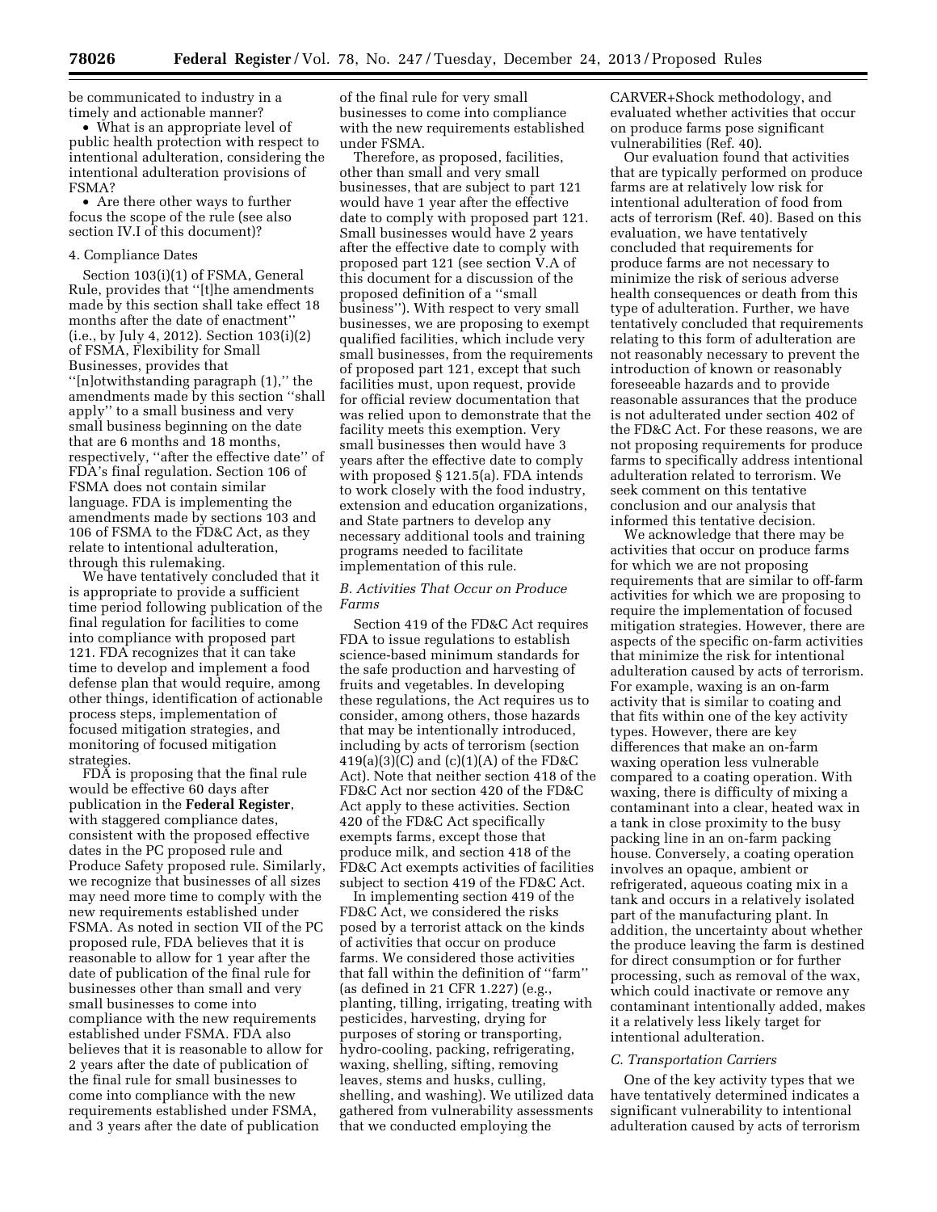be communicated to industry in a timely and actionable manner?

- What is an appropriate level of public health protection with respect to intentional adulteration, considering the intentional adulteration provisions of FSMA?
- Are there other ways to further focus the scope of the rule (see also section IV.I of this document)?

#### 4. Compliance Dates

Section 103(i)(1) of FSMA, General Rule, provides that ''[t]he amendments made by this section shall take effect 18 months after the date of enactment'' (i.e., by July 4, 2012). Section 103(i)(2) of FSMA, Flexibility for Small Businesses, provides that ''[n]otwithstanding paragraph (1),'' the amendments made by this section ''shall apply'' to a small business and very small business beginning on the date that are 6 months and 18 months, respectively, ''after the effective date'' of FDA's final regulation. Section 106 of FSMA does not contain similar language. FDA is implementing the amendments made by sections 103 and 106 of FSMA to the FD&C Act, as they relate to intentional adulteration, through this rulemaking.

We have tentatively concluded that it is appropriate to provide a sufficient time period following publication of the final regulation for facilities to come into compliance with proposed part 121. FDA recognizes that it can take time to develop and implement a food defense plan that would require, among other things, identification of actionable process steps, implementation of focused mitigation strategies, and monitoring of focused mitigation strategies.

FDA is proposing that the final rule would be effective 60 days after publication in the **Federal Register**, with staggered compliance dates, consistent with the proposed effective dates in the PC proposed rule and Produce Safety proposed rule. Similarly, we recognize that businesses of all sizes may need more time to comply with the new requirements established under FSMA. As noted in section VII of the PC proposed rule, FDA believes that it is reasonable to allow for 1 year after the date of publication of the final rule for businesses other than small and very small businesses to come into compliance with the new requirements established under FSMA. FDA also believes that it is reasonable to allow for 2 years after the date of publication of the final rule for small businesses to come into compliance with the new requirements established under FSMA, and 3 years after the date of publication of the final rule for very small businesses to come into compliance with the new requirements established under FSMA.

Therefore, as proposed, facilities, other than small and very small businesses, that are subject to part 121 would have 1 year after the effective date to comply with proposed part 121. Small businesses would have 2 years after the effective date to comply with proposed part 121 (see section V.A of this document for a discussion of the proposed definition of a ''small business''). With respect to very small businesses, we are proposing to exempt qualified facilities, which include very small businesses, from the requirements of proposed part 121, except that such facilities must, upon request, provide for official review documentation that was relied upon to demonstrate that the facility meets this exemption. Very small businesses then would have 3 years after the effective date to comply with proposed § 121.5(a). FDA intends to work closely with the food industry, extension and education organizations, and State partners to develop any necessary additional tools and training programs needed to facilitate implementation of this rule.

### *B. Activities That Occur on Produce Farms*

Section 419 of the FD&C Act requires FDA to issue regulations to establish science-based minimum standards for the safe production and harvesting of fruits and vegetables. In developing these regulations, the Act requires us to consider, among others, those hazards that may be intentionally introduced, including by acts of terrorism (section 419(a)(3)(C) and (c)(1)(A) of the FD&C Act). Note that neither section 418 of the FD&C Act nor section 420 of the FD&C Act apply to these activities. Section 420 of the FD&C Act specifically exempts farms, except those that produce milk, and section 418 of the FD&C Act exempts activities of facilities subject to section 419 of the FD&C Act.

In implementing section 419 of the FD&C Act, we considered the risks posed by a terrorist attack on the kinds of activities that occur on produce farms. We considered those activities that fall within the definition of ''farm'' (as defined in 21 CFR 1.227) (e.g., planting, tilling, irrigating, treating with pesticides, harvesting, drying for purposes of storing or transporting, hydro-cooling, packing, refrigerating, waxing, shelling, sifting, removing leaves, stems and husks, culling, shelling, and washing). We utilized data gathered from vulnerability assessments that we conducted employing the CARVER+Shock methodology, and evaluated whether activities that occur on produce farms pose significant vulnerabilities (Ref. 40).

Our evaluation found that activities that are typically performed on produce farms are at relatively low risk for intentional adulteration of food from acts of terrorism (Ref. 40). Based on this evaluation, we have tentatively concluded that requirements for produce farms are not necessary to minimize the risk of serious adverse health consequences or death from this type of adulteration. Further, we have tentatively concluded that requirements relating to this form of adulteration are not reasonably necessary to prevent the introduction of known or reasonably foreseeable hazards and to provide reasonable assurances that the produce is not adulterated under section 402 of the FD&C Act. For these reasons, we are not proposing requirements for produce farms to specifically address intentional adulteration related to terrorism. We seek comment on this tentative conclusion and our analysis that informed this tentative decision.

We acknowledge that there may be activities that occur on produce farms for which we are not proposing requirements that are similar to off-farm activities for which we are proposing to require the implementation of focused mitigation strategies. However, there are aspects of the specific on-farm activities that minimize the risk for intentional adulteration caused by acts of terrorism. For example, waxing is an on-farm activity that is similar to coating and that fits within one of the key activity types. However, there are key differences that make an on-farm waxing operation less vulnerable compared to a coating operation. With waxing, there is difficulty of mixing a contaminant into a clear, heated wax in a tank in close proximity to the busy packing line in an on-farm packing house. Conversely, a coating operation involves an opaque, ambient or refrigerated, aqueous coating mix in a tank and occurs in a relatively isolated part of the manufacturing plant. In addition, the uncertainty about whether the produce leaving the farm is destined for direct consumption or for further processing, such as removal of the wax, which could inactivate or remove any contaminant intentionally added, makes it a relatively less likely target for intentional adulteration.

### *C. Transportation Carriers*

One of the key activity types that we have tentatively determined indicates a significant vulnerability to intentional adulteration caused by acts of terrorism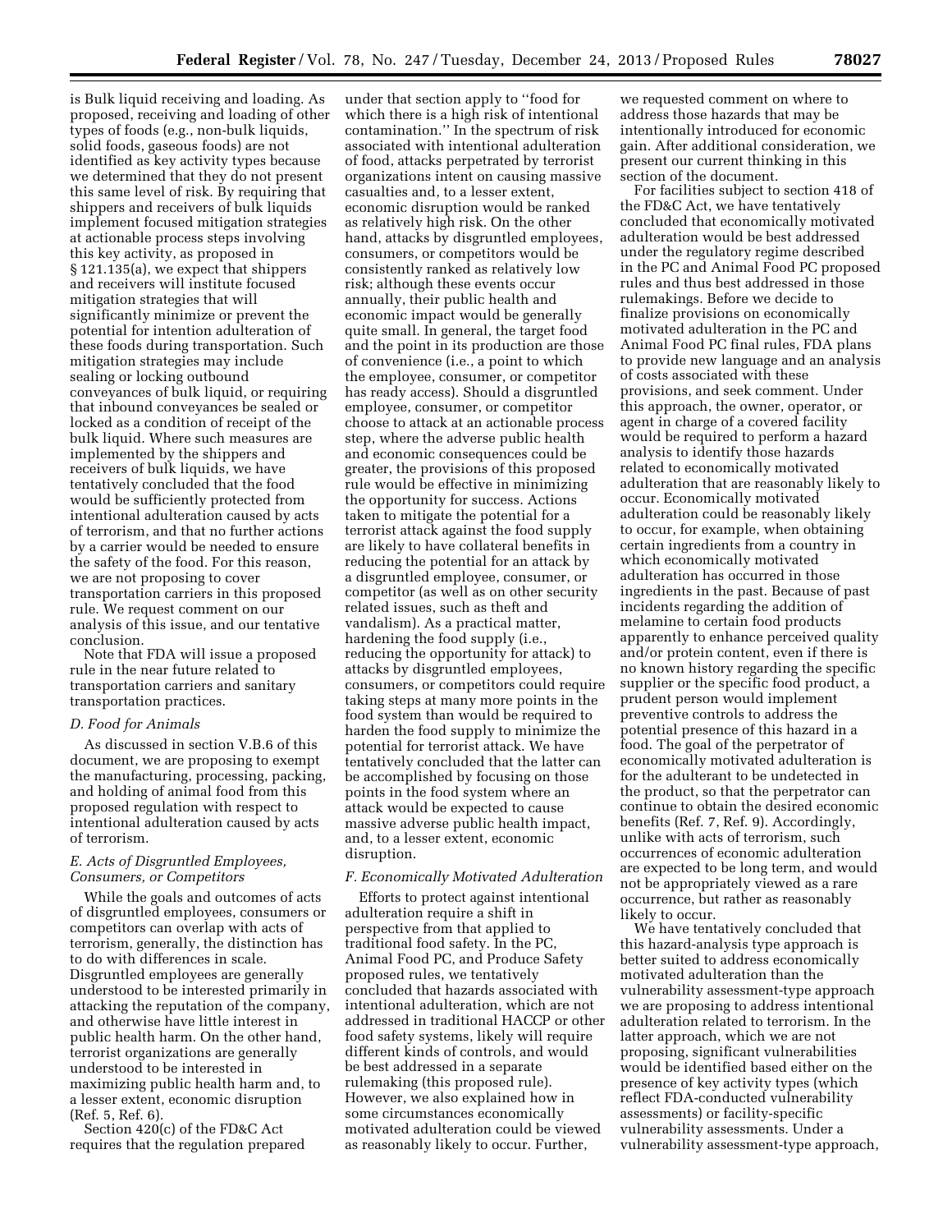is Bulk liquid receiving and loading. As proposed, receiving and loading of other types of foods (e.g., non-bulk liquids, solid foods, gaseous foods) are not identified as key activity types because we determined that they do not present this same level of risk. By requiring that shippers and receivers of bulk liquids implement focused mitigation strategies at actionable process steps involving this key activity, as proposed in § 121.135(a), we expect that shippers and receivers will institute focused mitigation strategies that will significantly minimize or prevent the potential for intention adulteration of these foods during transportation. Such mitigation strategies may include sealing or locking outbound conveyances of bulk liquid, or requiring that inbound conveyances be sealed or locked as a condition of receipt of the bulk liquid. Where such measures are implemented by the shippers and receivers of bulk liquids, we have tentatively concluded that the food would be sufficiently protected from intentional adulteration caused by acts of terrorism, and that no further actions by a carrier would be needed to ensure the safety of the food. For this reason, we are not proposing to cover transportation carriers in this proposed rule. We request comment on our analysis of this issue, and our tentative conclusion.

Note that FDA will issue a proposed rule in the near future related to transportation carriers and sanitary transportation practices.

### *D. Food for Animals*

As discussed in section V.B.6 of this document, we are proposing to exempt the manufacturing, processing, packing, and holding of animal food from this proposed regulation with respect to intentional adulteration caused by acts of terrorism.

### *E. Acts of Disgruntled Employees, Consumers, or Competitors*

While the goals and outcomes of acts of disgruntled employees, consumers or competitors can overlap with acts of terrorism, generally, the distinction has to do with differences in scale. Disgruntled employees are generally understood to be interested primarily in attacking the reputation of the company, and otherwise have little interest in public health harm. On the other hand, terrorist organizations are generally understood to be interested in maximizing public health harm and, to a lesser extent, economic disruption (Ref. 5, Ref. 6).

Section 420(c) of the FD&C Act requires that the regulation prepared under that section apply to ''food for which there is a high risk of intentional contamination.'' In the spectrum of risk associated with intentional adulteration of food, attacks perpetrated by terrorist organizations intent on causing massive casualties and, to a lesser extent, economic disruption would be ranked as relatively high risk. On the other hand, attacks by disgruntled employees, consumers, or competitors would be consistently ranked as relatively low risk; although these events occur annually, their public health and economic impact would be generally quite small. In general, the target food and the point in its production are those of convenience (i.e., a point to which the employee, consumer, or competitor has ready access). Should a disgruntled employee, consumer, or competitor choose to attack at an actionable process step, where the adverse public health and economic consequences could be greater, the provisions of this proposed rule would be effective in minimizing the opportunity for success. Actions taken to mitigate the potential for a terrorist attack against the food supply are likely to have collateral benefits in reducing the potential for an attack by a disgruntled employee, consumer, or competitor (as well as on other security related issues, such as theft and vandalism). As a practical matter, hardening the food supply (i.e., reducing the opportunity for attack) to attacks by disgruntled employees, consumers, or competitors could require taking steps at many more points in the food system than would be required to harden the food supply to minimize the potential for terrorist attack. We have tentatively concluded that the latter can be accomplished by focusing on those points in the food system where an attack would be expected to cause massive adverse public health impact, and, to a lesser extent, economic disruption.

### *F. Economically Motivated Adulteration*

Efforts to protect against intentional adulteration require a shift in perspective from that applied to traditional food safety. In the PC, Animal Food PC, and Produce Safety proposed rules, we tentatively concluded that hazards associated with intentional adulteration, which are not addressed in traditional HACCP or other food safety systems, likely will require different kinds of controls, and would be best addressed in a separate rulemaking (this proposed rule). However, we also explained how in some circumstances economically motivated adulteration could be viewed as reasonably likely to occur. Further, we requested comment on where to address those hazards that may be intentionally introduced for economic gain. After additional consideration, we present our current thinking in this section of the document.

For facilities subject to section 418 of the FD&C Act, we have tentatively concluded that economically motivated adulteration would be best addressed under the regulatory regime described in the PC and Animal Food PC proposed rules and thus best addressed in those rulemakings. Before we decide to finalize provisions on economically motivated adulteration in the PC and Animal Food PC final rules, FDA plans to provide new language and an analysis of costs associated with these provisions, and seek comment. Under this approach, the owner, operator, or agent in charge of a covered facility would be required to perform a hazard analysis to identify those hazards related to economically motivated adulteration that are reasonably likely to occur. Economically motivated adulteration could be reasonably likely to occur, for example, when obtaining certain ingredients from a country in which economically motivated adulteration has occurred in those ingredients in the past. Because of past incidents regarding the addition of melamine to certain food products apparently to enhance perceived quality and/or protein content, even if there is no known history regarding the specific supplier or the specific food product, a prudent person would implement preventive controls to address the potential presence of this hazard in a food. The goal of the perpetrator of economically motivated adulteration is for the adulterant to be undetected in the product, so that the perpetrator can continue to obtain the desired economic benefits (Ref. 7, Ref. 9). Accordingly, unlike with acts of terrorism, such occurrences of economic adulteration are expected to be long term, and would not be appropriately viewed as a rare occurrence, but rather as reasonably likely to occur.

We have tentatively concluded that this hazard-analysis type approach is better suited to address economically motivated adulteration than the vulnerability assessment-type approach we are proposing to address intentional adulteration related to terrorism. In the latter approach, which we are not proposing, significant vulnerabilities would be identified based either on the presence of key activity types (which reflect FDA-conducted vulnerability assessments) or facility-specific vulnerability assessments. Under a vulnerability assessment-type approach,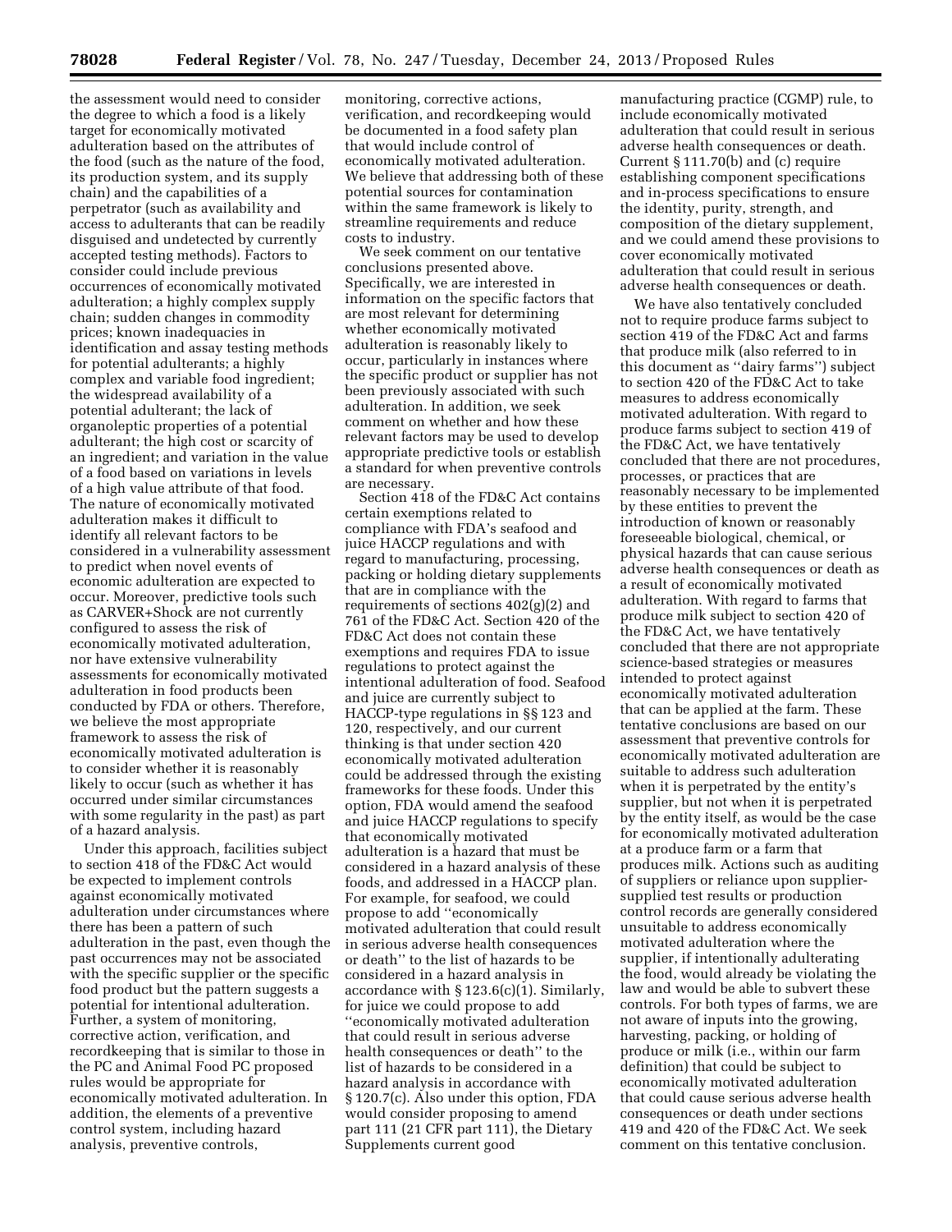the assessment would need to consider the degree to which a food is a likely target for economically motivated adulteration based on the attributes of the food (such as the nature of the food, its production system, and its supply chain) and the capabilities of a perpetrator (such as availability and access to adulterants that can be readily disguised and undetected by currently accepted testing methods). Factors to consider could include previous occurrences of economically motivated adulteration; a highly complex supply chain; sudden changes in commodity prices; known inadequacies in identification and assay testing methods for potential adulterants; a highly complex and variable food ingredient; the widespread availability of a potential adulterant; the lack of organoleptic properties of a potential adulterant; the high cost or scarcity of an ingredient; and variation in the value of a food based on variations in levels of a high value attribute of that food. The nature of economically motivated adulteration makes it difficult to identify all relevant factors to be considered in a vulnerability assessment to predict when novel events of economic adulteration are expected to occur. Moreover, predictive tools such as CARVER+Shock are not currently configured to assess the risk of economically motivated adulteration, nor have extensive vulnerability assessments for economically motivated adulteration in food products been conducted by FDA or others. Therefore, we believe the most appropriate framework to assess the risk of economically motivated adulteration is to consider whether it is reasonably likely to occur (such as whether it has occurred under similar circumstances with some regularity in the past) as part of a hazard analysis.

Under this approach, facilities subject to section 418 of the FD&C Act would be expected to implement controls against economically motivated adulteration under circumstances where there has been a pattern of such adulteration in the past, even though the past occurrences may not be associated with the specific supplier or the specific food product but the pattern suggests a potential for intentional adulteration. Further, a system of monitoring, corrective action, verification, and recordkeeping that is similar to those in the PC and Animal Food PC proposed rules would be appropriate for economically motivated adulteration. In addition, the elements of a preventive control system, including hazard analysis, preventive controls, monitoring, corrective actions, verification, and recordkeeping would be documented in a food safety plan that would include control of economically motivated adulteration. We believe that addressing both of these potential sources for contamination within the same framework is likely to streamline requirements and reduce costs to industry.

We seek comment on our tentative conclusions presented above. Specifically, we are interested in information on the specific factors that are most relevant for determining whether economically motivated adulteration is reasonably likely to occur, particularly in instances where the specific product or supplier has not been previously associated with such adulteration. In addition, we seek comment on whether and how these relevant factors may be used to develop appropriate predictive tools or establish a standard for when preventive controls are necessary.

Section 418 of the FD&C Act contains certain exemptions related to compliance with FDA's seafood and juice HACCP regulations and with regard to manufacturing, processing, packing or holding dietary supplements that are in compliance with the requirements of sections 402(g)(2) and 761 of the FD&C Act. Section 420 of the FD&C Act does not contain these exemptions and requires FDA to issue regulations to protect against the intentional adulteration of food. Seafood and juice are currently subject to HACCP-type regulations in §§ 123 and 120, respectively, and our current thinking is that under section 420 economically motivated adulteration could be addressed through the existing frameworks for these foods. Under this option, FDA would amend the seafood and juice HACCP regulations to specify that economically motivated adulteration is a hazard that must be considered in a hazard analysis of these foods, and addressed in a HACCP plan. For example, for seafood, we could propose to add ''economically motivated adulteration that could result in serious adverse health consequences or death'' to the list of hazards to be considered in a hazard analysis in accordance with § 123.6(c)(1). Similarly, for juice we could propose to add ''economically motivated adulteration that could result in serious adverse health consequences or death'' to the list of hazards to be considered in a hazard analysis in accordance with § 120.7(c). Also under this option, FDA would consider proposing to amend part 111 (21 CFR part 111), the Dietary Supplements current good manufacturing practice (CGMP) rule, to include economically motivated adulteration that could result in serious adverse health consequences or death. Current § 111.70(b) and (c) require establishing component specifications and in-process specifications to ensure the identity, purity, strength, and composition of the dietary supplement, and we could amend these provisions to cover economically motivated adulteration that could result in serious adverse health consequences or death.

We have also tentatively concluded not to require produce farms subject to section 419 of the FD&C Act and farms that produce milk (also referred to in this document as ''dairy farms'') subject to section 420 of the FD&C Act to take measures to address economically motivated adulteration. With regard to produce farms subject to section 419 of the FD&C Act, we have tentatively concluded that there are not procedures, processes, or practices that are reasonably necessary to be implemented by these entities to prevent the introduction of known or reasonably foreseeable biological, chemical, or physical hazards that can cause serious adverse health consequences or death as a result of economically motivated adulteration. With regard to farms that produce milk subject to section 420 of the FD&C Act, we have tentatively concluded that there are not appropriate science-based strategies or measures intended to protect against economically motivated adulteration that can be applied at the farm. These tentative conclusions are based on our assessment that preventive controls for economically motivated adulteration are suitable to address such adulteration when it is perpetrated by the entity's supplier, but not when it is perpetrated by the entity itself, as would be the case for economically motivated adulteration at a produce farm or a farm that produces milk. Actions such as auditing of suppliers or reliance upon supplier-supplied test results or production control records are generally considered unsuitable to address economically motivated adulteration where the supplier, if intentionally adulterating the food, would already be violating the law and would be able to subvert these controls. For both types of farms, we are not aware of inputs into the growing, harvesting, packing, or holding of produce or milk (i.e., within our farm definition) that could be subject to economically motivated adulteration that could cause serious adverse health consequences or death under sections 419 and 420 of the FD&C Act. We seek comment on this tentative conclusion.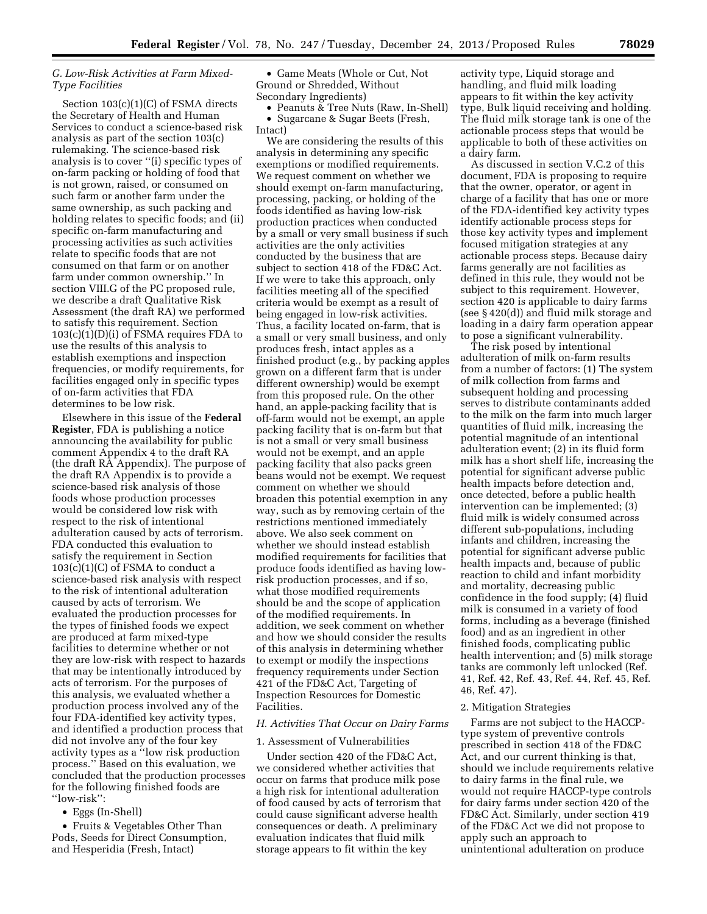### G. Low-Risk Activities at Farm Mixed-Type Facilities

Section 103(c)(1)(C) of FSMA directs the Secretary of Health and Human Services to conduct a science-based risk analysis as part of the section 103(c) rulemaking. The science-based risk analysis is to cover ''(i) specific types of on-farm packing or holding of food that is not grown, raised, or consumed on such farm or another farm under the same ownership, as such packing and holding relates to specific foods; and (ii) specific on-farm manufacturing and processing activities as such activities relate to specific foods that are not consumed on that farm or on another farm under common ownership.'' In section VIII.G of the PC proposed rule, we describe a draft Qualitative Risk Assessment (the draft RA) we performed to satisfy this requirement. Section 103(c)(1)(D)(i) of FSMA requires FDA to use the results of this analysis to establish exemptions and inspection frequencies, or modify requirements, for facilities engaged only in specific types of on-farm activities that FDA determines to be low risk.

Elsewhere in this issue of the **Federal Register**, FDA is publishing a notice announcing the availability for public comment Appendix 4 to the draft RA (the draft RA Appendix). The purpose of the draft RA Appendix is to provide a science-based risk analysis of those foods whose production processes would be considered low risk with respect to the risk of intentional adulteration caused by acts of terrorism. FDA conducted this evaluation to satisfy the requirement in Section 103(c)(1)(C) of FSMA to conduct a science-based risk analysis with respect to the risk of intentional adulteration caused by acts of terrorism. We evaluated the production processes for the types of finished foods we expect are produced at farm mixed-type facilities to determine whether or not they are low-risk with respect to hazards that may be intentionally introduced by acts of terrorism. For the purposes of this analysis, we evaluated whether a production process involved any of the four FDA-identified key activity types, and identified a production process that did not involve any of the four key activity types as a ''low risk production process.'' Based on this evaluation, we concluded that the production processes for the following finished foods are ''low-risk'':

- Eggs (In-Shell)
- Fruits & Vegetables Other Than Pods, Seeds for Direct Consumption, and Hesperidia (Fresh, Intact)
- Game Meats (Whole or Cut, Not Ground or Shredded, Without Secondary Ingredients)
- Peanuts & Tree Nuts (Raw, In-Shell)
- Sugarcane & Sugar Beets (Fresh, Intact)

We are considering the results of this analysis in determining any specific exemptions or modified requirements. We request comment on whether we should exempt on-farm manufacturing, processing, packing, or holding of the foods identified as having low-risk production practices when conducted by a small or very small business if such activities are the only activities conducted by the business that are subject to section 418 of the FD&C Act. If we were to take this approach, only facilities meeting all of the specified criteria would be exempt as a result of being engaged in low-risk activities. Thus, a facility located on-farm, that is a small or very small business, and only produces fresh, intact apples as a finished product (e.g., by packing apples grown on a different farm that is under different ownership) would be exempt from this proposed rule. On the other hand, an apple-packing facility that is off-farm would not be exempt, an apple packing facility that is on-farm but that is not a small or very small business would not be exempt, and an apple packing facility that also packs green beans would not be exempt. We request comment on whether we should broaden this potential exemption in any way, such as by removing certain of the restrictions mentioned immediately above. We also seek comment on whether we should instead establish modified requirements for facilities that produce foods identified as having low-risk production processes, and if so, what those modified requirements should be and the scope of application of the modified requirements. In addition, we seek comment on whether and how we should consider the results of this analysis in determining whether to exempt or modify the inspections frequency requirements under Section 421 of the FD&C Act, Targeting of Inspection Resources for Domestic Facilities.

### H. Activities That Occur on Dairy Farms

#### 1. Assessment of Vulnerabilities

Under section 420 of the FD&C Act, we considered whether activities that occur on farms that produce milk pose a high risk for intentional adulteration of food caused by acts of terrorism that could cause significant adverse health consequences or death. A preliminary evaluation indicates that fluid milk storage appears to fit within the key activity type, Liquid storage and handling, and fluid milk loading appears to fit within the key activity type, Bulk liquid receiving and holding. The fluid milk storage tank is one of the actionable process steps that would be applicable to both of these activities on a dairy farm.

As discussed in section V.C.2 of this document, FDA is proposing to require that the owner, operator, or agent in charge of a facility that has one or more of the FDA-identified key activity types identify actionable process steps for those key activity types and implement focused mitigation strategies at any actionable process steps. Because dairy farms generally are not facilities as defined in this rule, they would not be subject to this requirement. However, section 420 is applicable to dairy farms (see § 420(d)) and fluid milk storage and loading in a dairy farm operation appear to pose a significant vulnerability.

The risk posed by intentional adulteration of milk on-farm results from a number of factors: (1) The system of milk collection from farms and subsequent holding and processing serves to distribute contaminants added to the milk on the farm into much larger quantities of fluid milk, increasing the potential magnitude of an intentional adulteration event; (2) in its fluid form milk has a short shelf life, increasing the potential for significant adverse public health impacts before detection and, once detected, before a public health intervention can be implemented; (3) fluid milk is widely consumed across different sub-populations, including infants and children, increasing the potential for significant adverse public health impacts and, because of public reaction to child and infant morbidity and mortality, decreasing public confidence in the food supply; (4) fluid milk is consumed in a variety of food forms, including as a beverage (finished food) and as an ingredient in other finished foods, complicating public health intervention; and (5) milk storage tanks are commonly left unlocked (Ref. 41, Ref. 42, Ref. 43, Ref. 44, Ref. 45, Ref. 46, Ref. 47).

#### 2. Mitigation Strategies

Farms are not subject to the HACCP-type system of preventive controls prescribed in section 418 of the FD&C Act, and our current thinking is that, should we include requirements relative to dairy farms in the final rule, we would not require HACCP-type controls for dairy farms under section 420 of the FD&C Act. Similarly, under section 419 of the FD&C Act we did not propose to apply such an approach to unintentional adulteration on produce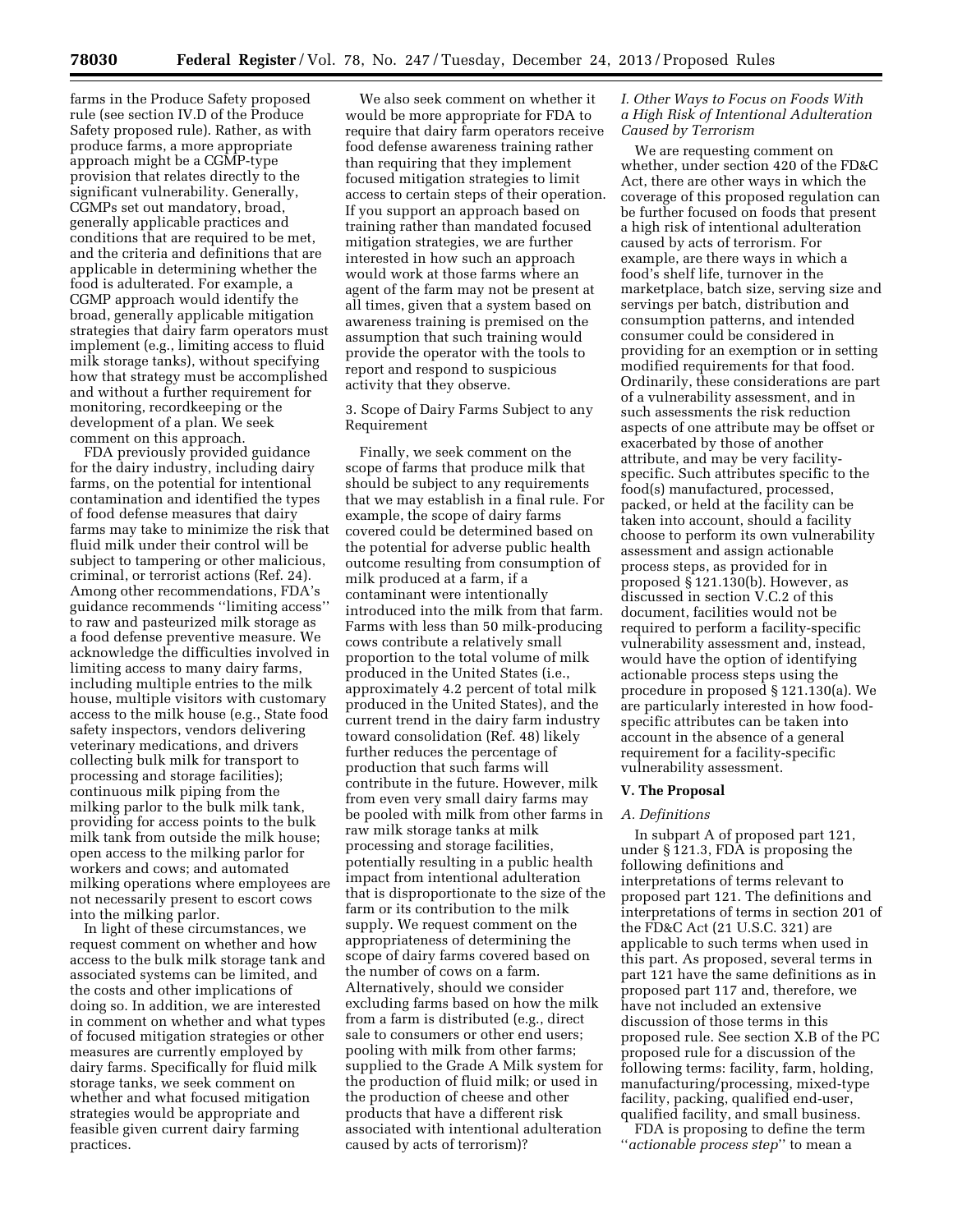farms in the Produce Safety proposed rule (see section IV.D of the Produce Safety proposed rule). Rather, as with produce farms, a more appropriate approach might be a CGMP-type provision that relates directly to the significant vulnerability. Generally, CGMPs set out mandatory, broad, generally applicable practices and conditions that are required to be met, and the criteria and definitions that are applicable in determining whether the food is adulterated. For example, a CGMP approach would identify the broad, generally applicable mitigation strategies that dairy farm operators must implement (e.g., limiting access to fluid milk storage tanks), without specifying how that strategy must be accomplished and without a further requirement for monitoring, recordkeeping or the development of a plan. We seek comment on this approach.

FDA previously provided guidance for the dairy industry, including dairy farms, on the potential for intentional contamination and identified the types of food defense measures that dairy farms may take to minimize the risk that fluid milk under their control will be subject to tampering or other malicious, criminal, or terrorist actions (Ref. 24). Among other recommendations, FDA's guidance recommends ''limiting access'' to raw and pasteurized milk storage as a food defense preventive measure. We acknowledge the difficulties involved in limiting access to many dairy farms, including multiple entries to the milk house, multiple visitors with customary access to the milk house (e.g., State food safety inspectors, vendors delivering veterinary medications, and drivers collecting bulk milk for transport to processing and storage facilities); continuous milk piping from the milking parlor to the bulk milk tank, providing for access points to the bulk milk tank from outside the milk house; open access to the milking parlor for workers and cows; and automated milking operations where employees are not necessarily present to escort cows into the milking parlor.

In light of these circumstances, we request comment on whether and how access to the bulk milk storage tank and associated systems can be limited, and the costs and other implications of doing so. In addition, we are interested in comment on whether and what types of focused mitigation strategies or other measures are currently employed by dairy farms. Specifically for fluid milk storage tanks, we seek comment on whether and what focused mitigation strategies would be appropriate and feasible given current dairy farming practices.

We also seek comment on whether it would be more appropriate for FDA to require that dairy farm operators receive food defense awareness training rather than requiring that they implement focused mitigation strategies to limit access to certain steps of their operation. If you support an approach based on training rather than mandated focused mitigation strategies, we are further interested in how such an approach would work at those farms where an agent of the farm may not be present at all times, given that a system based on awareness training is premised on the assumption that such training would provide the operator with the tools to report and respond to suspicious activity that they observe.

3. Scope of Dairy Farms Subject to any Requirement

Finally, we seek comment on the scope of farms that produce milk that should be subject to any requirements that we may establish in a final rule. For example, the scope of dairy farms covered could be determined based on the potential for adverse public health outcome resulting from consumption of milk produced at a farm, if a contaminant were intentionally introduced into the milk from that farm. Farms with less than 50 milk-producing cows contribute a relatively small proportion to the total volume of milk produced in the United States (i.e., approximately 4.2 percent of total milk produced in the United States), and the current trend in the dairy farm industry toward consolidation (Ref. 48) likely further reduces the percentage of production that such farms will contribute in the future. However, milk from even very small dairy farms may be pooled with milk from other farms in raw milk storage tanks at milk processing and storage facilities, potentially resulting in a public health impact from intentional adulteration that is disproportionate to the size of the farm or its contribution to the milk supply. We request comment on the appropriateness of determining the scope of dairy farms covered based on the number of cows on a farm. Alternatively, should we consider excluding farms based on how the milk from a farm is distributed (e.g., direct sale to consumers or other end users; pooling with milk from other farms; supplied to the Grade A Milk system for the production of fluid milk; or used in the production of cheese and other products that have a different risk associated with intentional adulteration caused by acts of terrorism)?

*I. Other Ways to Focus on Foods With a High Risk of Intentional Adulteration Caused by Terrorism*

We are requesting comment on whether, under section 420 of the FD&C Act, there are other ways in which the coverage of this proposed regulation can be further focused on foods that present a high risk of intentional adulteration caused by acts of terrorism. For example, are there ways in which a food's shelf life, turnover in the marketplace, batch size, serving size and servings per batch, distribution and consumption patterns, and intended consumer could be considered in providing for an exemption or in setting modified requirements for that food. Ordinarily, these considerations are part of a vulnerability assessment, and in such assessments the risk reduction aspects of one attribute may be offset or exacerbated by those of another attribute, and may be very facility-specific. Such attributes specific to the food(s) manufactured, processed, packed, or held at the facility can be taken into account, should a facility choose to perform its own vulnerability assessment and assign actionable process steps, as provided for in proposed § 121.130(b). However, as discussed in section V.C.2 of this document, facilities would not be required to perform a facility-specific vulnerability assessment and, instead, would have the option of identifying actionable process steps using the procedure in proposed § 121.130(a). We are particularly interested in how food-specific attributes can be taken into account in the absence of a general requirement for a facility-specific vulnerability assessment.

## V. The Proposal

*A. Definitions*

In subpart A of proposed part 121, under § 121.3, FDA is proposing the following definitions and interpretations of terms relevant to proposed part 121. The definitions and interpretations of terms in section 201 of the FD&C Act (21 U.S.C. 321) are applicable to such terms when used in this part. As proposed, several terms in part 121 have the same definitions as in proposed part 117 and, therefore, we have not included an extensive discussion of those terms in this proposed rule. See section X.B of the PC proposed rule for a discussion of the following terms: facility, farm, holding, manufacturing/processing, mixed-type facility, packing, qualified end-user, qualified facility, and small business.

FDA is proposing to define the term ''*actionable process step*'' to mean a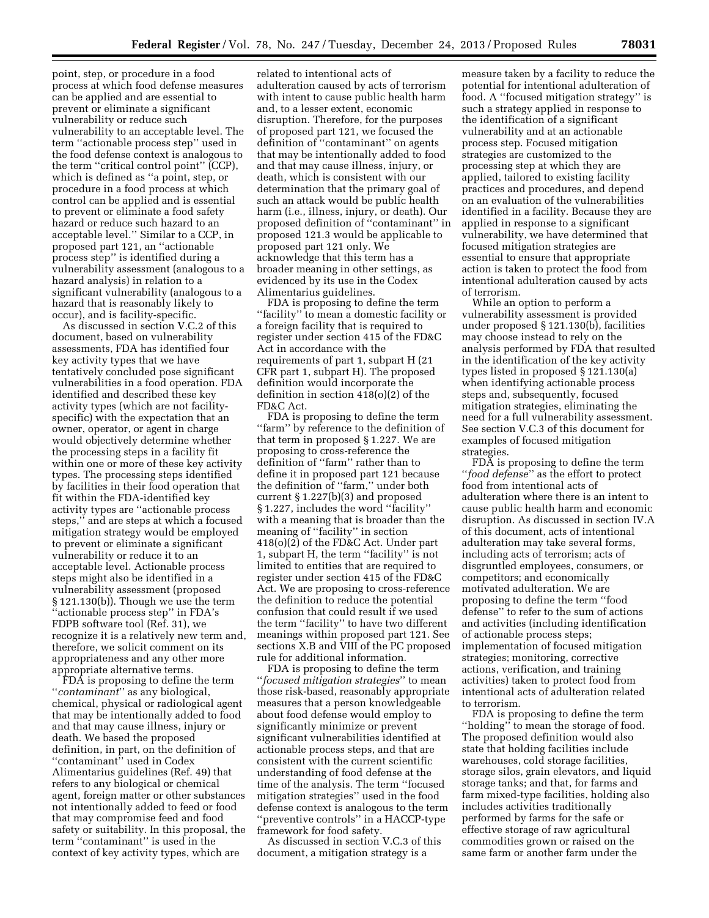point, step, or procedure in a food process at which food defense measures can be applied and are essential to prevent or eliminate a significant vulnerability or reduce such vulnerability to an acceptable level. The term ''actionable process step'' used in the food defense context is analogous to the term ''critical control point'' (CCP), which is defined as ''a point, step, or procedure in a food process at which control can be applied and is essential to prevent or eliminate a food safety hazard or reduce such hazard to an acceptable level.'' Similar to a CCP, in proposed part 121, an ''actionable process step'' is identified during a vulnerability assessment (analogous to a hazard analysis) in relation to a significant vulnerability (analogous to a hazard that is reasonably likely to occur), and is facility-specific.

As discussed in section V.C.2 of this document, based on vulnerability assessments, FDA has identified four key activity types that we have tentatively concluded pose significant vulnerabilities in a food operation. FDA identified and described these key activity types (which are not facility-specific) with the expectation that an owner, operator, or agent in charge would objectively determine whether the processing steps in a facility fit within one or more of these key activity types. The processing steps identified by facilities in their food operation that fit within the FDA-identified key activity types are ''actionable process steps,'' and are steps at which a focused mitigation strategy would be employed to prevent or eliminate a significant vulnerability or reduce it to an acceptable level. Actionable process steps might also be identified in a vulnerability assessment (proposed § 121.130(b)). Though we use the term ''actionable process step'' in FDA's FDPB software tool (Ref. 31), we recognize it is a relatively new term and, therefore, we solicit comment on its appropriateness and any other more appropriate alternative terms.

FDA is proposing to define the term ''*contaminant*'' as any biological, chemical, physical or radiological agent that may be intentionally added to food and that may cause illness, injury or death. We based the proposed definition, in part, on the definition of ''contaminant'' used in Codex Alimentarius guidelines (Ref. 49) that refers to any biological or chemical agent, foreign matter or other substances not intentionally added to feed or food that may compromise feed and food safety or suitability. In this proposal, the term ''contaminant'' is used in the context of key activity types, which are related to intentional acts of adulteration caused by acts of terrorism with intent to cause public health harm and, to a lesser extent, economic disruption. Therefore, for the purposes of proposed part 121, we focused the definition of ''contaminant'' on agents that may be intentionally added to food and that may cause illness, injury, or death, which is consistent with our determination that the primary goal of such an attack would be public health harm (i.e., illness, injury, or death). Our proposed definition of ''contaminant'' in proposed 121.3 would be applicable to proposed part 121 only. We acknowledge that this term has a broader meaning in other settings, as evidenced by its use in the Codex Alimentarius guidelines.

FDA is proposing to define the term ''facility'' to mean a domestic facility or a foreign facility that is required to register under section 415 of the FD&C Act in accordance with the requirements of part 1, subpart H (21 CFR part 1, subpart H). The proposed definition would incorporate the definition in section 418(o)(2) of the FD&C Act.

FDA is proposing to define the term ''farm'' by reference to the definition of that term in proposed § 1.227. We are proposing to cross-reference the definition of ''farm'' rather than to define it in proposed part 121 because the definition of ''farm,'' under both current § 1.227(b)(3) and proposed § 1.227, includes the word ''facility'' with a meaning that is broader than the meaning of ''facility'' in section 418(o)(2) of the FD&C Act. Under part 1, subpart H, the term ''facility'' is not limited to entities that are required to register under section 415 of the FD&C Act. We are proposing to cross-reference the definition to reduce the potential confusion that could result if we used the term ''facility'' to have two different meanings within proposed part 121. See sections X.B and VIII of the PC proposed rule for additional information.

FDA is proposing to define the term ''*focused mitigation strategies*'' to mean those risk-based, reasonably appropriate measures that a person knowledgeable about food defense would employ to significantly minimize or prevent significant vulnerabilities identified at actionable process steps, and that are consistent with the current scientific understanding of food defense at the time of the analysis. The term ''focused mitigation strategies'' used in the food defense context is analogous to the term ''preventive controls'' in a HACCP-type framework for food safety.

As discussed in section V.C.3 of this document, a mitigation strategy is a measure taken by a facility to reduce the potential for intentional adulteration of food. A ''focused mitigation strategy'' is such a strategy applied in response to the identification of a significant vulnerability and at an actionable process step. Focused mitigation strategies are customized to the processing step at which they are applied, tailored to existing facility practices and procedures, and depend on an evaluation of the vulnerabilities identified in a facility. Because they are applied in response to a significant vulnerability, we have determined that focused mitigation strategies are essential to ensure that appropriate action is taken to protect the food from intentional adulteration caused by acts of terrorism.

While an option to perform a vulnerability assessment is provided under proposed § 121.130(b), facilities may choose instead to rely on the analysis performed by FDA that resulted in the identification of the key activity types listed in proposed § 121.130(a) when identifying actionable process steps and, subsequently, focused mitigation strategies, eliminating the need for a full vulnerability assessment. See section V.C.3 of this document for examples of focused mitigation strategies.

FDA is proposing to define the term ''*food defense*'' as the effort to protect food from intentional acts of adulteration where there is an intent to cause public health harm and economic disruption. As discussed in section IV.A of this document, acts of intentional adulteration may take several forms, including acts of terrorism; acts of disgruntled employees, consumers, or competitors; and economically motivated adulteration. We are proposing to define the term ''food defense'' to refer to the sum of actions and activities (including identification of actionable process steps; implementation of focused mitigation strategies; monitoring, corrective actions, verification, and training activities) taken to protect food from intentional acts of adulteration related to terrorism.

FDA is proposing to define the term ''holding'' to mean the storage of food. The proposed definition would also state that holding facilities include warehouses, cold storage facilities, storage silos, grain elevators, and liquid storage tanks; and that, for farms and farm mixed-type facilities, holding also includes activities traditionally performed by farms for the safe or effective storage of raw agricultural commodities grown or raised on the same farm or another farm under the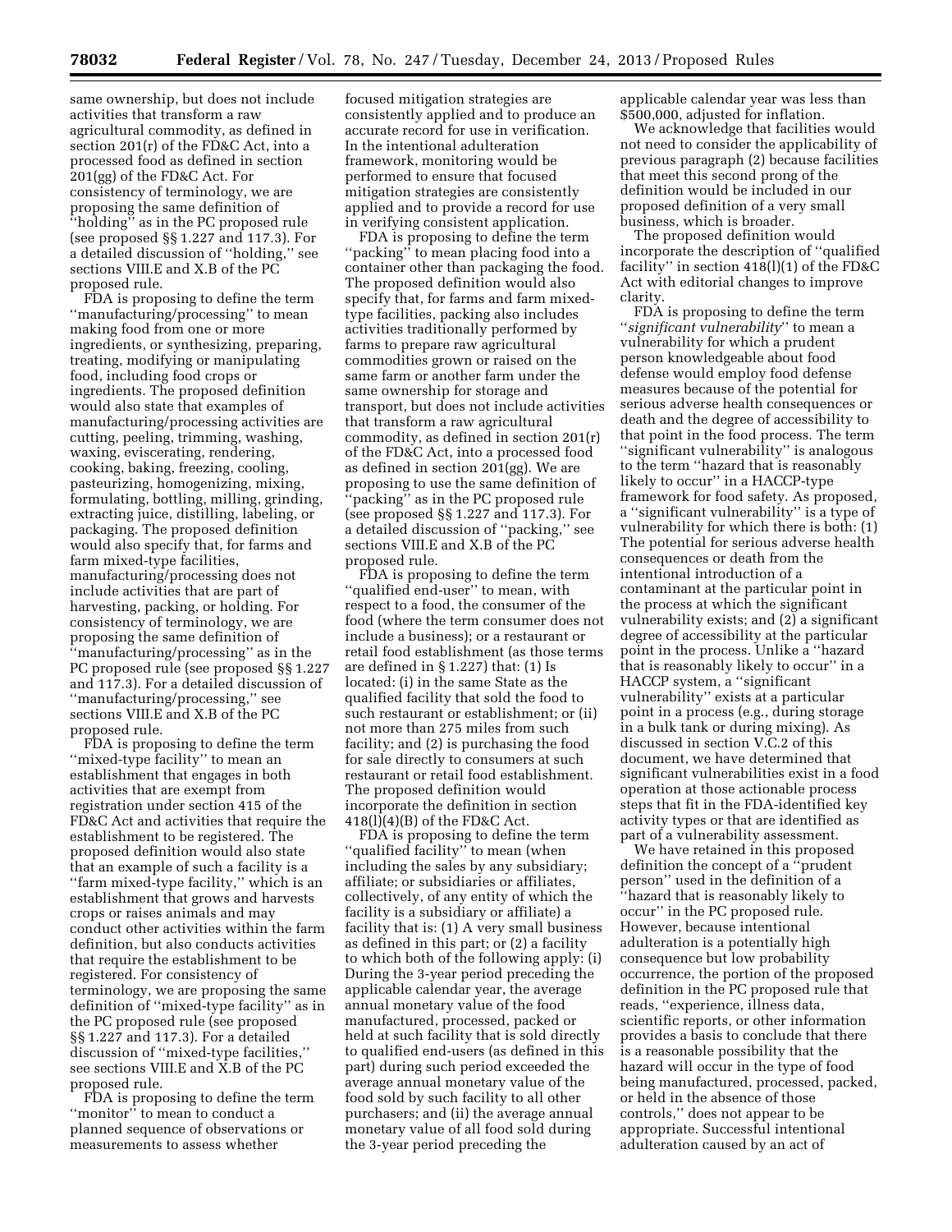same ownership, but does not include activities that transform a raw agricultural commodity, as defined in section 201(r) of the FD&C Act, into a processed food as defined in section 201(gg) of the FD&C Act. For consistency of terminology, we are proposing the same definition of "holding" as in the PC proposed rule (see proposed §§ 1.227 and 117.3). For a detailed discussion of "holding," see sections VIII.E and X.B of the PC proposed rule.

FDA is proposing to define the term "manufacturing/processing" to mean making food from one or more ingredients, or synthesizing, preparing, treating, modifying or manipulating food, including food crops or ingredients. The proposed definition would also state that examples of manufacturing/processing activities are cutting, peeling, trimming, washing, waxing, eviscerating, rendering, cooking, baking, freezing, cooling, pasteurizing, homogenizing, mixing, formulating, bottling, milling, grinding, extracting juice, distilling, labeling, or packaging. The proposed definition would also specify that, for farms and farm mixed-type facilities, manufacturing/processing does not include activities that are part of harvesting, packing, or holding. For consistency of terminology, we are proposing the same definition of "manufacturing/processing" as in the PC proposed rule (see proposed §§ 1.227 and 117.3). For a detailed discussion of "manufacturing/processing," see sections VIII.E and X.B of the PC proposed rule.

FDA is proposing to define the term "mixed-type facility" to mean an establishment that engages in both activities that are exempt from registration under section 415 of the FD&C Act and activities that require the establishment to be registered. The proposed definition would also state that an example of such a facility is a "farm mixed-type facility," which is an establishment that grows and harvests crops or raises animals and may conduct other activities within the farm definition, but also conducts activities that require the establishment to be registered. For consistency of terminology, we are proposing the same definition of "mixed-type facility" as in the PC proposed rule (see proposed §§ 1.227 and 117.3). For a detailed discussion of "mixed-type facilities," see sections VIII.E and X.B of the PC proposed rule.

FDA is proposing to define the term "monitor" to mean to conduct a planned sequence of observations or measurements to assess whether focused mitigation strategies are consistently applied and to produce an accurate record for use in verification. In the intentional adulteration framework, monitoring would be performed to ensure that focused mitigation strategies are consistently applied and to provide a record for use in verifying consistent application.

FDA is proposing to define the term "packing" to mean placing food into a container other than packaging the food. The proposed definition would also specify that, for farms and farm mixed-type facilities, packing also includes activities traditionally performed by farms to prepare raw agricultural commodities grown or raised on the same farm or another farm under the same ownership for storage and transport, but does not include activities that transform a raw agricultural commodity, as defined in section 201(r) of the FD&C Act, into a processed food as defined in section 201(gg). We are proposing to use the same definition of "packing" as in the PC proposed rule (see proposed §§ 1.227 and 117.3). For a detailed discussion of "packing," see sections VIII.E and X.B of the PC proposed rule.

FDA is proposing to define the term "qualified end-user" to mean, with respect to a food, the consumer of the food (where the term consumer does not include a business); or a restaurant or retail food establishment (as those terms are defined in § 1.227) that: (1) Is located: (i) in the same State as the qualified facility that sold the food to such restaurant or establishment; or (ii) not more than 275 miles from such facility; and (2) is purchasing the food for sale directly to consumers at such restaurant or retail food establishment. The proposed definition would incorporate the definition in section 418(l)(4)(B) of the FD&C Act.

FDA is proposing to define the term "qualified facility" to mean (when including the sales by any subsidiary; affiliate; or subsidiaries or affiliates, collectively, of any entity of which the facility is a subsidiary or affiliate) a facility that is: (1) A very small business as defined in this part; or (2) a facility to which both of the following apply: (i) During the 3-year period preceding the applicable calendar year, the average annual monetary value of the food manufactured, processed, packed or held at such facility that is sold directly to qualified end-users (as defined in this part) during such period exceeded the average annual monetary value of the food sold by such facility to all other purchasers; and (ii) the average annual monetary value of all food sold during the 3-year period preceding the applicable calendar year was less than $500,000, adjusted for inflation.

We acknowledge that facilities would not need to consider the applicability of previous paragraph (2) because facilities that meet this second prong of the definition would be included in our proposed definition of a very small business, which is broader.

The proposed definition would incorporate the description of "qualified facility" in section 418(l)(1) of the FD&C Act with editorial changes to improve clarity.

FDA is proposing to define the term "*significant vulnerability*" to mean a vulnerability for which a prudent person knowledgeable about food defense would employ food defense measures because of the potential for serious adverse health consequences or death and the degree of accessibility to that point in the food process. The term "significant vulnerability" is analogous to the term "hazard that is reasonably likely to occur" in a HACCP-type framework for food safety. As proposed, a "significant vulnerability" is a type of vulnerability for which there is both: (1) The potential for serious adverse health consequences or death from the intentional introduction of a contaminant at the particular point in the process at which the significant vulnerability exists; and (2) a significant degree of accessibility at the particular point in the process. Unlike a "hazard that is reasonably likely to occur" in a HACCP system, a "significant vulnerability" exists at a particular point in a process (e.g., during storage in a bulk tank or during mixing). As discussed in section V.C.2 of this document, we have determined that significant vulnerabilities exist in a food operation at those actionable process steps that fit in the FDA-identified key activity types or that are identified as part of a vulnerability assessment.

We have retained in this proposed definition the concept of a "prudent person" used in the definition of a "hazard that is reasonably likely to occur" in the PC proposed rule. However, because intentional adulteration is a potentially high consequence but low probability occurrence, the portion of the proposed definition in the PC proposed rule that reads, "experience, illness data, scientific reports, or other information provides a basis to conclude that there is a reasonable possibility that the hazard will occur in the type of food being manufactured, processed, packed, or held in the absence of those controls," does not appear to be appropriate. Successful intentional adulteration caused by an act of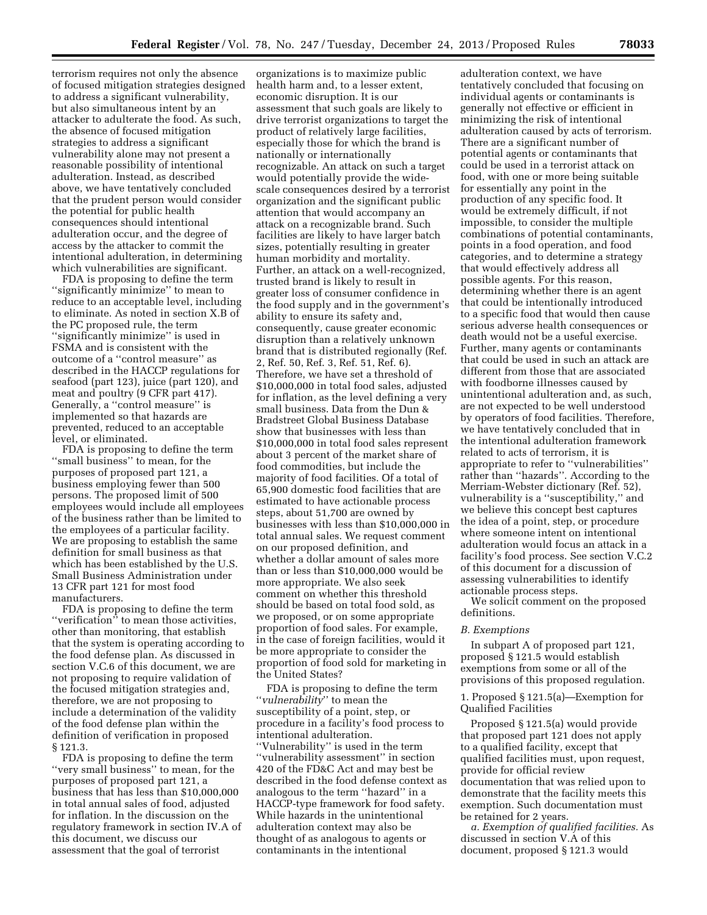terrorism requires not only the absence of focused mitigation strategies designed to address a significant vulnerability, but also simultaneous intent by an attacker to adulterate the food. As such, the absence of focused mitigation strategies to address a significant vulnerability alone may not present a reasonable possibility of intentional adulteration. Instead, as described above, we have tentatively concluded that the prudent person would consider the potential for public health consequences should intentional adulteration occur, and the degree of access by the attacker to commit the intentional adulteration, in determining which vulnerabilities are significant.

FDA is proposing to define the term "significantly minimize" to mean to reduce to an acceptable level, including to eliminate. As noted in section X.B of the PC proposed rule, the term "significantly minimize" is used in FSMA and is consistent with the outcome of a "control measure" as described in the HACCP regulations for seafood (part 123), juice (part 120), and meat and poultry (9 CFR part 417). Generally, a "control measure" is implemented so that hazards are prevented, reduced to an acceptable level, or eliminated.

FDA is proposing to define the term "small business" to mean, for the purposes of proposed part 121, a business employing fewer than 500 persons. The proposed limit of 500 employees would include all employees of the business rather than be limited to the employees of a particular facility. We are proposing to establish the same definition for small business as that which has been established by the U.S. Small Business Administration under 13 CFR part 121 for most food manufacturers.

FDA is proposing to define the term "verification" to mean those activities, other than monitoring, that establish that the system is operating according to the food defense plan. As discussed in section V.C.6 of this document, we are not proposing to require validation of the focused mitigation strategies and, therefore, we are not proposing to include a determination of the validity of the food defense plan within the definition of verification in proposed § 121.3.

FDA is proposing to define the term "very small business" to mean, for the purposes of proposed part 121, a business that has less than $10,000,000 in total annual sales of food, adjusted for inflation. In the discussion on the regulatory framework in section IV.A of this document, we discuss our assessment that the goal of terrorist organizations is to maximize public health harm and, to a lesser extent, economic disruption. It is our assessment that such goals are likely to drive terrorist organizations to target the product of relatively large facilities, especially those for which the brand is nationally or internationally recognizable. An attack on such a target would potentially provide the wide-scale consequences desired by a terrorist organization and the significant public attention that would accompany an attack on a recognizable brand. Such facilities are likely to have larger batch sizes, potentially resulting in greater human morbidity and mortality. Further, an attack on a well-recognized, trusted brand is likely to result in greater loss of consumer confidence in the food supply and in the government's ability to ensure its safety and, consequently, cause greater economic disruption than a relatively unknown brand that is distributed regionally (Ref. 2, Ref. 50, Ref. 3, Ref. 51, Ref. 6). Therefore, we have set a threshold of $10,000,000 in total food sales, adjusted for inflation, as the level defining a very small business. Data from the Dun & Bradstreet Global Business Database show that businesses with less than $10,000,000 in total food sales represent about 3 percent of the market share of food commodities, but include the majority of food facilities. Of a total of 65,900 domestic food facilities that are estimated to have actionable process steps, about 51,700 are owned by businesses with less than $10,000,000 in total annual sales. We request comment on our proposed definition, and whether a dollar amount of sales more than or less than $10,000,000 would be more appropriate. We also seek comment on whether this threshold should be based on total food sold, as we proposed, or on some appropriate proportion of food sales. For example, in the case of foreign facilities, would it be more appropriate to consider the proportion of food sold for marketing in the United States?

FDA is proposing to define the term "*vulnerability*" to mean the susceptibility of a point, step, or procedure in a facility's food process to intentional adulteration. "Vulnerability" is used in the term "vulnerability assessment" in section 420 of the FD&C Act and may best be described in the food defense context as analogous to the term "hazard" in a HACCP-type framework for food safety. While hazards in the unintentional adulteration context may also be thought of as analogous to agents or contaminants in the intentional adulteration context, we have tentatively concluded that focusing on individual agents or contaminants is generally not effective or efficient in minimizing the risk of intentional adulteration caused by acts of terrorism. There are a significant number of potential agents or contaminants that could be used in a terrorist attack on food, with one or more being suitable for essentially any point in the production of any specific food. It would be extremely difficult, if not impossible, to consider the multiple combinations of potential contaminants, points in a food operation, and food categories, and to determine a strategy that would effectively address all possible agents. For this reason, determining whether there is an agent that could be intentionally introduced to a specific food that would then cause serious adverse health consequences or death would not be a useful exercise. Further, many agents or contaminants that could be used in such an attack are different from those that are associated with foodborne illnesses caused by unintentional adulteration and, as such, are not expected to be well understood by operators of food facilities. Therefore, we have tentatively concluded that in the intentional adulteration framework related to acts of terrorism, it is appropriate to refer to "vulnerabilities" rather than "hazards". According to the Merriam-Webster dictionary (Ref. 52), vulnerability is a "susceptibility," and we believe this concept best captures the idea of a point, step, or procedure where someone intent on intentional adulteration would focus an attack in a facility's food process. See section V.C.2 of this document for a discussion of assessing vulnerabilities to identify actionable process steps.

We solicit comment on the proposed definitions.

*B. Exemptions*

In subpart A of proposed part 121, proposed § 121.5 would establish exemptions from some or all of the provisions of this proposed regulation.

1. Proposed § 121.5(a)—Exemption for Qualified Facilities

Proposed § 121.5(a) would provide that proposed part 121 does not apply to a qualified facility, except that qualified facilities must, upon request, provide for official review documentation that was relied upon to demonstrate that the facility meets this exemption. Such documentation must be retained for 2 years.

*a. Exemption of qualified facilities.* As discussed in section V.A of this document, proposed § 121.3 would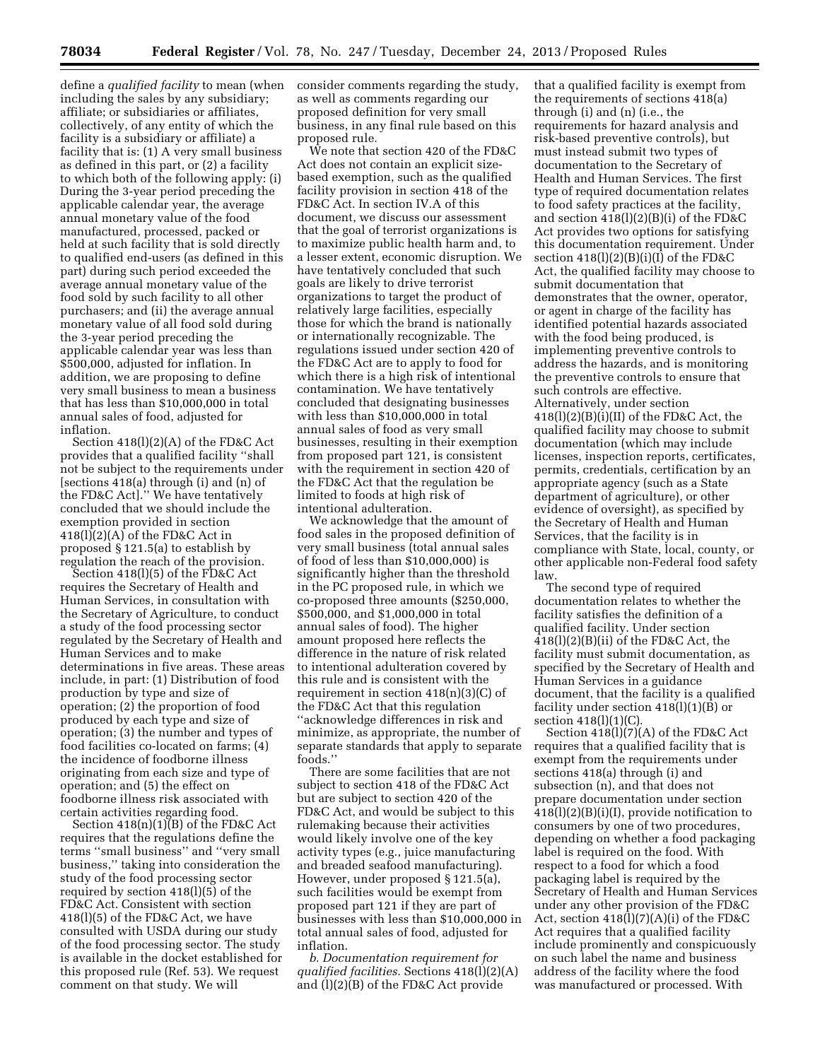define a *qualified facility* to mean (when including the sales by any subsidiary; affiliate; or subsidiaries or affiliates, collectively, of any entity of which the facility is a subsidiary or affiliate) a facility that is: (1) A very small business as defined in this part, or (2) a facility to which both of the following apply: (i) During the 3-year period preceding the applicable calendar year, the average annual monetary value of the food manufactured, processed, packed or held at such facility that is sold directly to qualified end-users (as defined in this part) during such period exceeded the average annual monetary value of the food sold by such facility to all other purchasers; and (ii) the average annual monetary value of all food sold during the 3-year period preceding the applicable calendar year was less than $500,000, adjusted for inflation. In addition, we are proposing to define very small business to mean a business that has less than $10,000,000 in total annual sales of food, adjusted for inflation.

Section 418(l)(2)(A) of the FD&C Act provides that a qualified facility ''shall not be subject to the requirements under [sections 418(a) through (i) and (n) of the FD&C Act].'' We have tentatively concluded that we should include the exemption provided in section 418(l)(2)(A) of the FD&C Act in proposed § 121.5(a) to establish by regulation the reach of the provision.

Section 418(l)(5) of the FD&C Act requires the Secretary of Health and Human Services, in consultation with the Secretary of Agriculture, to conduct a study of the food processing sector regulated by the Secretary of Health and Human Services and to make determinations in five areas. These areas include, in part: (1) Distribution of food production by type and size of operation; (2) the proportion of food produced by each type and size of operation; (3) the number and types of food facilities co-located on farms; (4) the incidence of foodborne illness originating from each size and type of operation; and (5) the effect on foodborne illness risk associated with certain activities regarding food.

Section 418(n)(1)(B) of the FD&C Act requires that the regulations define the terms ''small business'' and ''very small business,'' taking into consideration the study of the food processing sector required by section 418(l)(5) of the FD&C Act. Consistent with section 418(l)(5) of the FD&C Act, we have consulted with USDA during our study of the food processing sector. The study is available in the docket established for this proposed rule (Ref. 53). We request comment on that study. We will consider comments regarding the study, as well as comments regarding our proposed definition for very small business, in any final rule based on this proposed rule.

We note that section 420 of the FD&C Act does not contain an explicit size-based exemption, such as the qualified facility provision in section 418 of the FD&C Act. In section IV.A of this document, we discuss our assessment that the goal of terrorist organizations is to maximize public health harm and, to a lesser extent, economic disruption. We have tentatively concluded that such goals are likely to drive terrorist organizations to target the product of relatively large facilities, especially those for which the brand is nationally or internationally recognizable. The regulations issued under section 420 of the FD&C Act are to apply to food for which there is a high risk of intentional contamination. We have tentatively concluded that designating businesses with less than $10,000,000 in total annual sales of food as very small businesses, resulting in their exemption from proposed part 121, is consistent with the requirement in section 420 of the FD&C Act that the regulation be limited to foods at high risk of intentional adulteration.

We acknowledge that the amount of food sales in the proposed definition of very small business (total annual sales of food of less than $10,000,000) is significantly higher than the threshold in the PC proposed rule, in which we co-proposed three amounts ($250,000, $500,000, and $1,000,000 in total annual sales of food). The higher amount proposed here reflects the difference in the nature of risk related to intentional adulteration covered by this rule and is consistent with the requirement in section 418(n)(3)(C) of the FD&C Act that this regulation ''acknowledge differences in risk and minimize, as appropriate, the number of separate standards that apply to separate foods.''

There are some facilities that are not subject to section 418 of the FD&C Act but are subject to section 420 of the FD&C Act, and would be subject to this rulemaking because their activities would likely involve one of the key activity types (e.g., juice manufacturing and breaded seafood manufacturing). However, under proposed § 121.5(a), such facilities would be exempt from proposed part 121 if they are part of businesses with less than $10,000,000 in total annual sales of food, adjusted for inflation.

*b. Documentation requirement for qualified facilities.* Sections 418(l)(2)(A) and (l)(2)(B) of the FD&C Act provide that a qualified facility is exempt from the requirements of sections 418(a) through (i) and (n) (i.e., the requirements for hazard analysis and risk-based preventive controls), but must instead submit two types of documentation to the Secretary of Health and Human Services. The first type of required documentation relates to food safety practices at the facility, and section 418(l)(2)(B)(i) of the FD&C Act provides two options for satisfying this documentation requirement. Under section 418(l)(2)(B)(i)(I) of the FD&C Act, the qualified facility may choose to submit documentation that demonstrates that the owner, operator, or agent in charge of the facility has identified potential hazards associated with the food being produced, is implementing preventive controls to address the hazards, and is monitoring the preventive controls to ensure that such controls are effective. Alternatively, under section 418(l)(2)(B)(i)(II) of the FD&C Act, the qualified facility may choose to submit documentation (which may include licenses, inspection reports, certificates, permits, credentials, certification by an appropriate agency (such as a State department of agriculture), or other evidence of oversight), as specified by the Secretary of Health and Human Services, that the facility is in compliance with State, local, county, or other applicable non-Federal food safety law.

The second type of required documentation relates to whether the facility satisfies the definition of a qualified facility. Under section 418(l)(2)(B)(ii) of the FD&C Act, the facility must submit documentation, as specified by the Secretary of Health and Human Services in a guidance document, that the facility is a qualified facility under section 418(l)(1)(B) or section 418(l)(1)(C).

Section 418(l)(7)(A) of the FD&C Act requires that a qualified facility that is exempt from the requirements under sections 418(a) through (i) and subsection (n), and that does not prepare documentation under section 418(l)(2)(B)(i)(I), provide notification to consumers by one of two procedures, depending on whether a food packaging label is required on the food. With respect to a food for which a food packaging label is required by the Secretary of Health and Human Services under any other provision of the FD&C Act, section 418(l)(7)(A)(i) of the FD&C Act requires that a qualified facility include prominently and conspicuously on such label the name and business address of the facility where the food was manufactured or processed. With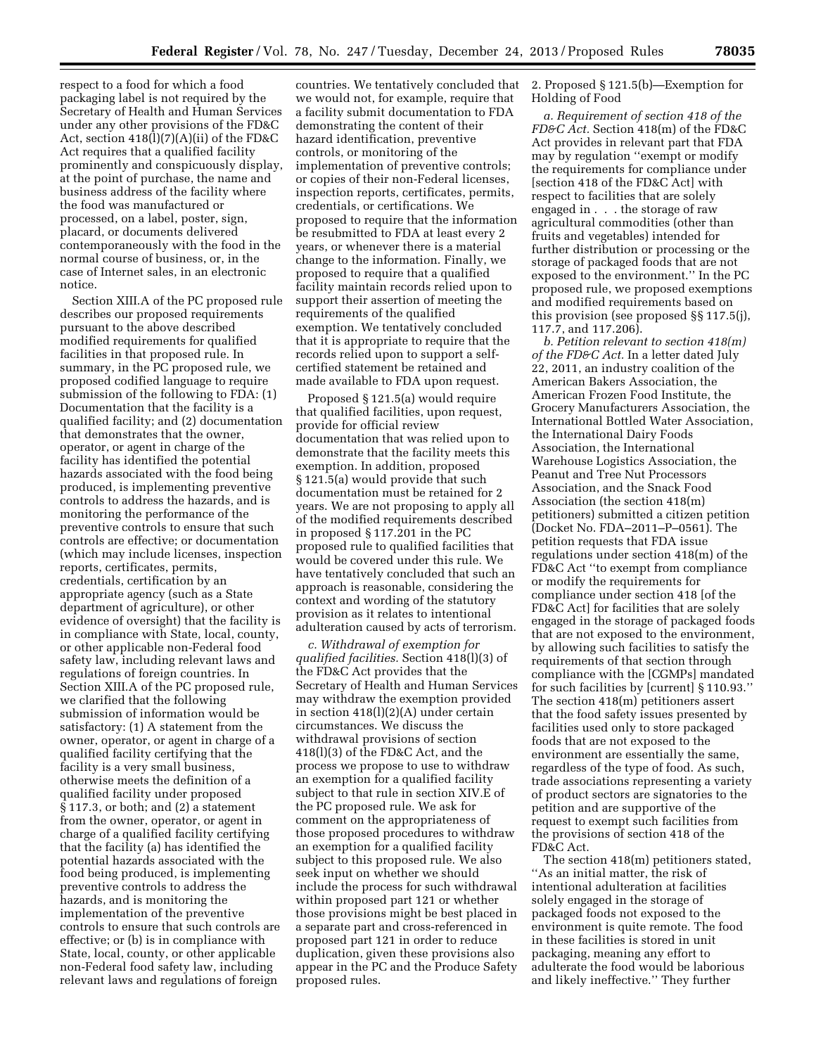respect to a food for which a food packaging label is not required by the Secretary of Health and Human Services under any other provisions of the FD&C Act, section 418(l)(7)(A)(ii) of the FD&C Act requires that a qualified facility prominently and conspicuously display, at the point of purchase, the name and business address of the facility where the food was manufactured or processed, on a label, poster, sign, placard, or documents delivered contemporaneously with the food in the normal course of business, or, in the case of Internet sales, in an electronic notice.

Section XIII.A of the PC proposed rule describes our proposed requirements pursuant to the above described modified requirements for qualified facilities in that proposed rule. In summary, in the PC proposed rule, we proposed codified language to require submission of the following to FDA: (1) Documentation that the facility is a qualified facility; and (2) documentation that demonstrates that the owner, operator, or agent in charge of the facility has identified the potential hazards associated with the food being produced, is implementing preventive controls to address the hazards, and is monitoring the performance of the preventive controls to ensure that such controls are effective; or documentation (which may include licenses, inspection reports, certificates, permits, credentials, certification by an appropriate agency (such as a State department of agriculture), or other evidence of oversight) that the facility is in compliance with State, local, county, or other applicable non-Federal food safety law, including relevant laws and regulations of foreign countries. In Section XIII.A of the PC proposed rule, we clarified that the following submission of information would be satisfactory: (1) A statement from the owner, operator, or agent in charge of a qualified facility certifying that the facility is a very small business, otherwise meets the definition of a qualified facility under proposed § 117.3, or both; and (2) a statement from the owner, operator, or agent in charge of a qualified facility certifying that the facility (a) has identified the potential hazards associated with the food being produced, is implementing preventive controls to address the hazards, and is monitoring the implementation of the preventive controls to ensure that such controls are effective; or (b) is in compliance with State, local, county, or other applicable non-Federal food safety law, including relevant laws and regulations of foreign countries. We tentatively concluded that we would not, for example, require that a facility submit documentation to FDA demonstrating the content of their hazard identification, preventive controls, or monitoring of the implementation of preventive controls; or copies of their non-Federal licenses, inspection reports, certificates, permits, credentials, or certifications. We proposed to require that the information be resubmitted to FDA at least every 2 years, or whenever there is a material change to the information. Finally, we proposed to require that a qualified facility maintain records relied upon to support their assertion of meeting the requirements of the qualified exemption. We tentatively concluded that it is appropriate to require that the records relied upon to support a self-certified statement be retained and made available to FDA upon request.

Proposed § 121.5(a) would require that qualified facilities, upon request, provide for official review documentation that was relied upon to demonstrate that the facility meets this exemption. In addition, proposed § 121.5(a) would provide that such documentation must be retained for 2 years. We are not proposing to apply all of the modified requirements described in proposed § 117.201 in the PC proposed rule to qualified facilities that would be covered under this rule. We have tentatively concluded that such an approach is reasonable, considering the context and wording of the statutory provision as it relates to intentional adulteration caused by acts of terrorism.

*c. Withdrawal of exemption for qualified facilities.* Section 418(l)(3) of the FD&C Act provides that the Secretary of Health and Human Services may withdraw the exemption provided in section 418(l)(2)(A) under certain circumstances. We discuss the withdrawal provisions of section 418(l)(3) of the FD&C Act, and the process we propose to use to withdraw an exemption for a qualified facility subject to that rule in section XIV.E of the PC proposed rule. We ask for comment on the appropriateness of those proposed procedures to withdraw an exemption for a qualified facility subject to this proposed rule. We also seek input on whether we should include the process for such withdrawal within proposed part 121 or whether those provisions might be best placed in a separate part and cross-referenced in proposed part 121 in order to reduce duplication, given these provisions also appear in the PC and the Produce Safety proposed rules.

2. Proposed § 121.5(b)—Exemption for Holding of Food

*a. Requirement of section 418 of the FD&C Act.* Section 418(m) of the FD&C Act provides in relevant part that FDA may by regulation ''exempt or modify the requirements for compliance under [section 418 of the FD&C Act] with respect to facilities that are solely engaged in . . . the storage of raw agricultural commodities (other than fruits and vegetables) intended for further distribution or processing or the storage of packaged foods that are not exposed to the environment.'' In the PC proposed rule, we proposed exemptions and modified requirements based on this provision (see proposed §§ 117.5(j), 117.7, and 117.206).

*b. Petition relevant to section 418(m) of the FD&C Act.* In a letter dated July 22, 2011, an industry coalition of the American Bakers Association, the American Frozen Food Institute, the Grocery Manufacturers Association, the International Bottled Water Association, the International Dairy Foods Association, the International Warehouse Logistics Association, the Peanut and Tree Nut Processors Association, and the Snack Food Association (the section 418(m) petitioners) submitted a citizen petition (Docket No. FDA–2011–P–0561). The petition requests that FDA issue regulations under section 418(m) of the FD&C Act ''to exempt from compliance or modify the requirements for compliance under section 418 [of the FD&C Act] for facilities that are solely engaged in the storage of packaged foods that are not exposed to the environment, by allowing such facilities to satisfy the requirements of that section through compliance with the [CGMPs] mandated for such facilities by [current] § 110.93.'' The section 418(m) petitioners assert that the food safety issues presented by facilities used only to store packaged foods that are not exposed to the environment are essentially the same, regardless of the type of food. As such, trade associations representing a variety of product sectors are signatories to the petition and are supportive of the request to exempt such facilities from the provisions of section 418 of the FD&C Act.

The section 418(m) petitioners stated, ''As an initial matter, the risk of intentional adulteration at facilities solely engaged in the storage of packaged foods not exposed to the environment is quite remote. The food in these facilities is stored in unit packaging, meaning any effort to adulterate the food would be laborious and likely ineffective.'' They further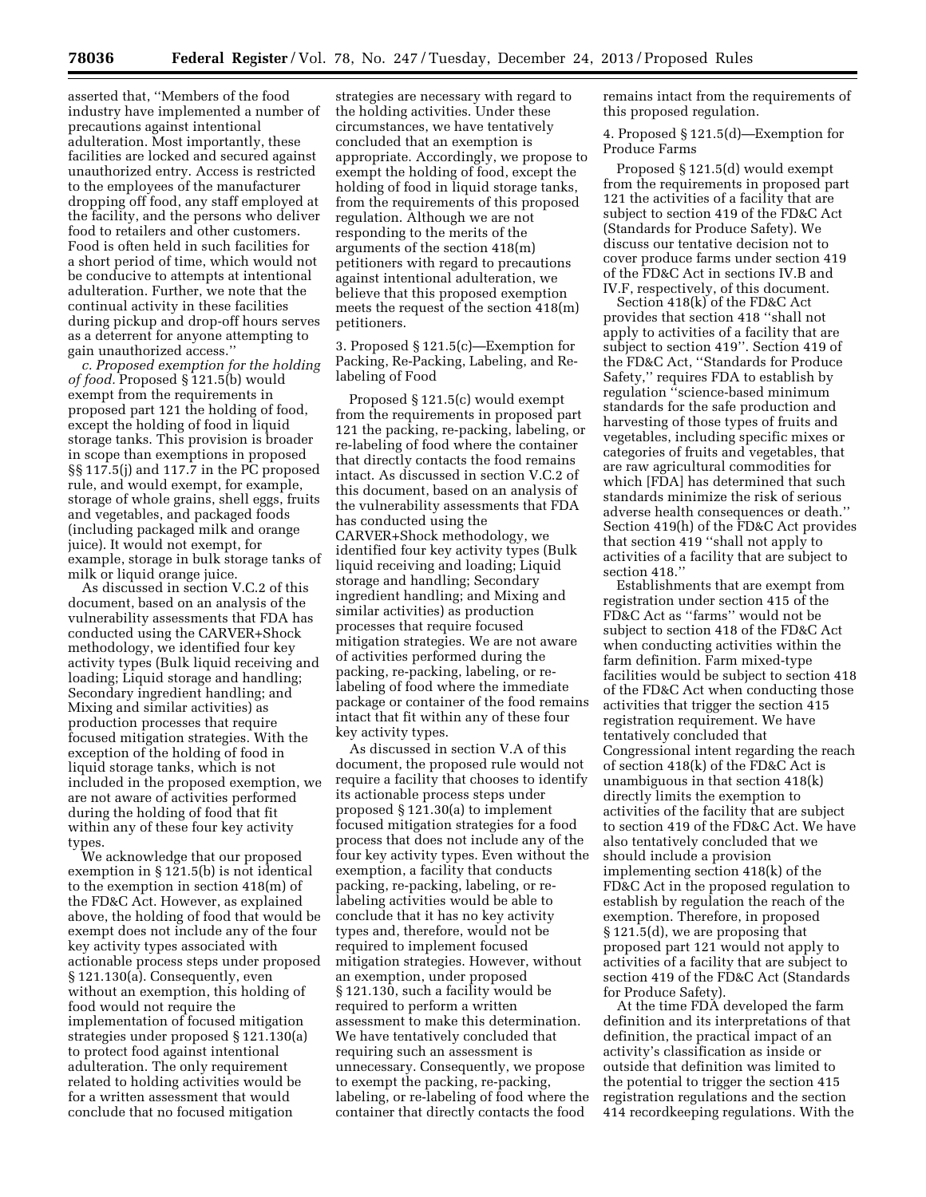asserted that, ''Members of the food industry have implemented a number of precautions against intentional adulteration. Most importantly, these facilities are locked and secured against unauthorized entry. Access is restricted to the employees of the manufacturer dropping off food, any staff employed at the facility, and the persons who deliver food to retailers and other customers. Food is often held in such facilities for a short period of time, which would not be conducive to attempts at intentional adulteration. Further, we note that the continual activity in these facilities during pickup and drop-off hours serves as a deterrent for anyone attempting to gain unauthorized access.''

*c. Proposed exemption for the holding of food.* Proposed § 121.5(b) would exempt from the requirements in proposed part 121 the holding of food, except the holding of food in liquid storage tanks. This provision is broader in scope than exemptions in proposed §§ 117.5(j) and 117.7 in the PC proposed rule, and would exempt, for example, storage of whole grains, shell eggs, fruits and vegetables, and packaged foods (including packaged milk and orange juice). It would not exempt, for example, storage in bulk storage tanks of milk or liquid orange juice.

As discussed in section V.C.2 of this document, based on an analysis of the vulnerability assessments that FDA has conducted using the CARVER+Shock methodology, we identified four key activity types (Bulk liquid receiving and loading; Liquid storage and handling; Secondary ingredient handling; and Mixing and similar activities) as production processes that require focused mitigation strategies. With the exception of the holding of food in liquid storage tanks, which is not included in the proposed exemption, we are not aware of activities performed during the holding of food that fit within any of these four key activity types.

We acknowledge that our proposed exemption in § 121.5(b) is not identical to the exemption in section 418(m) of the FD&C Act. However, as explained above, the holding of food that would be exempt does not include any of the four key activity types associated with actionable process steps under proposed § 121.130(a). Consequently, even without an exemption, this holding of food would not require the implementation of focused mitigation strategies under proposed § 121.130(a) to protect food against intentional adulteration. The only requirement related to holding activities would be for a written assessment that would conclude that no focused mitigation strategies are necessary with regard to the holding activities. Under these circumstances, we have tentatively concluded that an exemption is appropriate. Accordingly, we propose to exempt the holding of food, except the holding of food in liquid storage tanks, from the requirements of this proposed regulation. Although we are not responding to the merits of the arguments of the section 418(m) petitioners with regard to precautions against intentional adulteration, we believe that this proposed exemption meets the request of the section 418(m) petitioners.

3. Proposed § 121.5(c)—Exemption for Packing, Re-Packing, Labeling, and Re-labeling of Food

Proposed § 121.5(c) would exempt from the requirements in proposed part 121 the packing, re-packing, labeling, or re-labeling of food where the container that directly contacts the food remains intact. As discussed in section V.C.2 of this document, based on an analysis of the vulnerability assessments that FDA has conducted using the CARVER+Shock methodology, we identified four key activity types (Bulk liquid receiving and loading; Liquid storage and handling; Secondary ingredient handling; and Mixing and similar activities) as production processes that require focused mitigation strategies. We are not aware of activities performed during the packing, re-packing, labeling, or re-labeling of food where the immediate package or container of the food remains intact that fit within any of these four key activity types.

As discussed in section V.A of this document, the proposed rule would not require a facility that chooses to identify its actionable process steps under proposed § 121.30(a) to implement focused mitigation strategies for a food process that does not include any of the four key activity types. Even without the exemption, a facility that conducts packing, re-packing, labeling, or re-labeling activities would be able to conclude that it has no key activity types and, therefore, would not be required to implement focused mitigation strategies. However, without an exemption, under proposed § 121.130, such a facility would be required to perform a written assessment to make this determination. We have tentatively concluded that requiring such an assessment is unnecessary. Consequently, we propose to exempt the packing, re-packing, labeling, or re-labeling of food where the container that directly contacts the food remains intact from the requirements of this proposed regulation.

4. Proposed § 121.5(d)—Exemption for Produce Farms

Proposed § 121.5(d) would exempt from the requirements in proposed part 121 the activities of a facility that are subject to section 419 of the FD&C Act (Standards for Produce Safety). We discuss our tentative decision not to cover produce farms under section 419 of the FD&C Act in sections IV.B and IV.F, respectively, of this document.

Section 418(k) of the FD&C Act provides that section 418 ''shall not apply to activities of a facility that are subject to section 419''. Section 419 of the FD&C Act, ''Standards for Produce Safety,'' requires FDA to establish by regulation ''science-based minimum standards for the safe production and harvesting of those types of fruits and vegetables, including specific mixes or categories of fruits and vegetables, that are raw agricultural commodities for which [FDA] has determined that such standards minimize the risk of serious adverse health consequences or death.'' Section 419(h) of the FD&C Act provides that section 419 ''shall not apply to activities of a facility that are subject to section 418.''

Establishments that are exempt from registration under section 415 of the FD&C Act as ''farms'' would not be subject to section 418 of the FD&C Act when conducting activities within the farm definition. Farm mixed-type facilities would be subject to section 418 of the FD&C Act when conducting those activities that trigger the section 415 registration requirement. We have tentatively concluded that Congressional intent regarding the reach of section 418(k) of the FD&C Act is unambiguous in that section 418(k) directly limits the exemption to activities of the facility that are subject to section 419 of the FD&C Act. We have also tentatively concluded that we should include a provision implementing section 418(k) of the FD&C Act in the proposed regulation to establish by regulation the reach of the exemption. Therefore, in proposed § 121.5(d), we are proposing that proposed part 121 would not apply to activities of a facility that are subject to section 419 of the FD&C Act (Standards for Produce Safety).

At the time FDA developed the farm definition and its interpretations of that definition, the practical impact of an activity's classification as inside or outside that definition was limited to the potential to trigger the section 415 registration regulations and the section 414 recordkeeping regulations. With the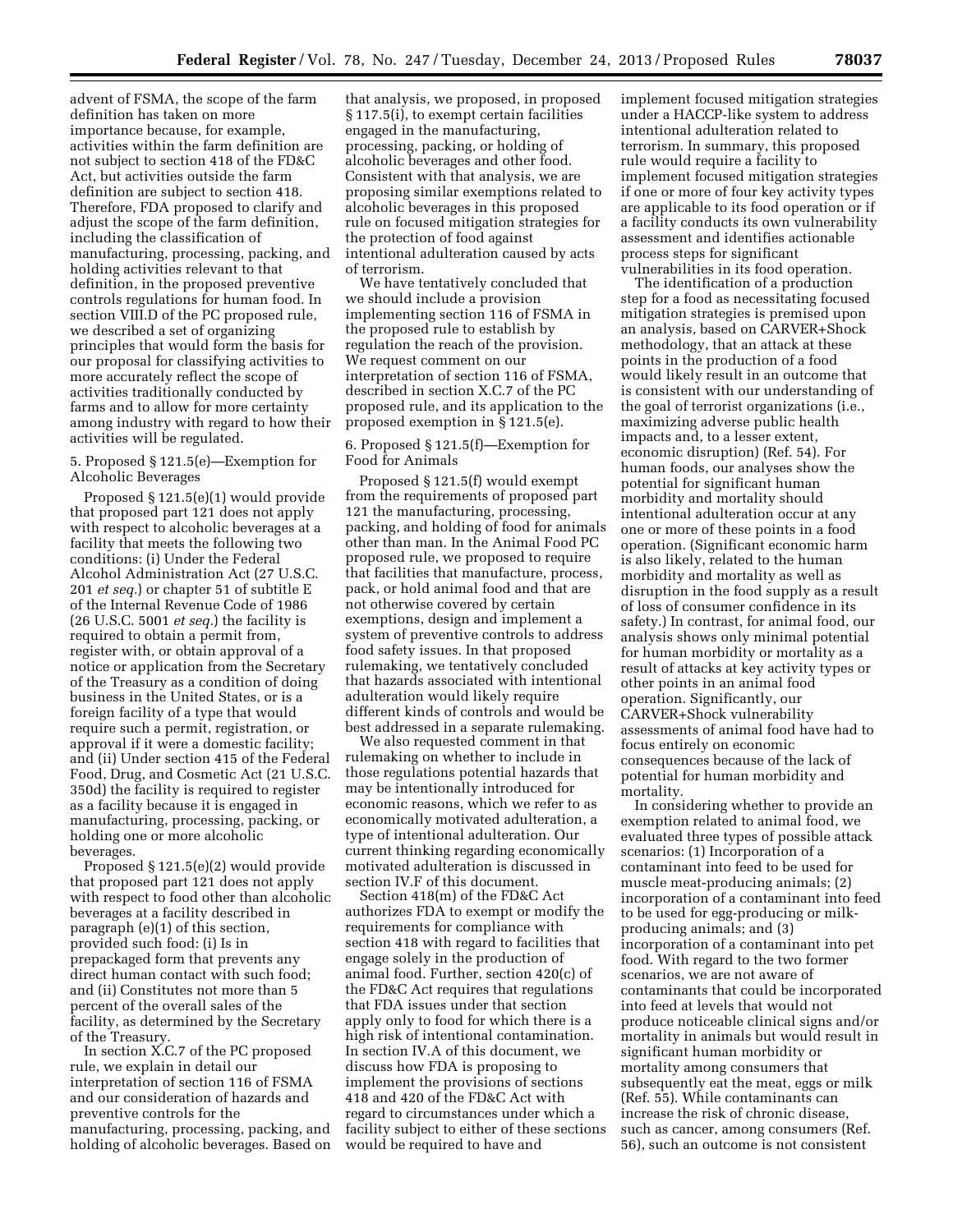advent of FSMA, the scope of the farm definition has taken on more importance because, for example, activities within the farm definition are not subject to section 418 of the FD&C Act, but activities outside the farm definition are subject to section 418. Therefore, FDA proposed to clarify and adjust the scope of the farm definition, including the classification of manufacturing, processing, packing, and holding activities relevant to that definition, in the proposed preventive controls regulations for human food. In section VIII.D of the PC proposed rule, we described a set of organizing principles that would form the basis for our proposal for classifying activities to more accurately reflect the scope of activities traditionally conducted by farms and to allow for more certainty among industry with regard to how their activities will be regulated.

5. Proposed § 121.5(e)—Exemption for Alcoholic Beverages

Proposed § 121.5(e)(1) would provide that proposed part 121 does not apply with respect to alcoholic beverages at a facility that meets the following two conditions: (i) Under the Federal Alcohol Administration Act (27 U.S.C. 201 *et seq.*) or chapter 51 of subtitle E of the Internal Revenue Code of 1986 (26 U.S.C. 5001 *et seq.*) the facility is required to obtain a permit from, register with, or obtain approval of a notice or application from the Secretary of the Treasury as a condition of doing business in the United States, or is a foreign facility of a type that would require such a permit, registration, or approval if it were a domestic facility; and (ii) Under section 415 of the Federal Food, Drug, and Cosmetic Act (21 U.S.C. 350d) the facility is required to register as a facility because it is engaged in manufacturing, processing, packing, or holding one or more alcoholic beverages.

Proposed § 121.5(e)(2) would provide that proposed part 121 does not apply with respect to food other than alcoholic beverages at a facility described in paragraph (e)(1) of this section, provided such food: (i) Is in prepackaged form that prevents any direct human contact with such food; and (ii) Constitutes not more than 5 percent of the overall sales of the facility, as determined by the Secretary of the Treasury.

In section X.C.7 of the PC proposed rule, we explain in detail our interpretation of section 116 of FSMA and our consideration of hazards and preventive controls for the manufacturing, processing, packing, and holding of alcoholic beverages. Based on that analysis, we proposed, in proposed § 117.5(i), to exempt certain facilities engaged in the manufacturing, processing, packing, or holding of alcoholic beverages and other food. Consistent with that analysis, we are proposing similar exemptions related to alcoholic beverages in this proposed rule on focused mitigation strategies for the protection of food against intentional adulteration caused by acts of terrorism.

We have tentatively concluded that we should include a provision implementing section 116 of FSMA in the proposed rule to establish by regulation the reach of the provision. We request comment on our interpretation of section 116 of FSMA, described in section X.C.7 of the PC proposed rule, and its application to the proposed exemption in § 121.5(e).

6. Proposed § 121.5(f)—Exemption for Food for Animals

Proposed § 121.5(f) would exempt from the requirements of proposed part 121 the manufacturing, processing, packing, and holding of food for animals other than man. In the Animal Food PC proposed rule, we proposed to require that facilities that manufacture, process, pack, or hold animal food and that are not otherwise covered by certain exemptions, design and implement a system of preventive controls to address food safety issues. In that proposed rulemaking, we tentatively concluded that hazards associated with intentional adulteration would likely require different kinds of controls and would be best addressed in a separate rulemaking.

We also requested comment in that rulemaking on whether to include in those regulations potential hazards that may be intentionally introduced for economic reasons, which we refer to as economically motivated adulteration, a type of intentional adulteration. Our current thinking regarding economically motivated adulteration is discussed in section IV.F of this document.

Section 418(m) of the FD&C Act authorizes FDA to exempt or modify the requirements for compliance with section 418 with regard to facilities that engage solely in the production of animal food. Further, section 420(c) of the FD&C Act requires that regulations that FDA issues under that section apply only to food for which there is a high risk of intentional contamination. In section IV.A of this document, we discuss how FDA is proposing to implement the provisions of sections 418 and 420 of the FD&C Act with regard to circumstances under which a facility subject to either of these sections would be required to have and implement focused mitigation strategies under a HACCP-like system to address intentional adulteration related to terrorism. In summary, this proposed rule would require a facility to implement focused mitigation strategies if one or more of four key activity types are applicable to its food operation or if a facility conducts its own vulnerability assessment and identifies actionable process steps for significant vulnerabilities in its food operation.

The identification of a production step for a food as necessitating focused mitigation strategies is premised upon an analysis, based on CARVER+Shock methodology, that an attack at these points in the production of a food would likely result in an outcome that is consistent with our understanding of the goal of terrorist organizations (i.e., maximizing adverse public health impacts and, to a lesser extent, economic disruption) (Ref. 54). For human foods, our analyses show the potential for significant human morbidity and mortality should intentional adulteration occur at any one or more of these points in a food operation. (Significant economic harm is also likely, related to the human morbidity and mortality as well as disruption in the food supply as a result of loss of consumer confidence in its safety.) In contrast, for animal food, our analysis shows only minimal potential for human morbidity or mortality as a result of attacks at key activity types or other points in an animal food operation. Significantly, our CARVER+Shock vulnerability assessments of animal food have had to focus entirely on economic consequences because of the lack of potential for human morbidity and mortality.

In considering whether to provide an exemption related to animal food, we evaluated three types of possible attack scenarios: (1) Incorporation of a contaminant into feed to be used for muscle meat-producing animals; (2) incorporation of a contaminant into feed to be used for egg-producing or milk-producing animals; and (3) incorporation of a contaminant into pet food. With regard to the two former scenarios, we are not aware of contaminants that could be incorporated into feed at levels that would not produce noticeable clinical signs and/or mortality in animals but would result in significant human morbidity or mortality among consumers that subsequently eat the meat, eggs or milk (Ref. 55). While contaminants can increase the risk of chronic disease, such as cancer, among consumers (Ref. 56), such an outcome is not consistent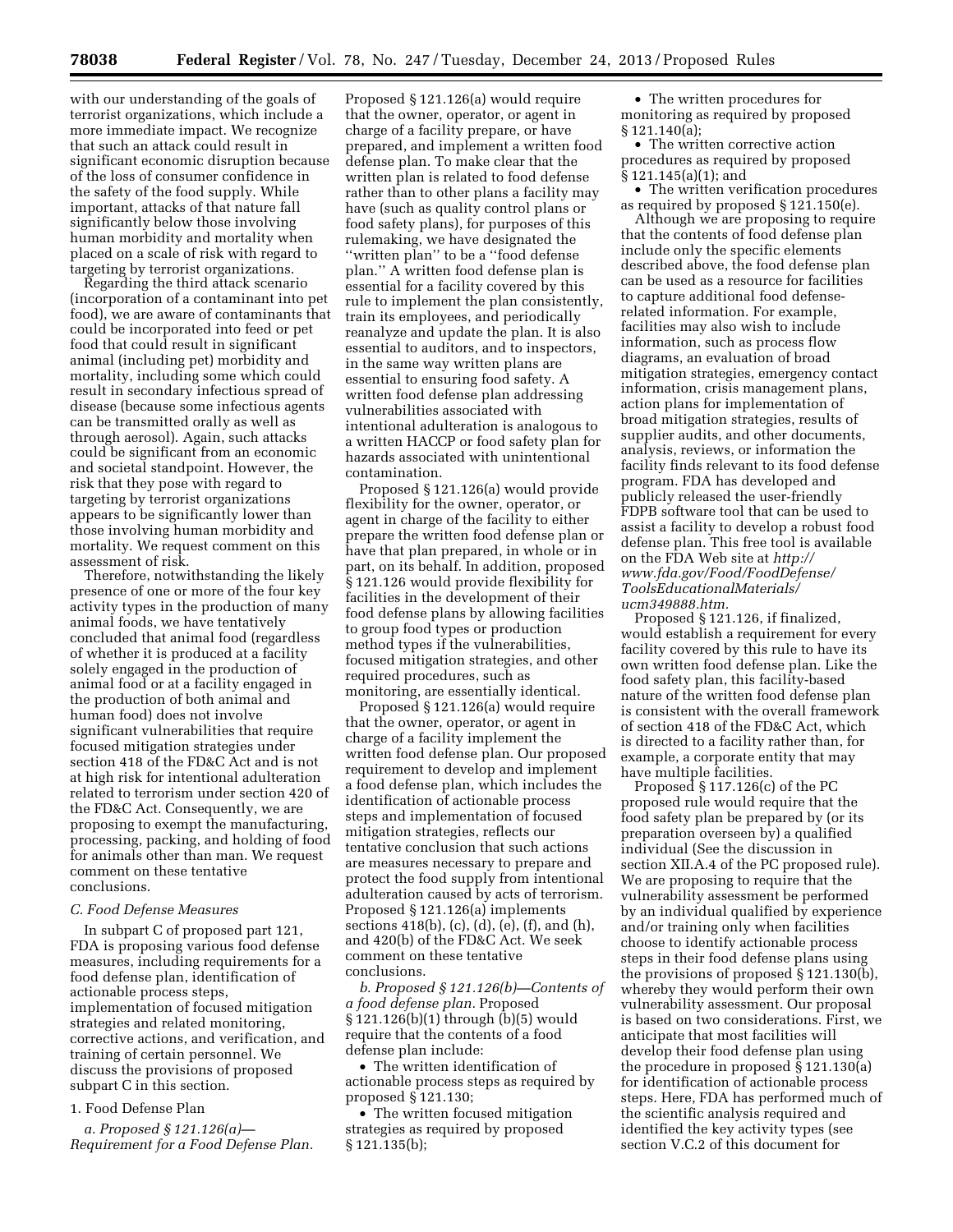with our understanding of the goals of terrorist organizations, which include a more immediate impact. We recognize that such an attack could result in significant economic disruption because of the loss of consumer confidence in the safety of the food supply. While important, attacks of that nature fall significantly below those involving human morbidity and mortality when placed on a scale of risk with regard to targeting by terrorist organizations.

Regarding the third attack scenario (incorporation of a contaminant into pet food), we are aware of contaminants that could be incorporated into feed or pet food that could result in significant animal (including pet) morbidity and mortality, including some which could result in secondary infectious spread of disease (because some infectious agents can be transmitted orally as well as through aerosol). Again, such attacks could be significant from an economic and societal standpoint. However, the risk that they pose with regard to targeting by terrorist organizations appears to be significantly lower than those involving human morbidity and mortality. We request comment on this assessment of risk.

Therefore, notwithstanding the likely presence of one or more of the four key activity types in the production of many animal foods, we have tentatively concluded that animal food (regardless of whether it is produced at a facility solely engaged in the production of animal food or at a facility engaged in the production of both animal and human food) does not involve significant vulnerabilities that require focused mitigation strategies under section 418 of the FD&C Act and is not at high risk for intentional adulteration related to terrorism under section 420 of the FD&C Act. Consequently, we are proposing to exempt the manufacturing, processing, packing, and holding of food for animals other than man. We request comment on these tentative conclusions.

### C. Food Defense Measures

In subpart C of proposed part 121, FDA is proposing various food defense measures, including requirements for a food defense plan, identification of actionable process steps, implementation of focused mitigation strategies and related monitoring, corrective actions, and verification, and training of certain personnel. We discuss the provisions of proposed subpart C in this section.

#### 1. Food Defense Plan

*a. Proposed § 121.126(a)—Requirement for a Food Defense Plan.* Proposed § 121.126(a) would require that the owner, operator, or agent in charge of a facility prepare, or have prepared, and implement a written food defense plan. To make clear that the written plan is related to food defense rather than to other plans a facility may have (such as quality control plans or food safety plans), for purposes of this rulemaking, we have designated the "written plan" to be a "food defense plan." A written food defense plan is essential for a facility covered by this rule to implement the plan consistently, train its employees, and periodically reanalyze and update the plan. It is also essential to auditors, and to inspectors, in the same way written plans are essential to ensuring food safety. A written food defense plan addressing vulnerabilities associated with intentional adulteration is analogous to a written HACCP or food safety plan for hazards associated with unintentional contamination.

Proposed § 121.126(a) would provide flexibility for the owner, operator, or agent in charge of the facility to either prepare the written food defense plan or have that plan prepared, in whole or in part, on its behalf. In addition, proposed § 121.126 would provide flexibility for facilities in the development of their food defense plans by allowing facilities to group food types or production method types if the vulnerabilities, focused mitigation strategies, and other required procedures, such as monitoring, are essentially identical.

Proposed § 121.126(a) would require that the owner, operator, or agent in charge of a facility implement the written food defense plan. Our proposed requirement to develop and implement a food defense plan, which includes the identification of actionable process steps and implementation of focused mitigation strategies, reflects our tentative conclusion that such actions are measures necessary to prepare and protect the food supply from intentional adulteration caused by acts of terrorism. Proposed § 121.126(a) implements sections 418(b), (c), (d), (e), (f), and (h), and 420(b) of the FD&C Act. We seek comment on these tentative conclusions.

*b. Proposed § 121.126(b)—Contents of a food defense plan.* Proposed § 121.126(b)(1) through (b)(5) would require that the contents of a food defense plan include:

- The written identification of actionable process steps as required by proposed § 121.130;
- The written focused mitigation strategies as required by proposed § 121.135(b);
- The written procedures for monitoring as required by proposed § 121.140(a);
- The written corrective action procedures as required by proposed § 121.145(a)(1); and
- The written verification procedures as required by proposed § 121.150(e).

Although we are proposing to require that the contents of food defense plan include only the specific elements described above, the food defense plan can be used as a resource for facilities to capture additional food defense-related information. For example, facilities may also wish to include information, such as process flow diagrams, an evaluation of broad mitigation strategies, emergency contact information, crisis management plans, action plans for implementation of broad mitigation strategies, results of supplier audits, and other documents, analysis, reviews, or information the facility finds relevant to its food defense program. FDA has developed and publicly released the user-friendly FDPB software tool that can be used to assist a facility to develop a robust food defense plan. This free tool is available on the FDA Web site at *http://www.fda.gov/Food/FoodDefense/ToolsEducationalMaterials/ucm349888.htm.*

Proposed § 121.126, if finalized, would establish a requirement for every facility covered by this rule to have its own written food defense plan. Like the food safety plan, this facility-based nature of the written food defense plan is consistent with the overall framework of section 418 of the FD&C Act, which is directed to a facility rather than, for example, a corporate entity that may have multiple facilities.

Proposed § 117.126(c) of the PC proposed rule would require that the food safety plan be prepared by (or its preparation overseen by) a qualified individual (See the discussion in section XII.A.4 of the PC proposed rule). We are proposing to require that the vulnerability assessment be performed by an individual qualified by experience and/or training only when facilities choose to identify actionable process steps in their food defense plans using the provisions of proposed § 121.130(b), whereby they would perform their own vulnerability assessment. Our proposal is based on two considerations. First, we anticipate that most facilities will develop their food defense plan using the procedure in proposed § 121.130(a) for identification of actionable process steps. Here, FDA has performed much of the scientific analysis required and identified the key activity types (see section V.C.2 of this document for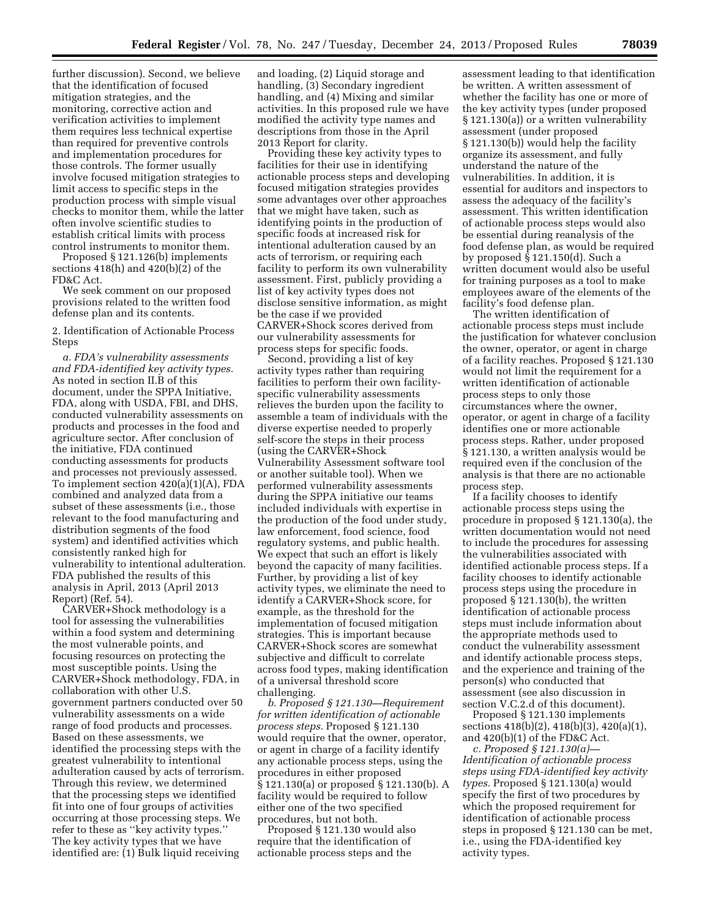further discussion). Second, we believe that the identification of focused mitigation strategies, and the monitoring, corrective action and verification activities to implement them requires less technical expertise than required for preventive controls and implementation procedures for those controls. The former usually involve focused mitigation strategies to limit access to specific steps in the production process with simple visual checks to monitor them, while the latter often involve scientific studies to establish critical limits with process control instruments to monitor them.

Proposed § 121.126(b) implements sections 418(h) and 420(b)(2) of the FD&C Act.

We seek comment on our proposed provisions related to the written food defense plan and its contents.

2. Identification of Actionable Process Steps

*a. FDA's vulnerability assessments and FDA-identified key activity types.* As noted in section II.B of this document, under the SPPA Initiative, FDA, along with USDA, FBI, and DHS, conducted vulnerability assessments on products and processes in the food and agriculture sector. After conclusion of the initiative, FDA continued conducting assessments for products and processes not previously assessed. To implement section 420(a)(1)(A), FDA combined and analyzed data from a subset of these assessments (i.e., those relevant to the food manufacturing and distribution segments of the food system) and identified activities which consistently ranked high for vulnerability to intentional adulteration. FDA published the results of this analysis in April, 2013 (April 2013 Report) (Ref. 54).

CARVER+Shock methodology is a tool for assessing the vulnerabilities within a food system and determining the most vulnerable points, and focusing resources on protecting the most susceptible points. Using the CARVER+Shock methodology, FDA, in collaboration with other U.S. government partners conducted over 50 vulnerability assessments on a wide range of food products and processes. Based on these assessments, we identified the processing steps with the greatest vulnerability to intentional adulteration caused by acts of terrorism. Through this review, we determined that the processing steps we identified fit into one of four groups of activities occurring at those processing steps. We refer to these as ''key activity types.'' The key activity types that we have identified are: (1) Bulk liquid receiving and loading, (2) Liquid storage and handling, (3) Secondary ingredient handling, and (4) Mixing and similar activities. In this proposed rule we have modified the activity type names and descriptions from those in the April 2013 Report for clarity.

Providing these key activity types to facilities for their use in identifying actionable process steps and developing focused mitigation strategies provides some advantages over other approaches that we might have taken, such as identifying points in the production of specific foods at increased risk for intentional adulteration caused by an acts of terrorism, or requiring each facility to perform its own vulnerability assessment. First, publicly providing a list of key activity types does not disclose sensitive information, as might be the case if we provided CARVER+Shock scores derived from our vulnerability assessments for process steps for specific foods.

Second, providing a list of key activity types rather than requiring facilities to perform their own facility-specific vulnerability assessments relieves the burden upon the facility to assemble a team of individuals with the diverse expertise needed to properly self-score the steps in their process (using the CARVER+Shock Vulnerability Assessment software tool or another suitable tool). When we performed vulnerability assessments during the SPPA initiative our teams included individuals with expertise in the production of the food under study, law enforcement, food science, food regulatory systems, and public health. We expect that such an effort is likely beyond the capacity of many facilities. Further, by providing a list of key activity types, we eliminate the need to identify a CARVER+Shock score, for example, as the threshold for the implementation of focused mitigation strategies. This is important because CARVER+Shock scores are somewhat subjective and difficult to correlate across food types, making identification of a universal threshold score challenging.

*b. Proposed § 121.130—Requirement for written identification of actionable process steps.* Proposed § 121.130 would require that the owner, operator, or agent in charge of a facility identify any actionable process steps, using the procedures in either proposed § 121.130(a) or proposed § 121.130(b). A facility would be required to follow either one of the two specified procedures, but not both.

Proposed § 121.130 would also require that the identification of actionable process steps and the assessment leading to that identification be written. A written assessment of whether the facility has one or more of the key activity types (under proposed § 121.130(a)) or a written vulnerability assessment (under proposed § 121.130(b)) would help the facility organize its assessment, and fully understand the nature of the vulnerabilities. In addition, it is essential for auditors and inspectors to assess the adequacy of the facility's assessment. This written identification of actionable process steps would also be essential during reanalysis of the food defense plan, as would be required by proposed § 121.150(d). Such a written document would also be useful for training purposes as a tool to make employees aware of the elements of the facility's food defense plan.

The written identification of actionable process steps must include the justification for whatever conclusion the owner, operator, or agent in charge of a facility reaches. Proposed § 121.130 would not limit the requirement for a written identification of actionable process steps to only those circumstances where the owner, operator, or agent in charge of a facility identifies one or more actionable process steps. Rather, under proposed § 121.130, a written analysis would be required even if the conclusion of the analysis is that there are no actionable process step.

If a facility chooses to identify actionable process steps using the procedure in proposed § 121.130(a), the written documentation would not need to include the procedures for assessing the vulnerabilities associated with identified actionable process steps. If a facility chooses to identify actionable process steps using the procedure in proposed § 121.130(b), the written identification of actionable process steps must include information about the appropriate methods used to conduct the vulnerability assessment and identify actionable process steps, and the experience and training of the person(s) who conducted that assessment (see also discussion in section V.C.2.d of this document).

Proposed § 121.130 implements sections 418(b)(2), 418(b)(3), 420(a)(1), and 420(b)(1) of the FD&C Act.

*c. Proposed § 121.130(a)—Identification of actionable process steps using FDA-identified key activity types.* Proposed § 121.130(a) would specify the first of two procedures by which the proposed requirement for identification of actionable process steps in proposed § 121.130 can be met, i.e., using the FDA-identified key activity types.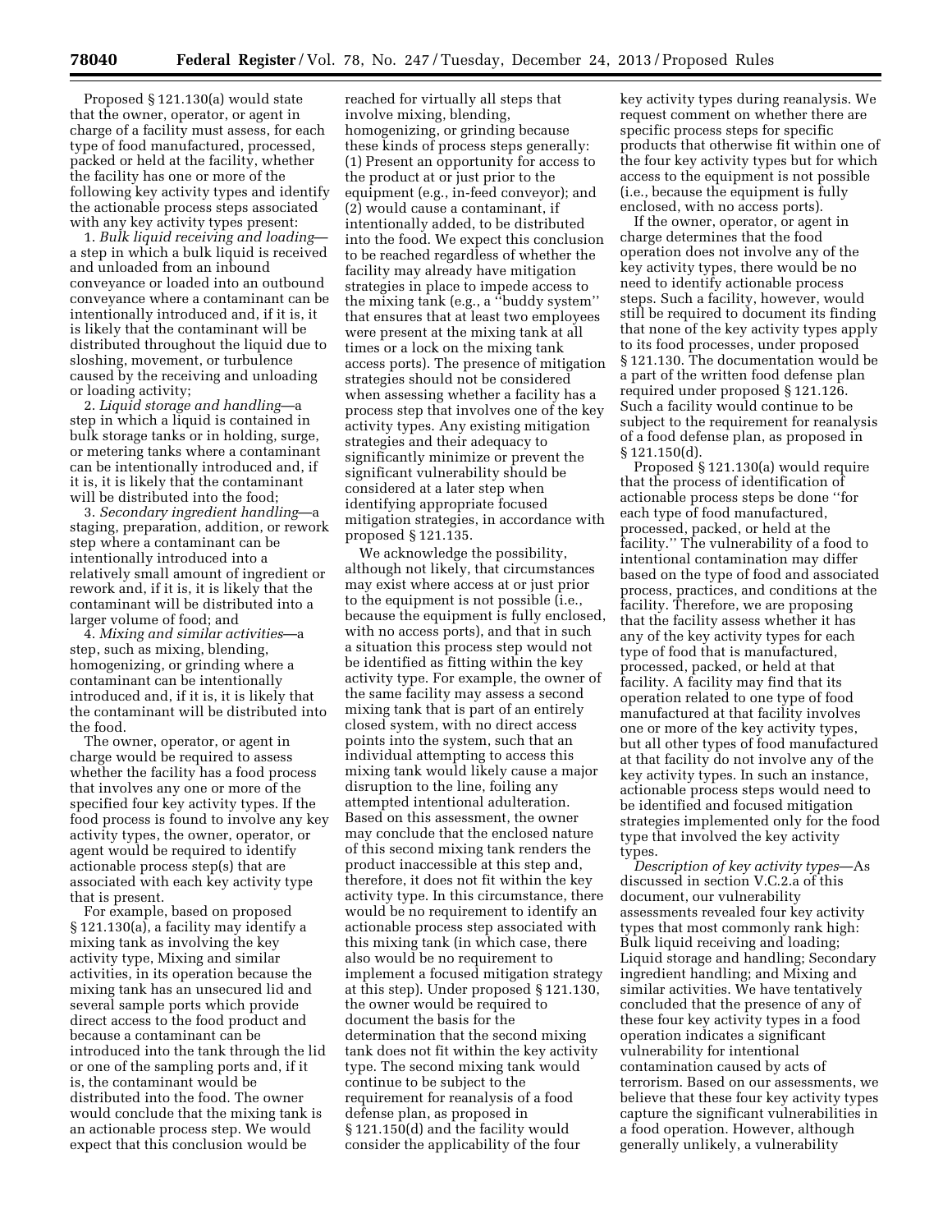Proposed § 121.130(a) would state that the owner, operator, or agent in charge of a facility must assess, for each type of food manufactured, processed, packed or held at the facility, whether the facility has one or more of the following key activity types and identify the actionable process steps associated with any key activity types present:

1. *Bulk liquid receiving and loading*—a step in which a bulk liquid is received and unloaded from an inbound conveyance or loaded into an outbound conveyance where a contaminant can be intentionally introduced and, if it is, it is likely that the contaminant will be distributed throughout the liquid due to sloshing, movement, or turbulence caused by the receiving and unloading or loading activity;
2. *Liquid storage and handling*—a step in which a liquid is contained in bulk storage tanks or in holding, surge, or metering tanks where a contaminant can be intentionally introduced and, if it is, it is likely that the contaminant will be distributed into the food;
3. *Secondary ingredient handling*—a staging, preparation, addition, or rework step where a contaminant can be intentionally introduced into a relatively small amount of ingredient or rework and, if it is, it is likely that the contaminant will be distributed into a larger volume of food; and
4. *Mixing and similar activities*—a step, such as mixing, blending, homogenizing, or grinding where a contaminant can be intentionally introduced and, if it is, it is likely that the contaminant will be distributed into the food.

The owner, operator, or agent in charge would be required to assess whether the facility has a food process that involves any one or more of the specified four key activity types. If the food process is found to involve any key activity types, the owner, operator, or agent would be required to identify actionable process step(s) that are associated with each key activity type that is present.

For example, based on proposed § 121.130(a), a facility may identify a mixing tank as involving the key activity type, Mixing and similar activities, in its operation because the mixing tank has an unsecured lid and several sample ports which provide direct access to the food product and because a contaminant can be introduced into the tank through the lid or one of the sampling ports and, if it is, the contaminant would be distributed into the food. The owner would conclude that the mixing tank is an actionable process step. We would expect that this conclusion would be reached for virtually all steps that involve mixing, blending, homogenizing, or grinding because these kinds of process steps generally: (1) Present an opportunity for access to the product at or just prior to the equipment (e.g., in-feed conveyor); and (2) would cause a contaminant, if intentionally added, to be distributed into the food. We expect this conclusion to be reached regardless of whether the facility may already have mitigation strategies in place to impede access to the mixing tank (e.g., a "buddy system" that ensures that at least two employees were present at the mixing tank at all times or a lock on the mixing tank access ports). The presence of mitigation strategies should not be considered when assessing whether a facility has a process step that involves one of the key activity types. Any existing mitigation strategies and their adequacy to significantly minimize or prevent the significant vulnerability should be considered at a later step when identifying appropriate focused mitigation strategies, in accordance with proposed § 121.135.

We acknowledge the possibility, although not likely, that circumstances may exist where access at or just prior to the equipment is not possible (i.e., because the equipment is fully enclosed, with no access ports), and that in such a situation this process step would not be identified as fitting within the key activity type. For example, the owner of the same facility may assess a second mixing tank that is part of an entirely closed system, with no direct access points into the system, such that an individual attempting to access this mixing tank would likely cause a major disruption to the line, foiling any attempted intentional adulteration. Based on this assessment, the owner may conclude that the enclosed nature of this second mixing tank renders the product inaccessible at this step and, therefore, it does not fit within the key activity type. In this circumstance, there would be no requirement to identify an actionable process step associated with this mixing tank (in which case, there also would be no requirement to implement a focused mitigation strategy at this step). Under proposed § 121.130, the owner would be required to document the basis for the determination that the second mixing tank does not fit within the key activity type. The second mixing tank would continue to be subject to the requirement for reanalysis of a food defense plan, as proposed in § 121.150(d) and the facility would consider the applicability of the four key activity types during reanalysis. We request comment on whether there are specific process steps for specific products that otherwise fit within one of the four key activity types but for which access to the equipment is not possible (i.e., because the equipment is fully enclosed, with no access ports).

If the owner, operator, or agent in charge determines that the food operation does not involve any of the key activity types, there would be no need to identify actionable process steps. Such a facility, however, would still be required to document its finding that none of the key activity types apply to its food processes, under proposed § 121.130. The documentation would be a part of the written food defense plan required under proposed § 121.126. Such a facility would continue to be subject to the requirement for reanalysis of a food defense plan, as proposed in § 121.150(d).

Proposed § 121.130(a) would require that the process of identification of actionable process steps be done "for each type of food manufactured, processed, packed, or held at the facility." The vulnerability of a food to intentional contamination may differ based on the type of food and associated process, practices, and conditions at the facility. Therefore, we are proposing that the facility assess whether it has any of the key activity types for each type of food that is manufactured, processed, packed, or held at that facility. A facility may find that its operation related to one type of food manufactured at that facility involves one or more of the key activity types, but all other types of food manufactured at that facility do not involve any of the key activity types. In such an instance, actionable process steps would need to be identified and focused mitigation strategies implemented only for the food type that involved the key activity types.

*Description of key activity types*—As discussed in section V.C.2.a of this document, our vulnerability assessments revealed four key activity types that most commonly rank high: Bulk liquid receiving and loading; Liquid storage and handling; Secondary ingredient handling; and Mixing and similar activities. We have tentatively concluded that the presence of any of these four key activity types in a food operation indicates a significant vulnerability for intentional contamination caused by acts of terrorism. Based on our assessments, we believe that these four key activity types capture the significant vulnerabilities in a food operation. However, although generally unlikely, a vulnerability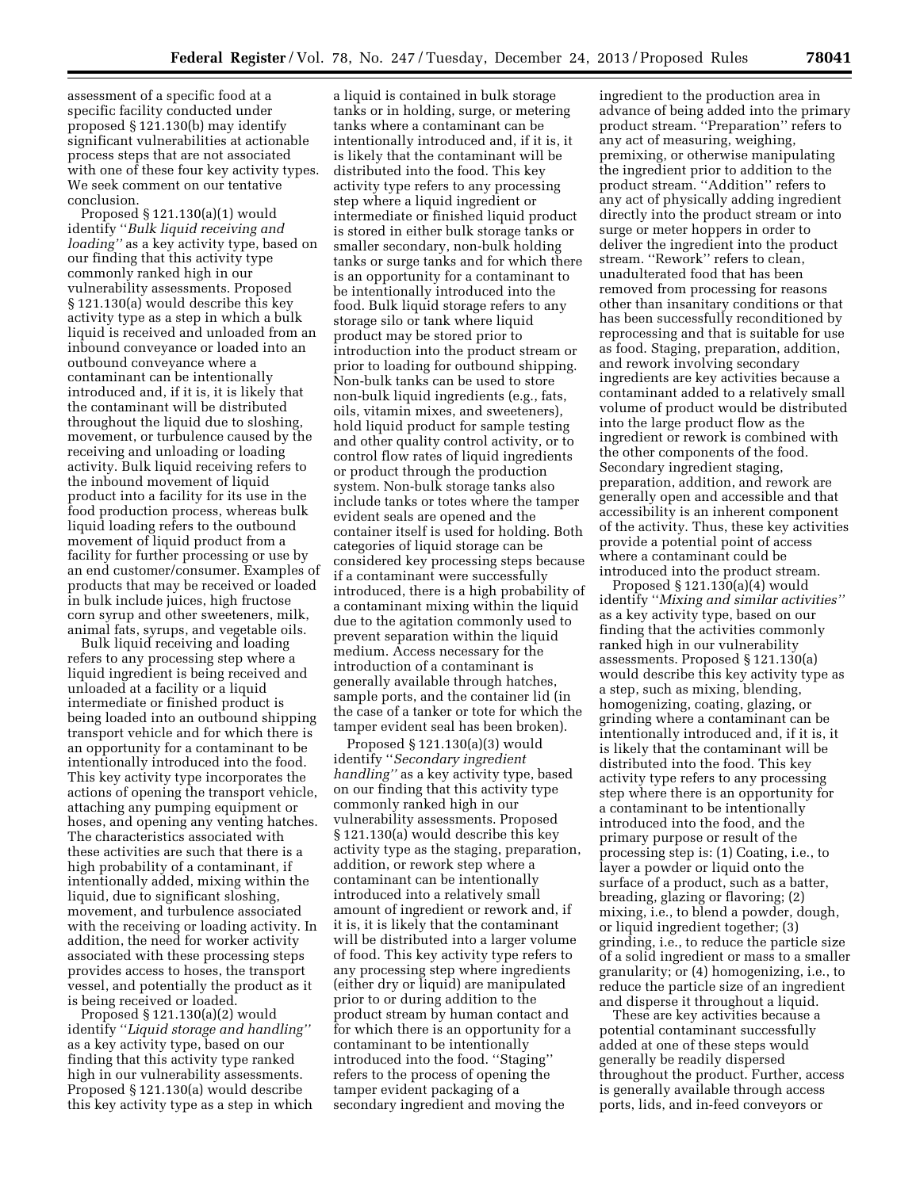assessment of a specific food at a specific facility conducted under proposed § 121.130(b) may identify significant vulnerabilities at actionable process steps that are not associated with one of these four key activity types. We seek comment on our tentative conclusion.

Proposed § 121.130(a)(1) would identify ''*Bulk liquid receiving and loading*'' as a key activity type, based on our finding that this activity type commonly ranked high in our vulnerability assessments. Proposed § 121.130(a) would describe this key activity type as a step in which a bulk liquid is received and unloaded from an inbound conveyance or loaded into an outbound conveyance where a contaminant can be intentionally introduced and, if it is, it is likely that the contaminant will be distributed throughout the liquid due to sloshing, movement, or turbulence caused by the receiving and unloading or loading activity. Bulk liquid receiving refers to the inbound movement of liquid product into a facility for its use in the food production process, whereas bulk liquid loading refers to the outbound movement of liquid product from a facility for further processing or use by an end customer/consumer. Examples of products that may be received or loaded in bulk include juices, high fructose corn syrup and other sweeteners, milk, animal fats, syrups, and vegetable oils.

Bulk liquid receiving and loading refers to any processing step where a liquid ingredient is being received and unloaded at a facility or a liquid intermediate or finished product is being loaded into an outbound shipping transport vehicle and for which there is an opportunity for a contaminant to be intentionally introduced into the food. This key activity type incorporates the actions of opening the transport vehicle, attaching any pumping equipment or hoses, and opening any venting hatches. The characteristics associated with these activities are such that there is a high probability of a contaminant, if intentionally added, mixing within the liquid, due to significant sloshing, movement, and turbulence associated with the receiving or loading activity. In addition, the need for worker activity associated with these processing steps provides access to hoses, the transport vessel, and potentially the product as it is being received or loaded.

Proposed § 121.130(a)(2) would identify ''*Liquid storage and handling*'' as a key activity type, based on our finding that this activity type ranked high in our vulnerability assessments. Proposed § 121.130(a) would describe this key activity type as a step in which a liquid is contained in bulk storage tanks or in holding, surge, or metering tanks where a contaminant can be intentionally introduced and, if it is, it is likely that the contaminant will be distributed into the food. This key activity type refers to any processing step where a liquid ingredient or intermediate or finished liquid product is stored in either bulk storage tanks or smaller secondary, non-bulk holding tanks or surge tanks and for which there is an opportunity for a contaminant to be intentionally introduced into the food. Bulk liquid storage refers to any storage silo or tank where liquid product may be stored prior to introduction into the product stream or prior to loading for outbound shipping. Non-bulk tanks can be used to store non-bulk liquid ingredients (e.g., fats, oils, vitamin mixes, and sweeteners), hold liquid product for sample testing and other quality control activity, or to control flow rates of liquid ingredients or product through the production system. Non-bulk storage tanks also include tanks or totes where the tamper evident seals are opened and the container itself is used for holding. Both categories of liquid storage can be considered key processing steps because if a contaminant were successfully introduced, there is a high probability of a contaminant mixing within the liquid due to the agitation commonly used to prevent separation within the liquid medium. Access necessary for the introduction of a contaminant is generally available through hatches, sample ports, and the container lid (in the case of a tanker or tote for which the tamper evident seal has been broken).

Proposed § 121.130(a)(3) would identify ''*Secondary ingredient handling*'' as a key activity type, based on our finding that this activity type commonly ranked high in our vulnerability assessments. Proposed § 121.130(a) would describe this key activity type as the staging, preparation, addition, or rework step where a contaminant can be intentionally introduced into a relatively small amount of ingredient or rework and, if it is, it is likely that the contaminant will be distributed into a larger volume of food. This key activity type refers to any processing step where ingredients (either dry or liquid) are manipulated prior to or during addition to the product stream by human contact and for which there is an opportunity for a contaminant to be intentionally introduced into the food. ''Staging'' refers to the process of opening the tamper evident packaging of a secondary ingredient and moving the ingredient to the production area in advance of being added into the primary product stream. ''Preparation'' refers to any act of measuring, weighing, premixing, or otherwise manipulating the ingredient prior to addition to the product stream. ''Addition'' refers to any act of physically adding ingredient directly into the product stream or into surge or meter hoppers in order to deliver the ingredient into the product stream. ''Rework'' refers to clean, unadulterated food that has been removed from processing for reasons other than insanitary conditions or that has been successfully reconditioned by reprocessing and that is suitable for use as food. Staging, preparation, addition, and rework involving secondary ingredients are key activities because a contaminant added to a relatively small volume of product would be distributed into the large product flow as the ingredient or rework is combined with the other components of the food. Secondary ingredient staging, preparation, addition, and rework are generally open and accessible and that accessibility is an inherent component of the activity. Thus, these key activities provide a potential point of access where a contaminant could be introduced into the product stream.

Proposed § 121.130(a)(4) would identify ''*Mixing and similar activities*'' as a key activity type, based on our finding that the activities commonly ranked high in our vulnerability assessments. Proposed § 121.130(a) would describe this key activity type as a step, such as mixing, blending, homogenizing, coating, glazing, or grinding where a contaminant can be intentionally introduced and, if it is, it is likely that the contaminant will be distributed into the food. This key activity type refers to any processing step where there is an opportunity for a contaminant to be intentionally introduced into the food, and the primary purpose or result of the processing step is: (1) Coating, i.e., to layer a powder or liquid onto the surface of a product, such as a batter, breading, glazing or flavoring; (2) mixing, i.e., to blend a powder, dough, or liquid ingredient together; (3) grinding, i.e., to reduce the particle size of a solid ingredient or mass to a smaller granularity; or (4) homogenizing, i.e., to reduce the particle size of an ingredient and disperse it throughout a liquid.

These are key activities because a potential contaminant successfully added at one of these steps would generally be readily dispersed throughout the product. Further, access is generally available through access ports, lids, and in-feed conveyors or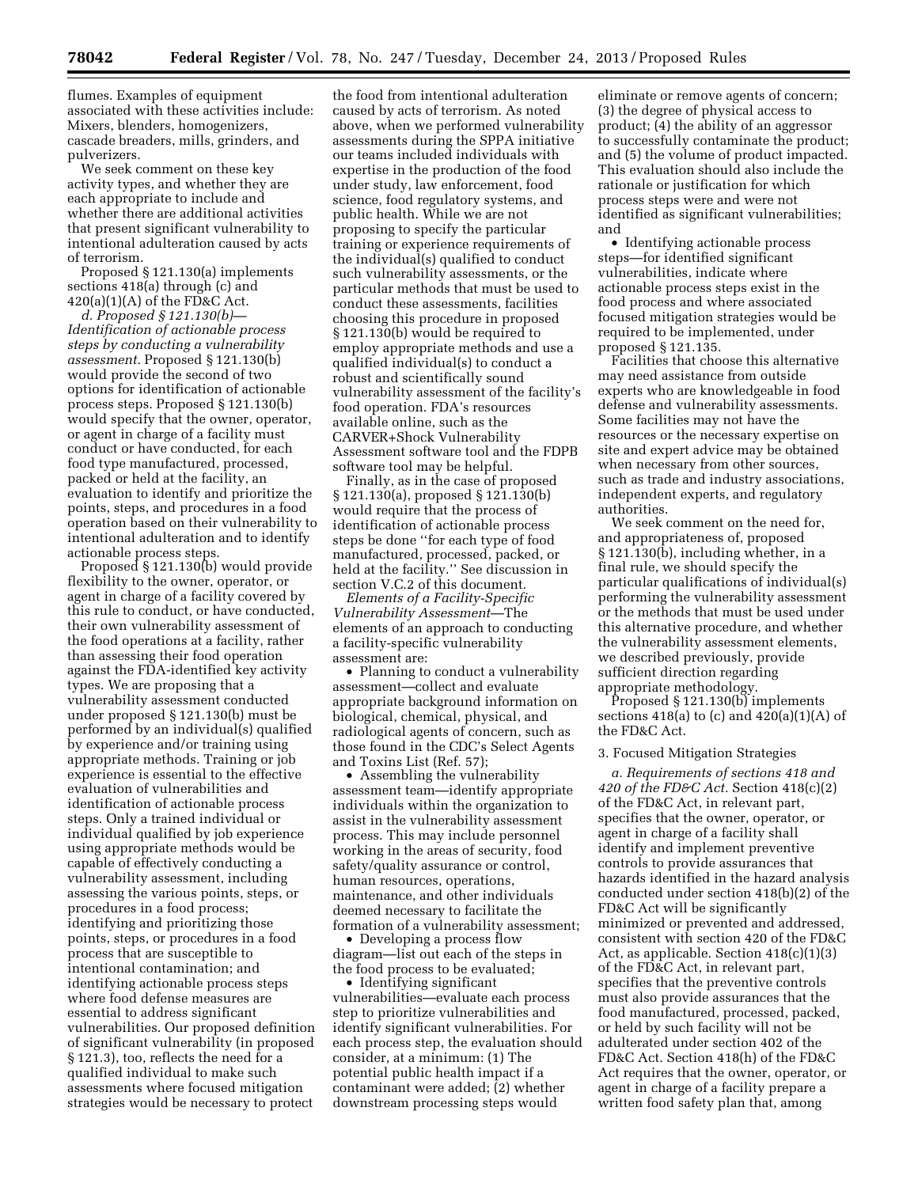flumes. Examples of equipment associated with these activities include: Mixers, blenders, homogenizers, cascade breaders, mills, grinders, and pulverizers.

We seek comment on these key activity types, and whether they are each appropriate to include and whether there are additional activities that present significant vulnerability to intentional adulteration caused by acts of terrorism.

Proposed § 121.130(a) implements sections 418(a) through (c) and 420(a)(1)(A) of the FD&C Act.

*d. Proposed § 121.130(b)—Identification of actionable process steps by conducting a vulnerability assessment.* Proposed § 121.130(b) would provide the second of two options for identification of actionable process steps. Proposed § 121.130(b) would specify that the owner, operator, or agent in charge of a facility must conduct or have conducted, for each food type manufactured, processed, packed or held at the facility, an evaluation to identify and prioritize the points, steps, and procedures in a food operation based on their vulnerability to intentional adulteration and to identify actionable process steps.

Proposed § 121.130(b) would provide flexibility to the owner, operator, or agent in charge of a facility covered by this rule to conduct, or have conducted, their own vulnerability assessment of the food operations at a facility, rather than assessing their food operation against the FDA-identified key activity types. We are proposing that a vulnerability assessment conducted under proposed § 121.130(b) must be performed by an individual(s) qualified by experience and/or training using appropriate methods. Training or job experience is essential to the effective evaluation of vulnerabilities and identification of actionable process steps. Only a trained individual or individual qualified by job experience using appropriate methods would be capable of effectively conducting a vulnerability assessment, including assessing the various points, steps, or procedures in a food process; identifying and prioritizing those points, steps, or procedures in a food process that are susceptible to intentional contamination; and identifying actionable process steps where food defense measures are essential to address significant vulnerabilities. Our proposed definition of significant vulnerability (in proposed § 121.3), too, reflects the need for a qualified individual to make such assessments where focused mitigation strategies would be necessary to protect the food from intentional adulteration caused by acts of terrorism. As noted above, when we performed vulnerability assessments during the SPPA initiative our teams included individuals with expertise in the production of the food under study, law enforcement, food science, food regulatory systems, and public health. While we are not proposing to specify the particular training or experience requirements of the individual(s) qualified to conduct such vulnerability assessments, or the particular methods that must be used to conduct these assessments, facilities choosing this procedure in proposed § 121.130(b) would be required to employ appropriate methods and use a qualified individual(s) to conduct a robust and scientifically sound vulnerability assessment of the facility's food operation. FDA's resources available online, such as the CARVER+Shock Vulnerability Assessment software tool and the FDPB software tool may be helpful.

Finally, as in the case of proposed § 121.130(a), proposed § 121.130(b) would require that the process of identification of actionable process steps be done ''for each type of food manufactured, processed, packed, or held at the facility.'' See discussion in section V.C.2 of this document.

*Elements of a Facility-Specific Vulnerability Assessment*—The elements of an approach to conducting a facility-specific vulnerability assessment are:

- Planning to conduct a vulnerability assessment—collect and evaluate appropriate background information on biological, chemical, physical, and radiological agents of concern, such as those found in the CDC's Select Agents and Toxins List (Ref. 57);
- Assembling the vulnerability assessment team—identify appropriate individuals within the organization to assist in the vulnerability assessment process. This may include personnel working in the areas of security, food safety/quality assurance or control, human resources, operations, maintenance, and other individuals deemed necessary to facilitate the formation of a vulnerability assessment;
- Developing a process flow diagram—list out each of the steps in the food process to be evaluated;
- Identifying significant vulnerabilities—evaluate each process step to prioritize vulnerabilities and identify significant vulnerabilities. For each process step, the evaluation should consider, at a minimum: (1) The potential public health impact if a contaminant were added; (2) whether downstream processing steps would eliminate or remove agents of concern; (3) the degree of physical access to product; (4) the ability of an aggressor to successfully contaminate the product; and (5) the volume of product impacted. This evaluation should also include the rationale or justification for which process steps were and were not identified as significant vulnerabilities; and
- Identifying actionable process steps—for identified significant vulnerabilities, indicate where actionable process steps exist in the food process and where associated focused mitigation strategies would be required to be implemented, under proposed § 121.135.

Facilities that choose this alternative may need assistance from outside experts who are knowledgeable in food defense and vulnerability assessments. Some facilities may not have the resources or the necessary expertise on site and expert advice may be obtained when necessary from other sources, such as trade and industry associations, independent experts, and regulatory authorities.

We seek comment on the need for, and appropriateness of, proposed § 121.130(b), including whether, in a final rule, we should specify the particular qualifications of individual(s) performing the vulnerability assessment or the methods that must be used under this alternative procedure, and whether the vulnerability assessment elements, we described previously, provide sufficient direction regarding appropriate methodology.

Proposed § 121.130(b) implements sections 418(a) to (c) and 420(a)(1)(A) of the FD&C Act.

3. Focused Mitigation Strategies

*a. Requirements of sections 418 and 420 of the FD&C Act.* Section 418(c)(2) of the FD&C Act, in relevant part, specifies that the owner, operator, or agent in charge of a facility shall identify and implement preventive controls to provide assurances that hazards identified in the hazard analysis conducted under section 418(b)(2) of the FD&C Act will be significantly minimized or prevented and addressed, consistent with section 420 of the FD&C Act, as applicable. Section 418(c)(1)(3) of the FD&C Act, in relevant part, specifies that the preventive controls must also provide assurances that the food manufactured, processed, packed, or held by such facility will not be adulterated under section 402 of the FD&C Act. Section 418(h) of the FD&C Act requires that the owner, operator, or agent in charge of a facility prepare a written food safety plan that, among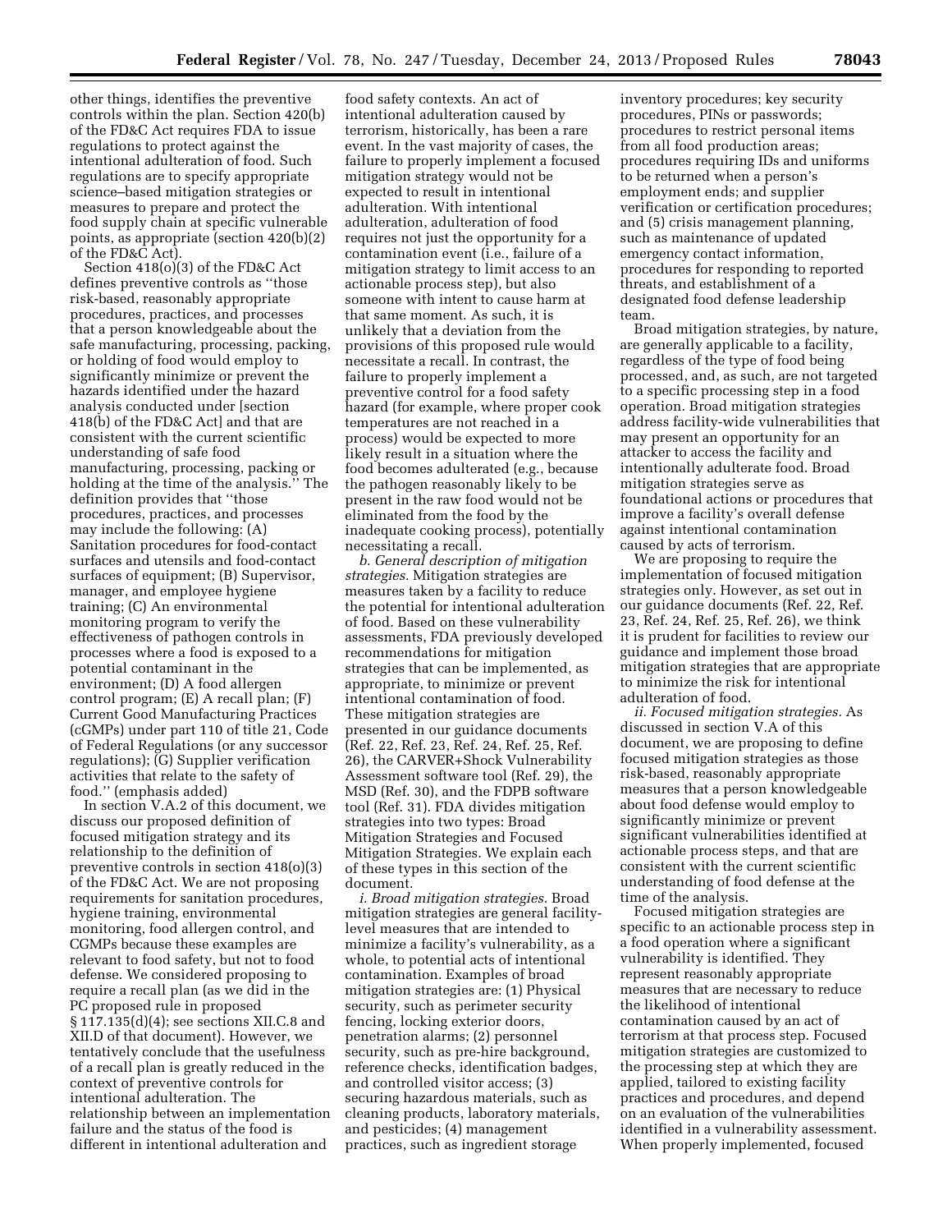other things, identifies the preventive controls within the plan. Section 420(b) of the FD&C Act requires FDA to issue regulations to protect against the intentional adulteration of food. Such regulations are to specify appropriate science–based mitigation strategies or measures to prepare and protect the food supply chain at specific vulnerable points, as appropriate (section 420(b)(2) of the FD&C Act).

Section 418(o)(3) of the FD&C Act defines preventive controls as ''those risk-based, reasonably appropriate procedures, practices, and processes that a person knowledgeable about the safe manufacturing, processing, packing, or holding of food would employ to significantly minimize or prevent the hazards identified under the hazard analysis conducted under [section 418(b) of the FD&C Act] and that are consistent with the current scientific understanding of safe food manufacturing, processing, packing or holding at the time of the analysis.'' The definition provides that ''those procedures, practices, and processes may include the following: (A) Sanitation procedures for food-contact surfaces and utensils and food-contact surfaces of equipment; (B) Supervisor, manager, and employee hygiene training; (C) An environmental monitoring program to verify the effectiveness of pathogen controls in processes where a food is exposed to a potential contaminant in the environment; (D) A food allergen control program; (E) A recall plan; (F) Current Good Manufacturing Practices (cGMPs) under part 110 of title 21, Code of Federal Regulations (or any successor regulations); (G) Supplier verification activities that relate to the safety of food.'' (emphasis added)

In section V.A.2 of this document, we discuss our proposed definition of focused mitigation strategy and its relationship to the definition of preventive controls in section 418(o)(3) of the FD&C Act. We are not proposing requirements for sanitation procedures, hygiene training, environmental monitoring, food allergen control, and CGMPs because these examples are relevant to food safety, but not to food defense. We considered proposing to require a recall plan (as we did in the PC proposed rule in proposed § 117.135(d)(4); see sections XII.C.8 and XII.D of that document). However, we tentatively conclude that the usefulness of a recall plan is greatly reduced in the context of preventive controls for intentional adulteration. The relationship between an implementation failure and the status of the food is different in intentional adulteration and food safety contexts. An act of intentional adulteration caused by terrorism, historically, has been a rare event. In the vast majority of cases, the failure to properly implement a focused mitigation strategy would not be expected to result in intentional adulteration. With intentional adulteration, adulteration of food requires not just the opportunity for a contamination event (i.e., failure of a mitigation strategy to limit access to an actionable process step), but also someone with intent to cause harm at that same moment. As such, it is unlikely that a deviation from the provisions of this proposed rule would necessitate a recall. In contrast, the failure to properly implement a preventive control for a food safety hazard (for example, where proper cook temperatures are not reached in a process) would be expected to more likely result in a situation where the food becomes adulterated (e.g., because the pathogen reasonably likely to be present in the raw food would not be eliminated from the food by the inadequate cooking process), potentially necessitating a recall.

*b. General description of mitigation strategies.* Mitigation strategies are measures taken by a facility to reduce the potential for intentional adulteration of food. Based on these vulnerability assessments, FDA previously developed recommendations for mitigation strategies that can be implemented, as appropriate, to minimize or prevent intentional contamination of food. These mitigation strategies are presented in our guidance documents (Ref. 22, Ref. 23, Ref. 24, Ref. 25, Ref. 26), the CARVER+Shock Vulnerability Assessment software tool (Ref. 29), the MSD (Ref. 30), and the FDPB software tool (Ref. 31). FDA divides mitigation strategies into two types: Broad Mitigation Strategies and Focused Mitigation Strategies. We explain each of these types in this section of the document.

*i. Broad mitigation strategies.* Broad mitigation strategies are general facility-level measures that are intended to minimize a facility's vulnerability, as a whole, to potential acts of intentional contamination. Examples of broad mitigation strategies are: (1) Physical security, such as perimeter security fencing, locking exterior doors, penetration alarms; (2) personnel security, such as pre-hire background, reference checks, identification badges, and controlled visitor access; (3) securing hazardous materials, such as cleaning products, laboratory materials, and pesticides; (4) management practices, such as ingredient storage inventory procedures; key security procedures, PINs or passwords; procedures to restrict personal items from all food production areas; procedures requiring IDs and uniforms to be returned when a person's employment ends; and supplier verification or certification procedures; and (5) crisis management planning, such as maintenance of updated emergency contact information, procedures for responding to reported threats, and establishment of a designated food defense leadership team.

Broad mitigation strategies, by nature, are generally applicable to a facility, regardless of the type of food being processed, and, as such, are not targeted to a specific processing step in a food operation. Broad mitigation strategies address facility-wide vulnerabilities that may present an opportunity for an attacker to access the facility and intentionally adulterate food. Broad mitigation strategies serve as foundational actions or procedures that improve a facility's overall defense against intentional contamination caused by acts of terrorism.

We are proposing to require the implementation of focused mitigation strategies only. However, as set out in our guidance documents (Ref. 22, Ref. 23, Ref. 24, Ref. 25, Ref. 26), we think it is prudent for facilities to review our guidance and implement those broad mitigation strategies that are appropriate to minimize the risk for intentional adulteration of food.

*ii. Focused mitigation strategies.* As discussed in section V.A of this document, we are proposing to define focused mitigation strategies as those risk-based, reasonably appropriate measures that a person knowledgeable about food defense would employ to significantly minimize or prevent significant vulnerabilities identified at actionable process steps, and that are consistent with the current scientific understanding of food defense at the time of the analysis.

Focused mitigation strategies are specific to an actionable process step in a food operation where a significant vulnerability is identified. They represent reasonably appropriate measures that are necessary to reduce the likelihood of intentional contamination caused by an act of terrorism at that process step. Focused mitigation strategies are customized to the processing step at which they are applied, tailored to existing facility practices and procedures, and depend on an evaluation of the vulnerabilities identified in a vulnerability assessment. When properly implemented, focused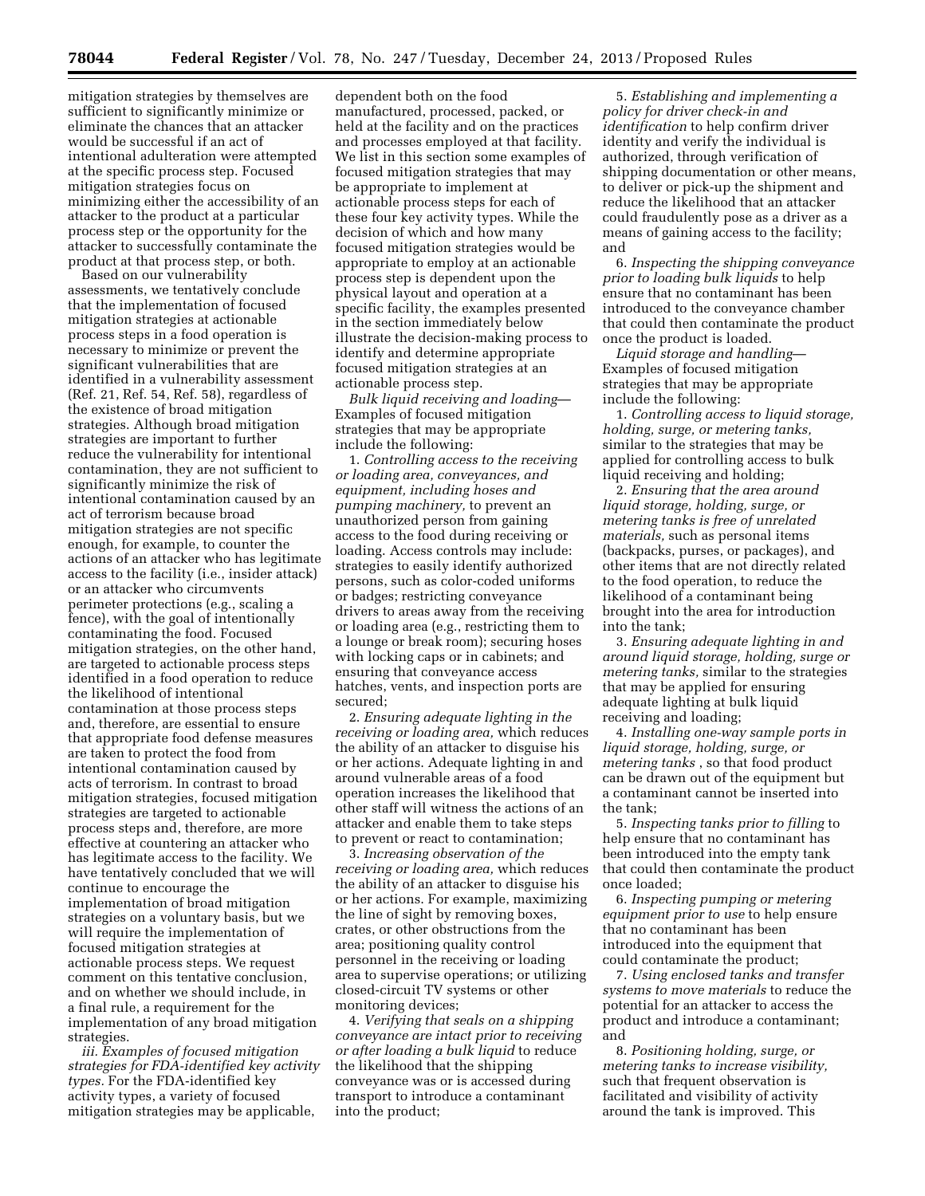mitigation strategies by themselves are sufficient to significantly minimize or eliminate the chances that an attacker would be successful if an act of intentional adulteration were attempted at the specific process step. Focused mitigation strategies focus on minimizing either the accessibility of an attacker to the product at a particular process step or the opportunity for the attacker to successfully contaminate the product at that process step, or both.

Based on our vulnerability assessments, we tentatively conclude that the implementation of focused mitigation strategies at actionable process steps in a food operation is necessary to minimize or prevent the significant vulnerabilities that are identified in a vulnerability assessment (Ref. 21, Ref. 54, Ref. 58), regardless of the existence of broad mitigation strategies. Although broad mitigation strategies are important to further reduce the vulnerability for intentional contamination, they are not sufficient to significantly minimize the risk of intentional contamination caused by an act of terrorism because broad mitigation strategies are not specific enough, for example, to counter the actions of an attacker who has legitimate access to the facility (i.e., insider attack) or an attacker who circumvents perimeter protections (e.g., scaling a fence), with the goal of intentionally contaminating the food. Focused mitigation strategies, on the other hand, are targeted to actionable process steps identified in a food operation to reduce the likelihood of intentional contamination at those process steps and, therefore, are essential to ensure that appropriate food defense measures are taken to protect the food from intentional contamination caused by acts of terrorism. In contrast to broad mitigation strategies, focused mitigation strategies are targeted to actionable process steps and, therefore, are more effective at countering an attacker who has legitimate access to the facility. We have tentatively concluded that we will continue to encourage the implementation of broad mitigation strategies on a voluntary basis, but we will require the implementation of focused mitigation strategies at actionable process steps. We request comment on this tentative conclusion, and on whether we should include, in a final rule, a requirement for the implementation of any broad mitigation strategies.

*iii. Examples of focused mitigation strategies for FDA-identified key activity types.* For the FDA-identified key activity types, a variety of focused mitigation strategies may be applicable, dependent both on the food manufactured, processed, packed, or held at the facility and on the practices and processes employed at that facility. We list in this section some examples of focused mitigation strategies that may be appropriate to implement at actionable process steps for each of these four key activity types. While the decision of which and how many focused mitigation strategies would be appropriate to employ at an actionable process step is dependent upon the physical layout and operation at a specific facility, the examples presented in the section immediately below illustrate the decision-making process to identify and determine appropriate focused mitigation strategies at an actionable process step.

*Bulk liquid receiving and loading*—Examples of focused mitigation strategies that may be appropriate include the following:

1. *Controlling access to the receiving or loading area, conveyances, and equipment, including hoses and pumping machinery,* to prevent an unauthorized person from gaining access to the food during receiving or loading. Access controls may include: strategies to easily identify authorized persons, such as color-coded uniforms or badges; restricting conveyance drivers to areas away from the receiving or loading area (e.g., restricting them to a lounge or break room); securing hoses with locking caps or in cabinets; and ensuring that conveyance access hatches, vents, and inspection ports are secured;

2. *Ensuring adequate lighting in the receiving or loading area,* which reduces the ability of an attacker to disguise his or her actions. Adequate lighting in and around vulnerable areas of a food operation increases the likelihood that other staff will witness the actions of an attacker and enable them to take steps to prevent or react to contamination;

3. *Increasing observation of the receiving or loading area,* which reduces the ability of an attacker to disguise his or her actions. For example, maximizing the line of sight by removing boxes, crates, or other obstructions from the area; positioning quality control personnel in the receiving or loading area to supervise operations; or utilizing closed-circuit TV systems or other monitoring devices;

4. *Verifying that seals on a shipping conveyance are intact prior to receiving or after loading a bulk liquid* to reduce the likelihood that the shipping conveyance was or is accessed during transport to introduce a contaminant into the product;

5. *Establishing and implementing a policy for driver check-in and identification* to help confirm driver identity and verify the individual is authorized, through verification of shipping documentation or other means, to deliver or pick-up the shipment and reduce the likelihood that an attacker could fraudulently pose as a driver as a means of gaining access to the facility; and

6. *Inspecting the shipping conveyance prior to loading bulk liquids* to help ensure that no contaminant has been introduced to the conveyance chamber that could then contaminate the product once the product is loaded.

*Liquid storage and handling*—Examples of focused mitigation strategies that may be appropriate include the following:

1. *Controlling access to liquid storage, holding, surge, or metering tanks,* similar to the strategies that may be applied for controlling access to bulk liquid receiving and holding;

2. *Ensuring that the area around liquid storage, holding, surge, or metering tanks is free of unrelated materials,* such as personal items (backpacks, purses, or packages), and other items that are not directly related to the food operation, to reduce the likelihood of a contaminant being brought into the area for introduction into the tank;

3. *Ensuring adequate lighting in and around liquid storage, holding, surge or metering tanks,* similar to the strategies that may be applied for ensuring adequate lighting at bulk liquid receiving and loading;

4. *Installing one-way sample ports in liquid storage, holding, surge, or metering tanks* , so that food product can be drawn out of the equipment but a contaminant cannot be inserted into the tank;

5. *Inspecting tanks prior to filling* to help ensure that no contaminant has been introduced into the empty tank that could then contaminate the product once loaded;

6. *Inspecting pumping or metering equipment prior to use* to help ensure that no contaminant has been introduced into the equipment that could contaminate the product;

7. *Using enclosed tanks and transfer systems to move materials* to reduce the potential for an attacker to access the product and introduce a contaminant; and

8. *Positioning holding, surge, or metering tanks to increase visibility,* such that frequent observation is facilitated and visibility of activity around the tank is improved. This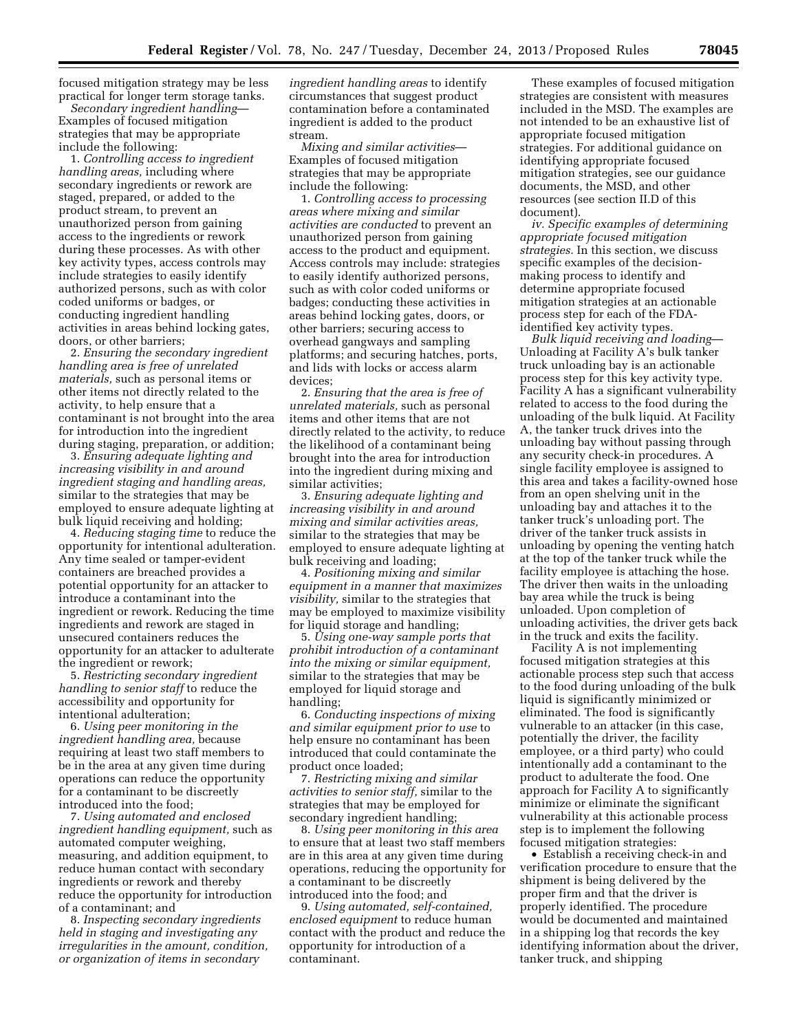focused mitigation strategy may be less practical for longer term storage tanks.

*Secondary ingredient handling*—Examples of focused mitigation strategies that may be appropriate include the following:

1. *Controlling access to ingredient handling areas,* including where secondary ingredients or rework are staged, prepared, or added to the product stream, to prevent an unauthorized person from gaining access to the ingredients or rework during these processes. As with other key activity types, access controls may include strategies to easily identify authorized persons, such as with color coded uniforms or badges, or conducting ingredient handling activities in areas behind locking gates, doors, or other barriers;

2. *Ensuring the secondary ingredient handling area is free of unrelated materials,* such as personal items or other items not directly related to the activity, to help ensure that a contaminant is not brought into the area for introduction into the ingredient during staging, preparation, or addition;

3. *Ensuring adequate lighting and increasing visibility in and around ingredient staging and handling areas,* similar to the strategies that may be employed to ensure adequate lighting at bulk liquid receiving and holding;

4. *Reducing staging time* to reduce the opportunity for intentional adulteration. Any time sealed or tamper-evident containers are breached provides a potential opportunity for an attacker to introduce a contaminant into the ingredient or rework. Reducing the time ingredients and rework are staged in unsecured containers reduces the opportunity for an attacker to adulterate the ingredient or rework;

5. *Restricting secondary ingredient handling to senior staff* to reduce the accessibility and opportunity for intentional adulteration;

6. *Using peer monitoring in the ingredient handling area,* because requiring at least two staff members to be in the area at any given time during operations can reduce the opportunity for a contaminant to be discreetly introduced into the food;

7. *Using automated and enclosed ingredient handling equipment,* such as automated computer weighing, measuring, and addition equipment, to reduce human contact with secondary ingredients or rework and thereby reduce the opportunity for introduction of a contaminant; and

8. *Inspecting secondary ingredients held in staging and investigating any irregularities in the amount, condition, or organization of items in secondary ingredient handling areas* to identify circumstances that suggest product contamination before a contaminated ingredient is added to the product stream.

*Mixing and similar activities*—Examples of focused mitigation strategies that may be appropriate include the following:

1. *Controlling access to processing areas where mixing and similar activities are conducted* to prevent an unauthorized person from gaining access to the product and equipment. Access controls may include: strategies to easily identify authorized persons, such as with color coded uniforms or badges; conducting these activities in areas behind locking gates, doors, or other barriers; securing access to overhead gangways and sampling platforms; and securing hatches, ports, and lids with locks or access alarm devices;

2. *Ensuring that the area is free of unrelated materials,* such as personal items and other items that are not directly related to the activity, to reduce the likelihood of a contaminant being brought into the area for introduction into the ingredient during mixing and similar activities;

3. *Ensuring adequate lighting and increasing visibility in and around mixing and similar activities areas,* similar to the strategies that may be employed to ensure adequate lighting at bulk receiving and loading;

4. *Positioning mixing and similar equipment in a manner that maximizes visibility,* similar to the strategies that may be employed to maximize visibility for liquid storage and handling;

5. *Using one-way sample ports that prohibit introduction of a contaminant into the mixing or similar equipment,* similar to the strategies that may be employed for liquid storage and handling;

6. *Conducting inspections of mixing and similar equipment prior to use* to help ensure no contaminant has been introduced that could contaminate the product once loaded;

7. *Restricting mixing and similar activities to senior staff,* similar to the strategies that may be employed for secondary ingredient handling;

8. *Using peer monitoring in this area* to ensure that at least two staff members are in this area at any given time during operations, reducing the opportunity for a contaminant to be discreetly introduced into the food; and

9. *Using automated, self-contained, enclosed equipment* to reduce human contact with the product and reduce the opportunity for introduction of a contaminant.

These examples of focused mitigation strategies are consistent with measures included in the MSD. The examples are not intended to be an exhaustive list of appropriate focused mitigation strategies. For additional guidance on identifying appropriate focused mitigation strategies, see our guidance documents, the MSD, and other resources (see section II.D of this document).

*iv. Specific examples of determining appropriate focused mitigation strategies.* In this section, we discuss specific examples of the decision-making process to identify and determine appropriate focused mitigation strategies at an actionable process step for each of the FDA-identified key activity types.

*Bulk liquid receiving and loading*—Unloading at Facility A's bulk tanker truck unloading bay is an actionable process step for this key activity type. Facility A has a significant vulnerability related to access to the food during the unloading of the bulk liquid. At Facility A, the tanker truck drives into the unloading bay without passing through any security check-in procedures. A single facility employee is assigned to this area and takes a facility-owned hose from an open shelving unit in the unloading bay and attaches it to the tanker truck's unloading port. The driver of the tanker truck assists in unloading by opening the venting hatch at the top of the tanker truck while the facility employee is attaching the hose. The driver then waits in the unloading bay area while the truck is being unloaded. Upon completion of unloading activities, the driver gets back in the truck and exits the facility.

Facility A is not implementing focused mitigation strategies at this actionable process step such that access to the food during unloading of the bulk liquid is significantly minimized or eliminated. The food is significantly vulnerable to an attacker (in this case, potentially the driver, the facility employee, or a third party) who could intentionally add a contaminant to the product to adulterate the food. One approach for Facility A to significantly minimize or eliminate the significant vulnerability at this actionable process step is to implement the following focused mitigation strategies:

- Establish a receiving check-in and verification procedure to ensure that the shipment is being delivered by the proper firm and that the driver is properly identified. The procedure would be documented and maintained in a shipping log that records the key identifying information about the driver, tanker truck, and shipping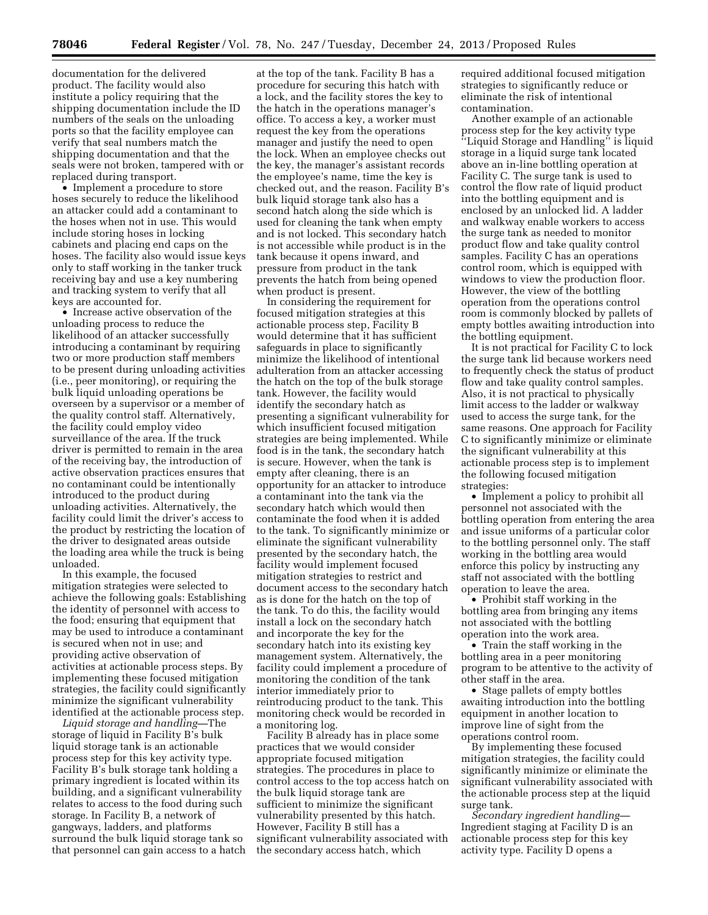documentation for the delivered product. The facility would also institute a policy requiring that the shipping documentation include the ID numbers of the seals on the unloading ports so that the facility employee can verify that seal numbers match the shipping documentation and that the seals were not broken, tampered with or replaced during transport.

- Implement a procedure to store hoses securely to reduce the likelihood an attacker could add a contaminant to the hoses when not in use. This would include storing hoses in locking cabinets and placing end caps on the hoses. The facility also would issue keys only to staff working in the tanker truck receiving bay and use a key numbering and tracking system to verify that all keys are accounted for.
- Increase active observation of the unloading process to reduce the likelihood of an attacker successfully introducing a contaminant by requiring two or more production staff members to be present during unloading activities (i.e., peer monitoring), or requiring the bulk liquid unloading operations be overseen by a supervisor or a member of the quality control staff. Alternatively, the facility could employ video surveillance of the area. If the truck driver is permitted to remain in the area of the receiving bay, the introduction of active observation practices ensures that no contaminant could be intentionally introduced to the product during unloading activities. Alternatively, the facility could limit the driver's access to the product by restricting the location of the driver to designated areas outside the loading area while the truck is being unloaded.

In this example, the focused mitigation strategies were selected to achieve the following goals: Establishing the identity of personnel with access to the food; ensuring that equipment that may be used to introduce a contaminant is secured when not in use; and providing active observation of activities at actionable process steps. By implementing these focused mitigation strategies, the facility could significantly minimize the significant vulnerability identified at the actionable process step.

*Liquid storage and handling*—The storage of liquid in Facility B's bulk liquid storage tank is an actionable process step for this key activity type. Facility B's bulk storage tank holding a primary ingredient is located within its building, and a significant vulnerability relates to access to the food during such storage. In Facility B, a network of gangways, ladders, and platforms surround the bulk liquid storage tank so that personnel can gain access to a hatch at the top of the tank. Facility B has a procedure for securing this hatch with a lock, and the facility stores the key to the hatch in the operations manager's office. To access a key, a worker must request the key from the operations manager and justify the need to open the lock. When an employee checks out the key, the manager's assistant records the employee's name, time the key is checked out, and the reason. Facility B's bulk liquid storage tank also has a second hatch along the side which is used for cleaning the tank when empty and is not locked. This secondary hatch is not accessible while product is in the tank because it opens inward, and pressure from product in the tank prevents the hatch from being opened when product is present.

In considering the requirement for focused mitigation strategies at this actionable process step, Facility B would determine that it has sufficient safeguards in place to significantly minimize the likelihood of intentional adulteration from an attacker accessing the hatch on the top of the bulk storage tank. However, the facility would identify the secondary hatch as presenting a significant vulnerability for which insufficient focused mitigation strategies are being implemented. While food is in the tank, the secondary hatch is secure. However, when the tank is empty after cleaning, there is an opportunity for an attacker to introduce a contaminant into the tank via the secondary hatch which would then contaminate the food when it is added to the tank. To significantly minimize or eliminate the significant vulnerability presented by the secondary hatch, the facility would implement focused mitigation strategies to restrict and document access to the secondary hatch as is done for the hatch on the top of the tank. To do this, the facility would install a lock on the secondary hatch and incorporate the key for the secondary hatch into its existing key management system. Alternatively, the facility could implement a procedure of monitoring the condition of the tank interior immediately prior to reintroducing product to the tank. This monitoring check would be recorded in a monitoring log.

Facility B already has in place some practices that we would consider appropriate focused mitigation strategies. The procedures in place to control access to the top access hatch on the bulk liquid storage tank are sufficient to minimize the significant vulnerability presented by this hatch. However, Facility B still has a significant vulnerability associated with the secondary access hatch, which required additional focused mitigation strategies to significantly reduce or eliminate the risk of intentional contamination.

Another example of an actionable process step for the key activity type "Liquid Storage and Handling" is liquid storage in a liquid surge tank located above an in-line bottling operation at Facility C. The surge tank is used to control the flow rate of liquid product into the bottling equipment and is enclosed by an unlocked lid. A ladder and walkway enable workers to access the surge tank as needed to monitor product flow and take quality control samples. Facility C has an operations control room, which is equipped with windows to view the production floor. However, the view of the bottling operation from the operations control room is commonly blocked by pallets of empty bottles awaiting introduction into the bottling equipment.

It is not practical for Facility C to lock the surge tank lid because workers need to frequently check the status of product flow and take quality control samples. Also, it is not practical to physically limit access to the ladder or walkway used to access the surge tank, for the same reasons. One approach for Facility C to significantly minimize or eliminate the significant vulnerability at this actionable process step is to implement the following focused mitigation strategies:

- Implement a policy to prohibit all personnel not associated with the bottling operation from entering the area and issue uniforms of a particular color to the bottling personnel only. The staff working in the bottling area would enforce this policy by instructing any staff not associated with the bottling operation to leave the area.
- Prohibit staff working in the bottling area from bringing any items not associated with the bottling operation into the work area.
- Train the staff working in the bottling area in a peer monitoring program to be attentive to the activity of other staff in the area.
- Stage pallets of empty bottles awaiting introduction into the bottling equipment in another location to improve line of sight from the operations control room.

By implementing these focused mitigation strategies, the facility could significantly minimize or eliminate the significant vulnerability associated with the actionable process step at the liquid surge tank.

*Secondary ingredient handling*—Ingredient staging at Facility D is an actionable process step for this key activity type. Facility D opens a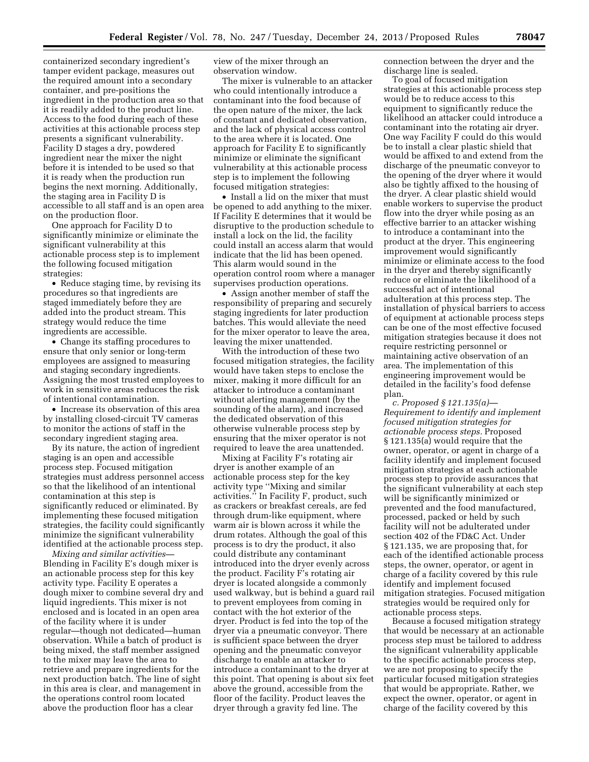containerized secondary ingredient's tamper evident package, measures out the required amount into a secondary container, and pre-positions the ingredient in the production area so that it is readily added to the product line. Access to the food during each of these activities at this actionable process step presents a significant vulnerability. Facility D stages a dry, powdered ingredient near the mixer the night before it is intended to be used so that it is ready when the production run begins the next morning. Additionally, the staging area in Facility D is accessible to all staff and is an open area on the production floor.

One approach for Facility D to significantly minimize or eliminate the significant vulnerability at this actionable process step is to implement the following focused mitigation strategies:

- Reduce staging time, by revising its procedures so that ingredients are staged immediately before they are added into the product stream. This strategy would reduce the time ingredients are accessible.
- Change its staffing procedures to ensure that only senior or long-term employees are assigned to measuring and staging secondary ingredients. Assigning the most trusted employees to work in sensitive areas reduces the risk of intentional contamination.
- Increase its observation of this area by installing closed-circuit TV cameras to monitor the actions of staff in the secondary ingredient staging area.

By its nature, the action of ingredient staging is an open and accessible process step. Focused mitigation strategies must address personnel access so that the likelihood of an intentional contamination at this step is significantly reduced or eliminated. By implementing these focused mitigation strategies, the facility could significantly minimize the significant vulnerability identified at the actionable process step.

*Mixing and similar activities*—Blending in Facility E's dough mixer is an actionable process step for this key activity type. Facility E operates a dough mixer to combine several dry and liquid ingredients. This mixer is not enclosed and is located in an open area of the facility where it is under regular—though not dedicated—human observation. While a batch of product is being mixed, the staff member assigned to the mixer may leave the area to retrieve and prepare ingredients for the next production batch. The line of sight in this area is clear, and management in the operations control room located above the production floor has a clear view of the mixer through an observation window.

The mixer is vulnerable to an attacker who could intentionally introduce a contaminant into the food because of the open nature of the mixer, the lack of constant and dedicated observation, and the lack of physical access control to the area where it is located. One approach for Facility E to significantly minimize or eliminate the significant vulnerability at this actionable process step is to implement the following focused mitigation strategies:

- Install a lid on the mixer that must be opened to add anything to the mixer. If Facility E determines that it would be disruptive to the production schedule to install a lock on the lid, the facility could install an access alarm that would indicate that the lid has been opened. This alarm would sound in the operation control room where a manager supervises production operations.
- Assign another member of staff the responsibility of preparing and securely staging ingredients for later production batches. This would alleviate the need for the mixer operator to leave the area, leaving the mixer unattended.

With the introduction of these two focused mitigation strategies, the facility would have taken steps to enclose the mixer, making it more difficult for an attacker to introduce a contaminant without alerting management (by the sounding of the alarm), and increased the dedicated observation of this otherwise vulnerable process step by ensuring that the mixer operator is not required to leave the area unattended.

Mixing at Facility F's rotating air dryer is another example of an actionable process step for the key activity type ''Mixing and similar activities.'' In Facility F, product, such as crackers or breakfast cereals, are fed through drum-like equipment, where warm air is blown across it while the drum rotates. Although the goal of this process is to dry the product, it also could distribute any contaminant introduced into the dryer evenly across the product. Facility F's rotating air dryer is located alongside a commonly used walkway, but is behind a guard rail to prevent employees from coming in contact with the hot exterior of the dryer. Product is fed into the top of the dryer via a pneumatic conveyor. There is sufficient space between the dryer opening and the pneumatic conveyor discharge to enable an attacker to introduce a contaminant to the dryer at this point. That opening is about six feet above the ground, accessible from the floor of the facility. Product leaves the dryer through a gravity fed line. The connection between the dryer and the discharge line is sealed.

To goal of focused mitigation strategies at this actionable process step would be to reduce access to this equipment to significantly reduce the likelihood an attacker could introduce a contaminant into the rotating air dryer. One way Facility F could do this would be to install a clear plastic shield that would be affixed to and extend from the discharge of the pneumatic conveyor to the opening of the dryer where it would also be tightly affixed to the housing of the dryer. A clear plastic shield would enable workers to supervise the product flow into the dryer while posing as an effective barrier to an attacker wishing to introduce a contaminant into the product at the dryer. This engineering improvement would significantly minimize or eliminate access to the food in the dryer and thereby significantly reduce or eliminate the likelihood of a successful act of intentional adulteration at this process step. The installation of physical barriers to access of equipment at actionable process steps can be one of the most effective focused mitigation strategies because it does not require restricting personnel or maintaining active observation of an area. The implementation of this engineering improvement would be detailed in the facility's food defense plan.

*c. Proposed § 121.135(a)—Requirement to identify and implement focused mitigation strategies for actionable process steps.* Proposed § 121.135(a) would require that the owner, operator, or agent in charge of a facility identify and implement focused mitigation strategies at each actionable process step to provide assurances that the significant vulnerability at each step will be significantly minimized or prevented and the food manufactured, processed, packed or held by such facility will not be adulterated under section 402 of the FD&C Act. Under § 121.135, we are proposing that, for each of the identified actionable process steps, the owner, operator, or agent in charge of a facility covered by this rule identify and implement focused mitigation strategies. Focused mitigation strategies would be required only for actionable process steps.

Because a focused mitigation strategy that would be necessary at an actionable process step must be tailored to address the significant vulnerability applicable to the specific actionable process step, we are not proposing to specify the particular focused mitigation strategies that would be appropriate. Rather, we expect the owner, operator, or agent in charge of the facility covered by this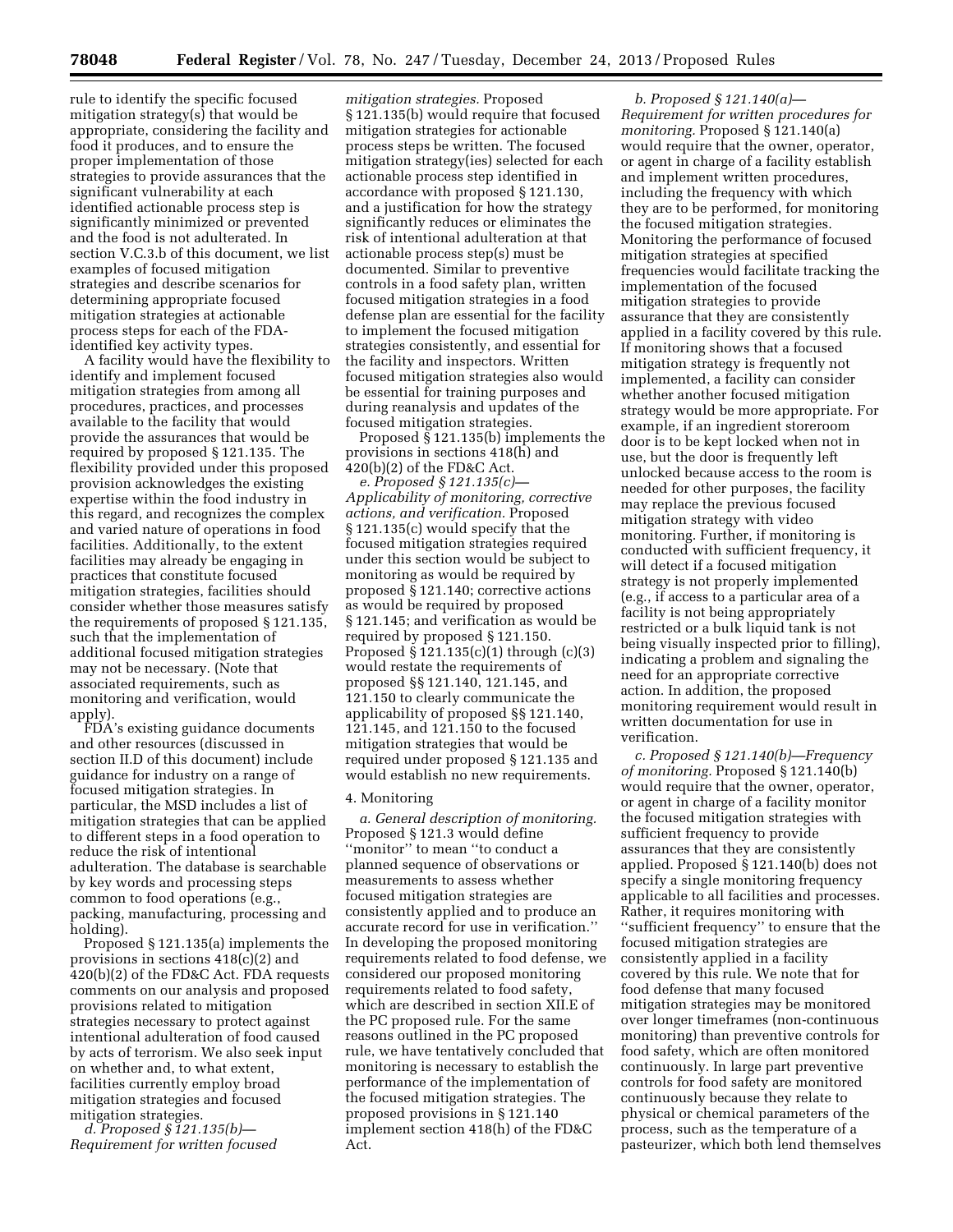rule to identify the specific focused mitigation strategy(s) that would be appropriate, considering the facility and food it produces, and to ensure the proper implementation of those strategies to provide assurances that the significant vulnerability at each identified actionable process step is significantly minimized or prevented and the food is not adulterated. In section V.C.3.b of this document, we list examples of focused mitigation strategies and describe scenarios for determining appropriate focused mitigation strategies at actionable process steps for each of the FDA-identified key activity types.

A facility would have the flexibility to identify and implement focused mitigation strategies from among all procedures, practices, and processes available to the facility that would provide the assurances that would be required by proposed § 121.135. The flexibility provided under this proposed provision acknowledges the existing expertise within the food industry in this regard, and recognizes the complex and varied nature of operations in food facilities. Additionally, to the extent facilities may already be engaging in practices that constitute focused mitigation strategies, facilities should consider whether those measures satisfy the requirements of proposed § 121.135, such that the implementation of additional focused mitigation strategies may not be necessary. (Note that associated requirements, such as monitoring and verification, would apply).

FDA's existing guidance documents and other resources (discussed in section II.D of this document) include guidance for industry on a range of focused mitigation strategies. In particular, the MSD includes a list of mitigation strategies that can be applied to different steps in a food operation to reduce the risk of intentional adulteration. The database is searchable by key words and processing steps common to food operations (e.g., packing, manufacturing, processing and holding).

Proposed § 121.135(a) implements the provisions in sections 418(c)(2) and 420(b)(2) of the FD&C Act. FDA requests comments on our analysis and proposed provisions related to mitigation strategies necessary to protect against intentional adulteration of food caused by acts of terrorism. We also seek input on whether and, to what extent, facilities currently employ broad mitigation strategies and focused mitigation strategies.

*d. Proposed § 121.135(b)—Requirement for written focused mitigation strategies.* Proposed § 121.135(b) would require that focused mitigation strategies for actionable process steps be written. The focused mitigation strategy(ies) selected for each actionable process step identified in accordance with proposed § 121.130, and a justification for how the strategy significantly reduces or eliminates the risk of intentional adulteration at that actionable process step(s) must be documented. Similar to preventive controls in a food safety plan, written focused mitigation strategies in a food defense plan are essential for the facility to implement the focused mitigation strategies consistently, and essential for the facility and inspectors. Written focused mitigation strategies also would be essential for training purposes and during reanalysis and updates of the focused mitigation strategies.

Proposed § 121.135(b) implements the provisions in sections 418(h) and 420(b)(2) of the FD&C Act.

*e. Proposed § 121.135(c)—Applicability of monitoring, corrective actions, and verification.* Proposed § 121.135(c) would specify that the focused mitigation strategies required under this section would be subject to monitoring as would be required by proposed § 121.140; corrective actions as would be required by proposed § 121.145; and verification as would be required by proposed § 121.150. Proposed § 121.135(c)(1) through (c)(3) would restate the requirements of proposed §§ 121.140, 121.145, and 121.150 to clearly communicate the applicability of proposed §§ 121.140, 121.145, and 121.150 to the focused mitigation strategies that would be required under proposed § 121.135 and would establish no new requirements.

4. Monitoring

*a. General description of monitoring.* Proposed § 121.3 would define ''monitor'' to mean ''to conduct a planned sequence of observations or measurements to assess whether focused mitigation strategies are consistently applied and to produce an accurate record for use in verification.'' In developing the proposed monitoring requirements related to food defense, we considered our proposed monitoring requirements related to food safety, which are described in section XII.E of the PC proposed rule. For the same reasons outlined in the PC proposed rule, we have tentatively concluded that monitoring is necessary to establish the performance of the implementation of the focused mitigation strategies. The proposed provisions in § 121.140 implement section 418(h) of the FD&C Act.

*b. Proposed § 121.140(a)—Requirement for written procedures for monitoring.* Proposed § 121.140(a) would require that the owner, operator, or agent in charge of a facility establish and implement written procedures, including the frequency with which they are to be performed, for monitoring the focused mitigation strategies. Monitoring the performance of focused mitigation strategies at specified frequencies would facilitate tracking the implementation of the focused mitigation strategies to provide assurance that they are consistently applied in a facility covered by this rule. If monitoring shows that a focused mitigation strategy is frequently not implemented, a facility can consider whether another focused mitigation strategy would be more appropriate. For example, if an ingredient storeroom door is to be kept locked when not in use, but the door is frequently left unlocked because access to the room is needed for other purposes, the facility may replace the previous focused mitigation strategy with video monitoring. Further, if monitoring is conducted with sufficient frequency, it will detect if a focused mitigation strategy is not properly implemented (e.g., if access to a particular area of a facility is not being appropriately restricted or a bulk liquid tank is not being visually inspected prior to filling), indicating a problem and signaling the need for an appropriate corrective action. In addition, the proposed monitoring requirement would result in written documentation for use in verification.

*c. Proposed § 121.140(b)—Frequency of monitoring.* Proposed § 121.140(b) would require that the owner, operator, or agent in charge of a facility monitor the focused mitigation strategies with sufficient frequency to provide assurances that they are consistently applied. Proposed § 121.140(b) does not specify a single monitoring frequency applicable to all facilities and processes. Rather, it requires monitoring with ''sufficient frequency'' to ensure that the focused mitigation strategies are consistently applied in a facility covered by this rule. We note that for food defense that many focused mitigation strategies may be monitored over longer timeframes (non-continuous monitoring) than preventive controls for food safety, which are often monitored continuously. In large part preventive controls for food safety are monitored continuously because they relate to physical or chemical parameters of the process, such as the temperature of a pasteurizer, which both lend themselves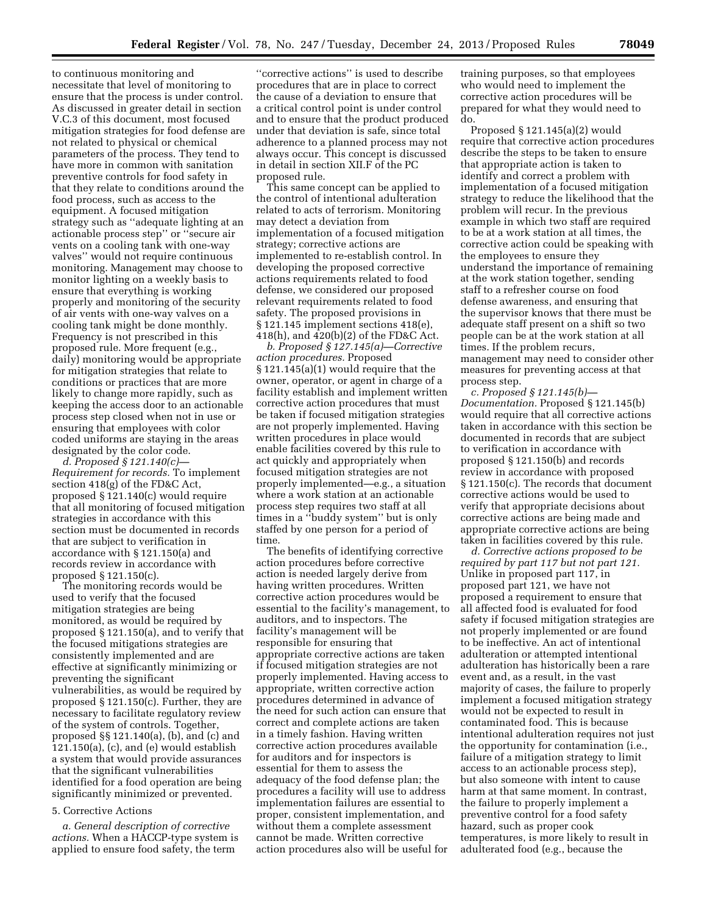to continuous monitoring and necessitate that level of monitoring to ensure that the process is under control. As discussed in greater detail in section V.C.3 of this document, most focused mitigation strategies for food defense are not related to physical or chemical parameters of the process. They tend to have more in common with sanitation preventive controls for food safety in that they relate to conditions around the food process, such as access to the equipment. A focused mitigation strategy such as ''adequate lighting at an actionable process step'' or ''secure air vents on a cooling tank with one-way valves'' would not require continuous monitoring. Management may choose to monitor lighting on a weekly basis to ensure that everything is working properly and monitoring of the security of air vents with one-way valves on a cooling tank might be done monthly. Frequency is not prescribed in this proposed rule. More frequent (e.g., daily) monitoring would be appropriate for mitigation strategies that relate to conditions or practices that are more likely to change more rapidly, such as keeping the access door to an actionable process step closed when not in use or ensuring that employees with color coded uniforms are staying in the areas designated by the color code.

*d. Proposed § 121.140(c)—Requirement for records.* To implement section 418(g) of the FD&C Act, proposed § 121.140(c) would require that all monitoring of focused mitigation strategies in accordance with this section must be documented in records that are subject to verification in accordance with § 121.150(a) and records review in accordance with proposed § 121.150(c).

The monitoring records would be used to verify that the focused mitigation strategies are being monitored, as would be required by proposed § 121.150(a), and to verify that the focused mitigations strategies are consistently implemented and are effective at significantly minimizing or preventing the significant vulnerabilities, as would be required by proposed § 121.150(c). Further, they are necessary to facilitate regulatory review of the system of controls. Together, proposed §§ 121.140(a), (b), and (c) and 121.150(a), (c), and (e) would establish a system that would provide assurances that the significant vulnerabilities identified for a food operation are being significantly minimized or prevented.

5. Corrective Actions

*a. General description of corrective actions.* When a HACCP-type system is applied to ensure food safety, the term ''corrective actions'' is used to describe procedures that are in place to correct the cause of a deviation to ensure that a critical control point is under control and to ensure that the product produced under that deviation is safe, since total adherence to a planned process may not always occur. This concept is discussed in detail in section XII.F of the PC proposed rule.

This same concept can be applied to the control of intentional adulteration related to acts of terrorism. Monitoring may detect a deviation from implementation of a focused mitigation strategy; corrective actions are implemented to re-establish control. In developing the proposed corrective actions requirements related to food defense, we considered our proposed relevant requirements related to food safety. The proposed provisions in § 121.145 implement sections 418(e), 418(h), and 420(b)(2) of the FD&C Act.

*b. Proposed § 127.145(a)—Corrective action procedures.* Proposed § 121.145(a)(1) would require that the owner, operator, or agent in charge of a facility establish and implement written corrective action procedures that must be taken if focused mitigation strategies are not properly implemented. Having written procedures in place would enable facilities covered by this rule to act quickly and appropriately when focused mitigation strategies are not properly implemented—e.g., a situation where a work station at an actionable process step requires two staff at all times in a ''buddy system'' but is only staffed by one person for a period of time.

The benefits of identifying corrective action procedures before corrective action is needed largely derive from having written procedures. Written corrective action procedures would be essential to the facility's management, to auditors, and to inspectors. The facility's management will be responsible for ensuring that appropriate corrective actions are taken if focused mitigation strategies are not properly implemented. Having access to appropriate, written corrective action procedures determined in advance of the need for such action can ensure that correct and complete actions are taken in a timely fashion. Having written corrective action procedures available for auditors and for inspectors is essential for them to assess the adequacy of the food defense plan; the procedures a facility will use to address implementation failures are essential to proper, consistent implementation, and without them a complete assessment cannot be made. Written corrective action procedures also will be useful for training purposes, so that employees who would need to implement the corrective action procedures will be prepared for what they would need to do.

Proposed § 121.145(a)(2) would require that corrective action procedures describe the steps to be taken to ensure that appropriate action is taken to identify and correct a problem with implementation of a focused mitigation strategy to reduce the likelihood that the problem will recur. In the previous example in which two staff are required to be at a work station at all times, the corrective action could be speaking with the employees to ensure they understand the importance of remaining at the work station together, sending staff to a refresher course on food defense awareness, and ensuring that the supervisor knows that there must be adequate staff present on a shift so two people can be at the work station at all times. If the problem recurs, management may need to consider other measures for preventing access at that process step.

*c. Proposed § 121.145(b)—Documentation.* Proposed § 121.145(b) would require that all corrective actions taken in accordance with this section be documented in records that are subject to verification in accordance with proposed § 121.150(b) and records review in accordance with proposed § 121.150(c). The records that document corrective actions would be used to verify that appropriate decisions about corrective actions are being made and appropriate corrective actions are being taken in facilities covered by this rule.

*d. Corrective actions proposed to be required by part 117 but not part 121.* Unlike in proposed part 117, in proposed part 121, we have not proposed a requirement to ensure that all affected food is evaluated for food safety if focused mitigation strategies are not properly implemented or are found to be ineffective. An act of intentional adulteration or attempted intentional adulteration has historically been a rare event and, as a result, in the vast majority of cases, the failure to properly implement a focused mitigation strategy would not be expected to result in contaminated food. This is because intentional adulteration requires not just the opportunity for contamination (i.e., failure of a mitigation strategy to limit access to an actionable process step), but also someone with intent to cause harm at that same moment. In contrast, the failure to properly implement a preventive control for a food safety hazard, such as proper cook temperatures, is more likely to result in adulterated food (e.g., because the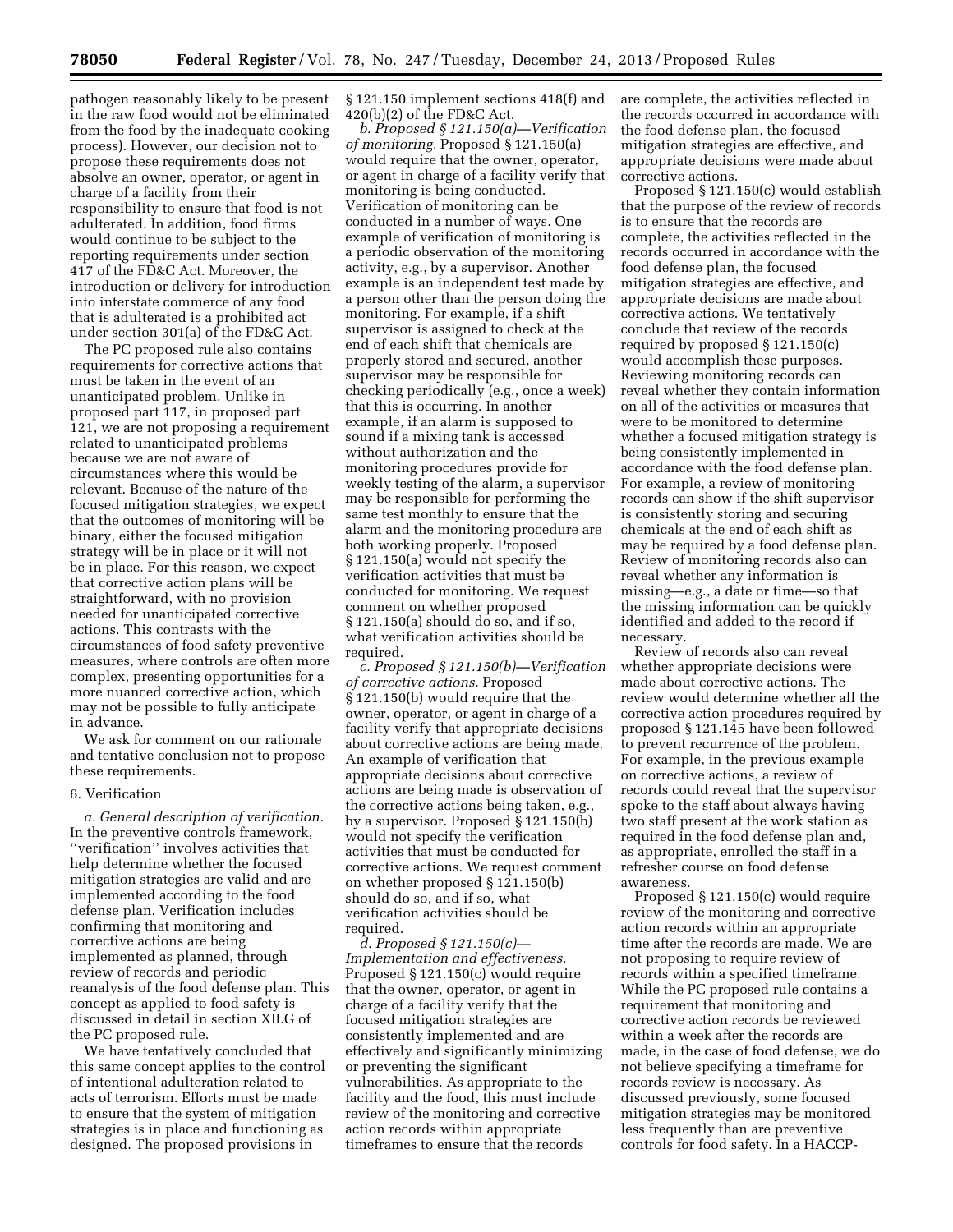pathogen reasonably likely to be present in the raw food would not be eliminated from the food by the inadequate cooking process). However, our decision not to propose these requirements does not absolve an owner, operator, or agent in charge of a facility from their responsibility to ensure that food is not adulterated. In addition, food firms would continue to be subject to the reporting requirements under section 417 of the FD&C Act. Moreover, the introduction or delivery for introduction into interstate commerce of any food that is adulterated is a prohibited act under section 301(a) of the FD&C Act.

The PC proposed rule also contains requirements for corrective actions that must be taken in the event of an unanticipated problem. Unlike in proposed part 117, in proposed part 121, we are not proposing a requirement related to unanticipated problems because we are not aware of circumstances where this would be relevant. Because of the nature of the focused mitigation strategies, we expect that the outcomes of monitoring will be binary, either the focused mitigation strategy will be in place or it will not be in place. For this reason, we expect that corrective action plans will be straightforward, with no provision needed for unanticipated corrective actions. This contrasts with the circumstances of food safety preventive measures, where controls are often more complex, presenting opportunities for a more nuanced corrective action, which may not be possible to fully anticipate in advance.

We ask for comment on our rationale and tentative conclusion not to propose these requirements.

6. Verification

*a. General description of verification.* In the preventive controls framework, ''verification'' involves activities that help determine whether the focused mitigation strategies are valid and are implemented according to the food defense plan. Verification includes confirming that monitoring and corrective actions are being implemented as planned, through review of records and periodic reanalysis of the food defense plan. This concept as applied to food safety is discussed in detail in section XII.G of the PC proposed rule.

We have tentatively concluded that this same concept applies to the control of intentional adulteration related to acts of terrorism. Efforts must be made to ensure that the system of mitigation strategies is in place and functioning as designed. The proposed provisions in § 121.150 implement sections 418(f) and 420(b)(2) of the FD&C Act.

*b. Proposed § 121.150(a)—Verification of monitoring.* Proposed § 121.150(a) would require that the owner, operator, or agent in charge of a facility verify that monitoring is being conducted. Verification of monitoring can be conducted in a number of ways. One example of verification of monitoring is a periodic observation of the monitoring activity, e.g., by a supervisor. Another example is an independent test made by a person other than the person doing the monitoring. For example, if a shift supervisor is assigned to check at the end of each shift that chemicals are properly stored and secured, another supervisor may be responsible for checking periodically (e.g., once a week) that this is occurring. In another example, if an alarm is supposed to sound if a mixing tank is accessed without authorization and the monitoring procedures provide for weekly testing of the alarm, a supervisor may be responsible for performing the same test monthly to ensure that the alarm and the monitoring procedure are both working properly. Proposed § 121.150(a) would not specify the verification activities that must be conducted for monitoring. We request comment on whether proposed § 121.150(a) should do so, and if so, what verification activities should be required.

*c. Proposed § 121.150(b)—Verification of corrective actions.* Proposed § 121.150(b) would require that the owner, operator, or agent in charge of a facility verify that appropriate decisions about corrective actions are being made. An example of verification that appropriate decisions about corrective actions are being made is observation of the corrective actions being taken, e.g., by a supervisor. Proposed § 121.150(b) would not specify the verification activities that must be conducted for corrective actions. We request comment on whether proposed § 121.150(b) should do so, and if so, what verification activities should be required.

*d. Proposed § 121.150(c)—Implementation and effectiveness.* Proposed § 121.150(c) would require that the owner, operator, or agent in charge of a facility verify that the focused mitigation strategies are consistently implemented and are effectively and significantly minimizing or preventing the significant vulnerabilities. As appropriate to the facility and the food, this must include review of the monitoring and corrective action records within appropriate timeframes to ensure that the records are complete, the activities reflected in the records occurred in accordance with the food defense plan, the focused mitigation strategies are effective, and appropriate decisions were made about corrective actions.

Proposed § 121.150(c) would establish that the purpose of the review of records is to ensure that the records are complete, the activities reflected in the records occurred in accordance with the food defense plan, the focused mitigation strategies are effective, and appropriate decisions are made about corrective actions. We tentatively conclude that review of the records required by proposed § 121.150(c) would accomplish these purposes. Reviewing monitoring records can reveal whether they contain information on all of the activities or measures that were to be monitored to determine whether a focused mitigation strategy is being consistently implemented in accordance with the food defense plan. For example, a review of monitoring records can show if the shift supervisor is consistently storing and securing chemicals at the end of each shift as may be required by a food defense plan. Review of monitoring records also can reveal whether any information is missing—e.g., a date or time—so that the missing information can be quickly identified and added to the record if necessary.

Review of records also can reveal whether appropriate decisions were made about corrective actions. The review would determine whether all the corrective action procedures required by proposed § 121.145 have been followed to prevent recurrence of the problem. For example, in the previous example on corrective actions, a review of records could reveal that the supervisor spoke to the staff about always having two staff present at the work station as required in the food defense plan and, as appropriate, enrolled the staff in a refresher course on food defense awareness.

Proposed § 121.150(c) would require review of the monitoring and corrective action records within an appropriate time after the records are made. We are not proposing to require review of records within a specified timeframe. While the PC proposed rule contains a requirement that monitoring and corrective action records be reviewed within a week after the records are made, in the case of food defense, we do not believe specifying a timeframe for records review is necessary. As discussed previously, some focused mitigation strategies may be monitored less frequently than are preventive controls for food safety. In a HACCP-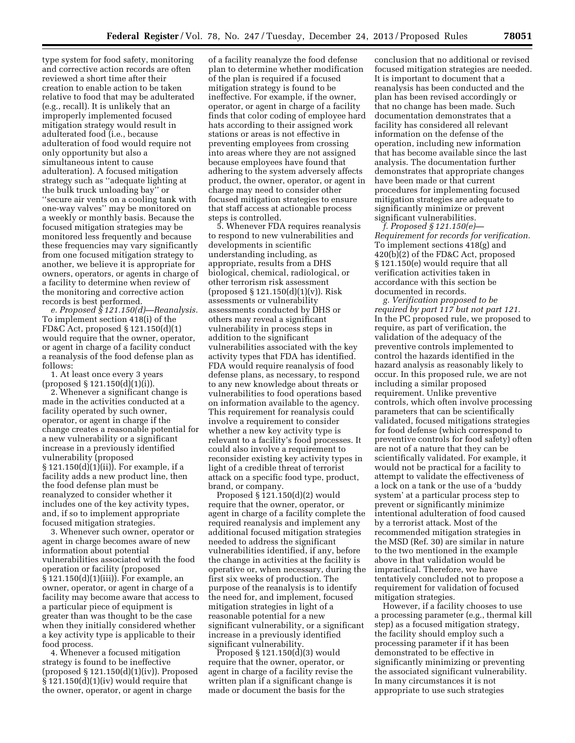type system for food safety, monitoring and corrective action records are often reviewed a short time after their creation to enable action to be taken relative to food that may be adulterated (e.g., recall). It is unlikely that an improperly implemented focused mitigation strategy would result in adulterated food (i.e., because adulteration of food would require not only opportunity but also a simultaneous intent to cause adulteration). A focused mitigation strategy such as "adequate lighting at the bulk truck unloading bay" or "secure air vents on a cooling tank with one-way valves" may be monitored on a weekly or monthly basis. Because the focused mitigation strategies may be monitored less frequently and because these frequencies may vary significantly from one focused mitigation strategy to another, we believe it is appropriate for owners, operators, or agents in charge of a facility to determine when review of the monitoring and corrective action records is best performed.

*e. Proposed § 121.150(d)—Reanalysis.* To implement section 418(i) of the FD&C Act, proposed § 121.150(d)(1) would require that the owner, operator, or agent in charge of a facility conduct a reanalysis of the food defense plan as follows:

1. At least once every 3 years (proposed § 121.150(d)(1)(i)).

2. Whenever a significant change is made in the activities conducted at a facility operated by such owner, operator, or agent in charge if the change creates a reasonable potential for a new vulnerability or a significant increase in a previously identified vulnerability (proposed § 121.150(d)(1)(ii)). For example, if a facility adds a new product line, then the food defense plan must be reanalyzed to consider whether it includes one of the key activity types, and, if so to implement appropriate focused mitigation strategies.

3. Whenever such owner, operator or agent in charge becomes aware of new information about potential vulnerabilities associated with the food operation or facility (proposed § 121.150(d)(1)(iii)). For example, an owner, operator, or agent in charge of a facility may become aware that access to a particular piece of equipment is greater than was thought to be the case when they initially considered whether a key activity type is applicable to their food process.

4. Whenever a focused mitigation strategy is found to be ineffective (proposed § 121.150(d)(1)(iv)). Proposed § 121.150(d)(1)(iv) would require that the owner, operator, or agent in charge of a facility reanalyze the food defense plan to determine whether modification of the plan is required if a focused mitigation strategy is found to be ineffective. For example, if the owner, operator, or agent in charge of a facility finds that color coding of employee hard hats according to their assigned work stations or areas is not effective in preventing employees from crossing into areas where they are not assigned because employees have found that adhering to the system adversely affects product, the owner, operator, or agent in charge may need to consider other focused mitigation strategies to ensure that staff access at actionable process steps is controlled.

5. Whenever FDA requires reanalysis to respond to new vulnerabilities and developments in scientific understanding including, as appropriate, results from a DHS biological, chemical, radiological, or other terrorism risk assessment (proposed § 121.150(d)(1)(v)). Risk assessments or vulnerability assessments conducted by DHS or others may reveal a significant vulnerability in process steps in addition to the significant vulnerabilities associated with the key activity types that FDA has identified. FDA would require reanalysis of food defense plans, as necessary, to respond to any new knowledge about threats or vulnerabilities to food operations based on information available to the agency. This requirement for reanalysis could involve a requirement to consider whether a new key activity type is relevant to a facility's food processes. It could also involve a requirement to reconsider existing key activity types in light of a credible threat of terrorist attack on a specific food type, product, brand, or company.

Proposed § 121.150(d)(2) would require that the owner, operator, or agent in charge of a facility complete the required reanalysis and implement any additional focused mitigation strategies needed to address the significant vulnerabilities identified, if any, before the change in activities at the facility is operative or, when necessary, during the first six weeks of production. The purpose of the reanalysis is to identify the need for, and implement, focused mitigation strategies in light of a reasonable potential for a new significant vulnerability, or a significant increase in a previously identified significant vulnerability.

Proposed § 121.150(d)(3) would require that the owner, operator, or agent in charge of a facility revise the written plan if a significant change is made or document the basis for the conclusion that no additional or revised focused mitigation strategies are needed. It is important to document that a reanalysis has been conducted and the plan has been revised accordingly or that no change has been made. Such documentation demonstrates that a facility has considered all relevant information on the defense of the operation, including new information that has become available since the last analysis. The documentation further demonstrates that appropriate changes have been made or that current procedures for implementing focused mitigation strategies are adequate to significantly minimize or prevent significant vulnerabilities.

*f. Proposed § 121.150(e)—Requirement for records for verification.* To implement sections 418(g) and 420(b)(2) of the FD&C Act, proposed § 121.150(e) would require that all verification activities taken in accordance with this section be documented in records.

*g. Verification proposed to be required by part 117 but not part 121.* In the PC proposed rule, we proposed to require, as part of verification, the validation of the adequacy of the preventive controls implemented to control the hazards identified in the hazard analysis as reasonably likely to occur. In this proposed rule, we are not including a similar proposed requirement. Unlike preventive controls, which often involve processing parameters that can be scientifically validated, focused mitigations strategies for food defense (which correspond to preventive controls for food safety) often are not of a nature that they can be scientifically validated. For example, it would not be practical for a facility to attempt to validate the effectiveness of a lock on a tank or the use of a 'buddy system' at a particular process step to prevent or significantly minimize intentional adulteration of food caused by a terrorist attack. Most of the recommended mitigation strategies in the MSD (Ref. 30) are similar in nature to the two mentioned in the example above in that validation would be impractical. Therefore, we have tentatively concluded not to propose a requirement for validation of focused mitigation strategies.

However, if a facility chooses to use a processing parameter (e.g., thermal kill step) as a focused mitigation strategy, the facility should employ such a processing parameter if it has been demonstrated to be effective in significantly minimizing or preventing the associated significant vulnerability. In many circumstances it is not appropriate to use such strategies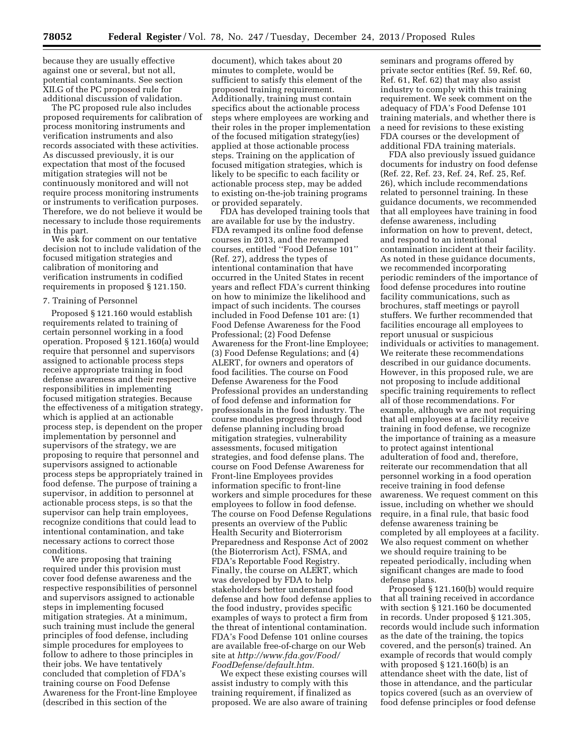because they are usually effective against one or several, but not all, potential contaminants. See section XII.G of the PC proposed rule for additional discussion of validation.

The PC proposed rule also includes proposed requirements for calibration of process monitoring instruments and verification instruments and also records associated with these activities. As discussed previously, it is our expectation that most of the focused mitigation strategies will not be continuously monitored and will not require process monitoring instruments or instruments to verification purposes. Therefore, we do not believe it would be necessary to include those requirements in this part.

We ask for comment on our tentative decision not to include validation of the focused mitigation strategies and calibration of monitoring and verification instruments in codified requirements in proposed § 121.150.

### 7. Training of Personnel

Proposed § 121.160 would establish requirements related to training of certain personnel working in a food operation. Proposed § 121.160(a) would require that personnel and supervisors assigned to actionable process steps receive appropriate training in food defense awareness and their respective responsibilities in implementing focused mitigation strategies. Because the effectiveness of a mitigation strategy, which is applied at an actionable process step, is dependent on the proper implementation by personnel and supervisors of the strategy, we are proposing to require that personnel and supervisors assigned to actionable process steps be appropriately trained in food defense. The purpose of training a supervisor, in addition to personnel at actionable process steps, is so that the supervisor can help train employees, recognize conditions that could lead to intentional contamination, and take necessary actions to correct those conditions.

We are proposing that training required under this provision must cover food defense awareness and the respective responsibilities of personnel and supervisors assigned to actionable steps in implementing focused mitigation strategies. At a minimum, such training must include the general principles of food defense, including simple procedures for employees to follow to adhere to those principles in their jobs. We have tentatively concluded that completion of FDA's training course on Food Defense Awareness for the Front-line Employee (described in this section of the document), which takes about 20 minutes to complete, would be sufficient to satisfy this element of the proposed training requirement. Additionally, training must contain specifics about the actionable process steps where employees are working and their roles in the proper implementation of the focused mitigation strategy(ies) applied at those actionable process steps. Training on the application of focused mitigation strategies, which is likely to be specific to each facility or actionable process step, may be added to existing on-the-job training programs or provided separately.

FDA has developed training tools that are available for use by the industry. FDA revamped its online food defense courses in 2013, and the revamped courses, entitled ''Food Defense 101'' (Ref. 27), address the types of intentional contamination that have occurred in the United States in recent years and reflect FDA's current thinking on how to minimize the likelihood and impact of such incidents. The courses included in Food Defense 101 are: (1) Food Defense Awareness for the Food Professional; (2) Food Defense Awareness for the Front-line Employee; (3) Food Defense Regulations; and (4) ALERT, for owners and operators of food facilities. The course on Food Defense Awareness for the Food Professional provides an understanding of food defense and information for professionals in the food industry. The course modules progress through food defense planning including broad mitigation strategies, vulnerability assessments, focused mitigation strategies, and food defense plans. The course on Food Defense Awareness for Front-line Employees provides information specific to front-line workers and simple procedures for these employees to follow in food defense. The course on Food Defense Regulations presents an overview of the Public Health Security and Bioterrorism Preparedness and Response Act of 2002 (the Bioterrorism Act), FSMA, and FDA's Reportable Food Registry. Finally, the course on ALERT, which was developed by FDA to help stakeholders better understand food defense and how food defense applies to the food industry, provides specific examples of ways to protect a firm from the threat of intentional contamination. FDA's Food Defense 101 online courses are available free-of-charge on our Web site at *http://www.fda.gov/Food/FoodDefense/default.htm.*

We expect these existing courses will assist industry to comply with this training requirement, if finalized as proposed. We are also aware of training seminars and programs offered by private sector entities (Ref. 59, Ref. 60, Ref. 61, Ref. 62) that may also assist industry to comply with this training requirement. We seek comment on the adequacy of FDA's Food Defense 101 training materials, and whether there is a need for revisions to these existing FDA courses or the development of additional FDA training materials.

FDA also previously issued guidance documents for industry on food defense (Ref. 22, Ref. 23, Ref. 24, Ref. 25, Ref. 26), which include recommendations related to personnel training. In these guidance documents, we recommended that all employees have training in food defense awareness, including information on how to prevent, detect, and respond to an intentional contamination incident at their facility. As noted in these guidance documents, we recommended incorporating periodic reminders of the importance of food defense procedures into routine facility communications, such as brochures, staff meetings or payroll stuffers. We further recommended that facilities encourage all employees to report unusual or suspicious individuals or activities to management. We reiterate these recommendations described in our guidance documents. However, in this proposed rule, we are not proposing to include additional specific training requirements to reflect all of those recommendations. For example, although we are not requiring that all employees at a facility receive training in food defense, we recognize the importance of training as a measure to protect against intentional adulteration of food and, therefore, reiterate our recommendation that all personnel working in a food operation receive training in food defense awareness. We request comment on this issue, including on whether we should require, in a final rule, that basic food defense awareness training be completed by all employees at a facility. We also request comment on whether we should require training to be repeated periodically, including when significant changes are made to food defense plans.

Proposed § 121.160(b) would require that all training received in accordance with section § 121.160 be documented in records. Under proposed § 121.305, records would include such information as the date of the training, the topics covered, and the person(s) trained. An example of records that would comply with proposed § 121.160(b) is an attendance sheet with the date, list of those in attendance, and the particular topics covered (such as an overview of food defense principles or food defense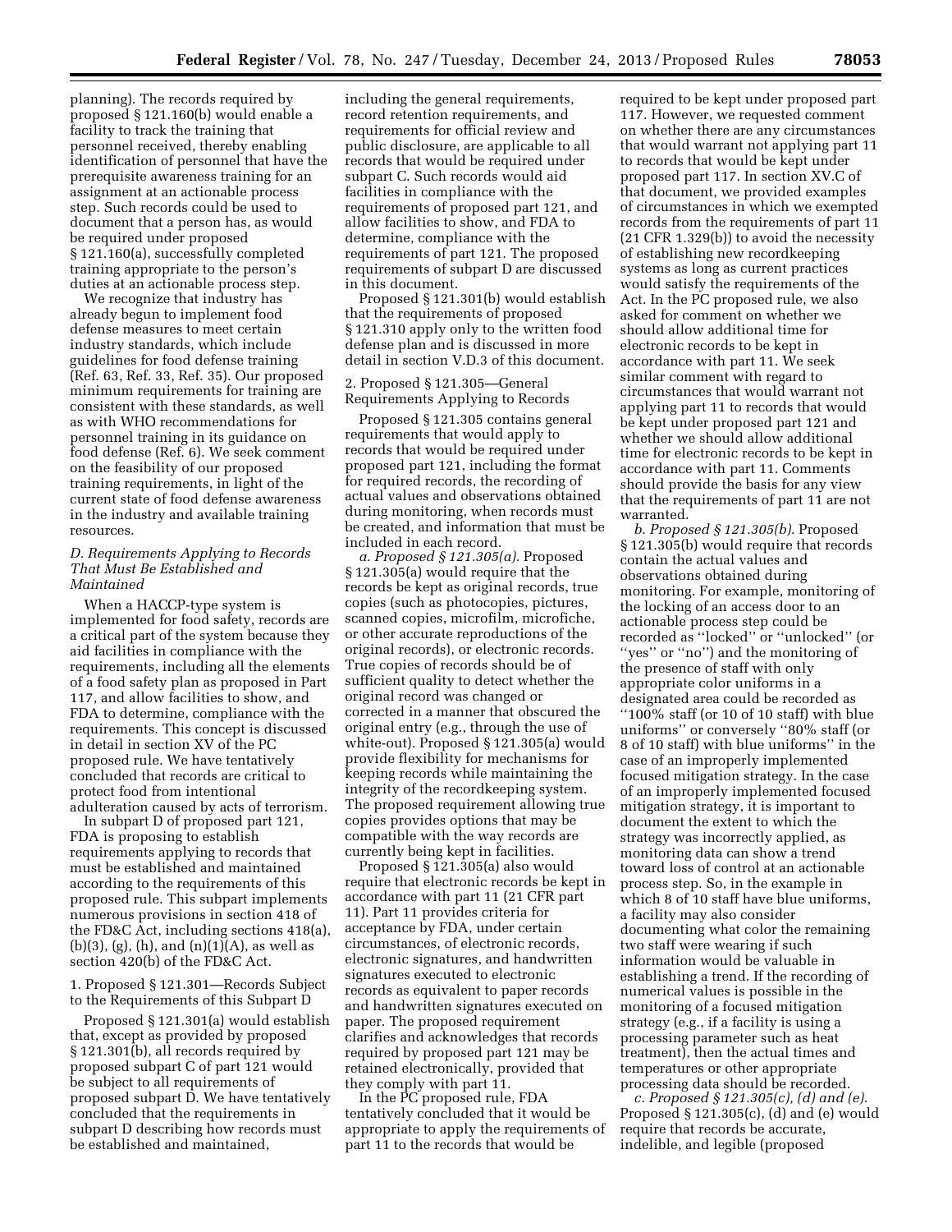planning). The records required by proposed § 121.160(b) would enable a facility to track the training that personnel received, thereby enabling identification of personnel that have the prerequisite awareness training for an assignment at an actionable process step. Such records could be used to document that a person has, as would be required under proposed § 121.160(a), successfully completed training appropriate to the person's duties at an actionable process step.

We recognize that industry has already begun to implement food defense measures to meet certain industry standards, which include guidelines for food defense training (Ref. 63, Ref. 33, Ref. 35). Our proposed minimum requirements for training are consistent with these standards, as well as with WHO recommendations for personnel training in its guidance on food defense (Ref. 6). We seek comment on the feasibility of our proposed training requirements, in light of the current state of food defense awareness in the industry and available training resources.

### D. Requirements Applying to Records That Must Be Established and Maintained

When a HACCP-type system is implemented for food safety, records are a critical part of the system because they aid facilities in compliance with the requirements, including all the elements of a food safety plan as proposed in Part 117, and allow facilities to show, and FDA to determine, compliance with the requirements. This concept is discussed in detail in section XV of the PC proposed rule. We have tentatively concluded that records are critical to protect food from intentional adulteration caused by acts of terrorism.

In subpart D of proposed part 121, FDA is proposing to establish requirements applying to records that must be established and maintained according to the requirements of this proposed rule. This subpart implements numerous provisions in section 418 of the FD&C Act, including sections 418(a), (b)(3), (g), (h), and (n)(1)(A), as well as section 420(b) of the FD&C Act.

#### 1. Proposed § 121.301—Records Subject to the Requirements of this Subpart D

Proposed § 121.301(a) would establish that, except as provided by proposed § 121.301(b), all records required by proposed subpart C of part 121 would be subject to all requirements of proposed subpart D. We have tentatively concluded that the requirements in subpart D describing how records must be established and maintained, including the general requirements, record retention requirements, and requirements for official review and public disclosure, are applicable to all records that would be required under subpart C. Such records would aid facilities in compliance with the requirements of proposed part 121, and allow facilities to show, and FDA to determine, compliance with the requirements of part 121. The proposed requirements of subpart D are discussed in this document.

Proposed § 121.301(b) would establish that the requirements of proposed § 121.310 apply only to the written food defense plan and is discussed in more detail in section V.D.3 of this document.

#### 2. Proposed § 121.305—General Requirements Applying to Records

Proposed § 121.305 contains general requirements that would apply to records that would be required under proposed part 121, including the format for required records, the recording of actual values and observations obtained during monitoring, when records must be created, and information that must be included in each record.

*a. Proposed § 121.305(a).* Proposed § 121.305(a) would require that the records be kept as original records, true copies (such as photocopies, pictures, scanned copies, microfilm, microfiche, or other accurate reproductions of the original records), or electronic records. True copies of records should be of sufficient quality to detect whether the original record was changed or corrected in a manner that obscured the original entry (e.g., through the use of white-out). Proposed § 121.305(a) would provide flexibility for mechanisms for keeping records while maintaining the integrity of the recordkeeping system. The proposed requirement allowing true copies provides options that may be compatible with the way records are currently being kept in facilities.

Proposed § 121.305(a) also would require that electronic records be kept in accordance with part 11 (21 CFR part 11). Part 11 provides criteria for acceptance by FDA, under certain circumstances, of electronic records, electronic signatures, and handwritten signatures executed to electronic records as equivalent to paper records and handwritten signatures executed on paper. The proposed requirement clarifies and acknowledges that records required by proposed part 121 may be retained electronically, provided that they comply with part 11.

In the PC proposed rule, FDA tentatively concluded that it would be appropriate to apply the requirements of part 11 to the records that would be required to be kept under proposed part 117. However, we requested comment on whether there are any circumstances that would warrant not applying part 11 to records that would be kept under proposed part 117. In section XV.C of that document, we provided examples of circumstances in which we exempted records from the requirements of part 11 (21 CFR 1.329(b)) to avoid the necessity of establishing new recordkeeping systems as long as current practices would satisfy the requirements of the Act. In the PC proposed rule, we also asked for comment on whether we should allow additional time for electronic records to be kept in accordance with part 11. We seek similar comment with regard to circumstances that would warrant not applying part 11 to records that would be kept under proposed part 121 and whether we should allow additional time for electronic records to be kept in accordance with part 11. Comments should provide the basis for any view that the requirements of part 11 are not warranted.

*b. Proposed § 121.305(b).* Proposed § 121.305(b) would require that records contain the actual values and observations obtained during monitoring. For example, monitoring of the locking of an access door to an actionable process step could be recorded as "locked" or "unlocked" (or "yes" or "no") and the monitoring of the presence of staff with only appropriate color uniforms in a designated area could be recorded as "100% staff (or 10 of 10 staff) with blue uniforms" or conversely "80% staff (or 8 of 10 staff) with blue uniforms" in the case of an improperly implemented focused mitigation strategy. In the case of an improperly implemented focused mitigation strategy, it is important to document the extent to which the strategy was incorrectly applied, as monitoring data can show a trend toward loss of control at an actionable process step. So, in the example in which 8 of 10 staff have blue uniforms, a facility may also consider documenting what color the remaining two staff were wearing if such information would be valuable in establishing a trend. If the recording of numerical values is possible in the monitoring of a focused mitigation strategy (e.g., if a facility is using a processing parameter such as heat treatment), then the actual times and temperatures or other appropriate processing data should be recorded.

*c. Proposed § 121.305(c), (d) and (e).* Proposed § 121.305(c), (d) and (e) would require that records be accurate, indelible, and legible (proposed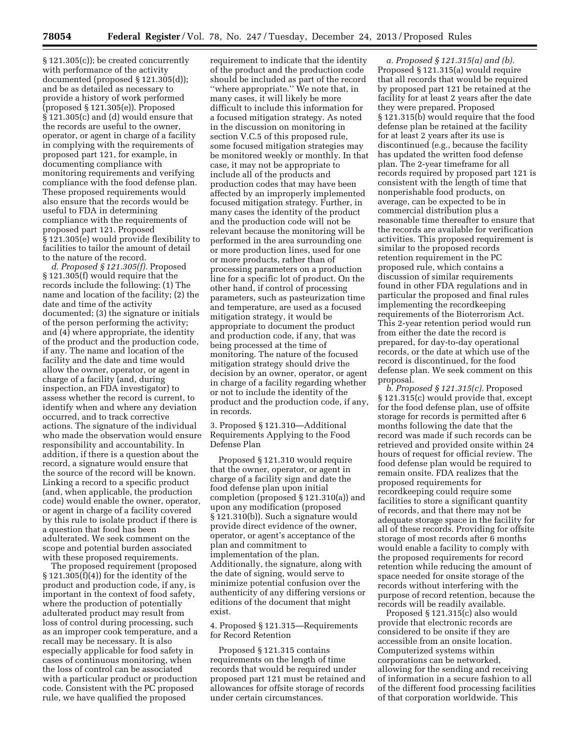§ 121.305(c)); be created concurrently with performance of the activity documented (proposed § 121.305(d)); and be as detailed as necessary to provide a history of work performed (proposed § 121.305(e)). Proposed § 121.305(c) and (d) would ensure that the records are useful to the owner, operator, or agent in charge of a facility in complying with the requirements of proposed part 121, for example, in documenting compliance with monitoring requirements and verifying compliance with the food defense plan. These proposed requirements would also ensure that the records would be useful to FDA in determining compliance with the requirements of proposed part 121. Proposed § 121.305(e) would provide flexibility to facilities to tailor the amount of detail to the nature of the record.

*d. Proposed § 121.305(f).* Proposed § 121.305(f) would require that the records include the following: (1) The name and location of the facility; (2) the date and time of the activity documented; (3) the signature or initials of the person performing the activity; and (4) where appropriate, the identity of the product and the production code, if any. The name and location of the facility and the date and time would allow the owner, operator, or agent in charge of a facility (and, during inspection, an FDA investigator) to assess whether the record is current, to identify when and where any deviation occurred, and to track corrective actions. The signature of the individual who made the observation would ensure responsibility and accountability. In addition, if there is a question about the record, a signature would ensure that the source of the record will be known. Linking a record to a specific product (and, when applicable, the production code) would enable the owner, operator, or agent in charge of a facility covered by this rule to isolate product if there is a question that food has been adulterated. We seek comment on the scope and potential burden associated with these proposed requirements.

The proposed requirement (proposed § 121.305(f)(4)) for the identity of the product and production code, if any, is important in the context of food safety, where the production of potentially adulterated product may result from loss of control during processing, such as an improper cook temperature, and a recall may be necessary. It is also especially applicable for food safety in cases of continuous monitoring, when the loss of control can be associated with a particular product or production code. Consistent with the PC proposed rule, we have qualified the proposed requirement to indicate that the identity of the product and the production code should be included as part of the record ''where appropriate.'' We note that, in many cases, it will likely be more difficult to include this information for a focused mitigation strategy. As noted in the discussion on monitoring in section V.C.5 of this proposed rule, some focused mitigation strategies may be monitored weekly or monthly. In that case, it may not be appropriate to include all of the products and production codes that may have been affected by an improperly implemented focused mitigation strategy. Further, in many cases the identity of the product and the production code will not be relevant because the monitoring will be performed in the area surrounding one or more production lines, used for one or more products, rather than of processing parameters on a production line for a specific lot of product. On the other hand, if control of processing parameters, such as pasteurization time and temperature, are used as a focused mitigation strategy, it would be appropriate to document the product and production code, if any, that was being processed at the time of monitoring. The nature of the focused mitigation strategy should drive the decision by an owner, operator, or agent in charge of a facility regarding whether or not to include the identity of the product and the production code, if any, in records.

3. Proposed § 121.310—Additional Requirements Applying to the Food Defense Plan

Proposed § 121.310 would require that the owner, operator, or agent in charge of a facility sign and date the food defense plan upon initial completion (proposed § 121.310(a)) and upon any modification (proposed § 121.310(b)). Such a signature would provide direct evidence of the owner, operator, or agent's acceptance of the plan and commitment to implementation of the plan. Additionally, the signature, along with the date of signing, would serve to minimize potential confusion over the authenticity of any differing versions or editions of the document that might exist.

4. Proposed § 121.315—Requirements for Record Retention

Proposed § 121.315 contains requirements on the length of time records that would be required under proposed part 121 must be retained and allowances for offsite storage of records under certain circumstances.

*a. Proposed § 121.315(a) and (b).* Proposed § 121.315(a) would require that all records that would be required by proposed part 121 be retained at the facility for at least 2 years after the date they were prepared. Proposed § 121.315(b) would require that the food defense plan be retained at the facility for at least 2 years after its use is discontinued (e.g., because the facility has updated the written food defense plan. The 2-year timeframe for all records required by proposed part 121 is consistent with the length of time that nonperishable food products, on average, can be expected to be in commercial distribution plus a reasonable time thereafter to ensure that the records are available for verification activities. This proposed requirement is similar to the proposed records retention requirement in the PC proposed rule, which contains a discussion of similar requirements found in other FDA regulations and in particular the proposed and final rules implementing the recordkeeping requirements of the Bioterrorism Act. This 2-year retention period would run from either the date the record is prepared, for day-to-day operational records, or the date at which use of the record is discontinued, for the food defense plan. We seek comment on this proposal.

*b. Proposed § 121.315(c).* Proposed § 121.315(c) would provide that, except for the food defense plan, use of offsite storage for records is permitted after 6 months following the date that the record was made if such records can be retrieved and provided onsite within 24 hours of request for official review. The food defense plan would be required to remain onsite. FDA realizes that the proposed requirements for recordkeeping could require some facilities to store a significant quantity of records, and that there may not be adequate storage space in the facility for all of these records. Providing for offsite storage of most records after 6 months would enable a facility to comply with the proposed requirements for record retention while reducing the amount of space needed for onsite storage of the records without interfering with the purpose of record retention, because the records will be readily available.

Proposed § 121.315(c) also would provide that electronic records are considered to be onsite if they are accessible from an onsite location. Computerized systems within corporations can be networked, allowing for the sending and receiving of information in a secure fashion to all of the different food processing facilities of that corporation worldwide. This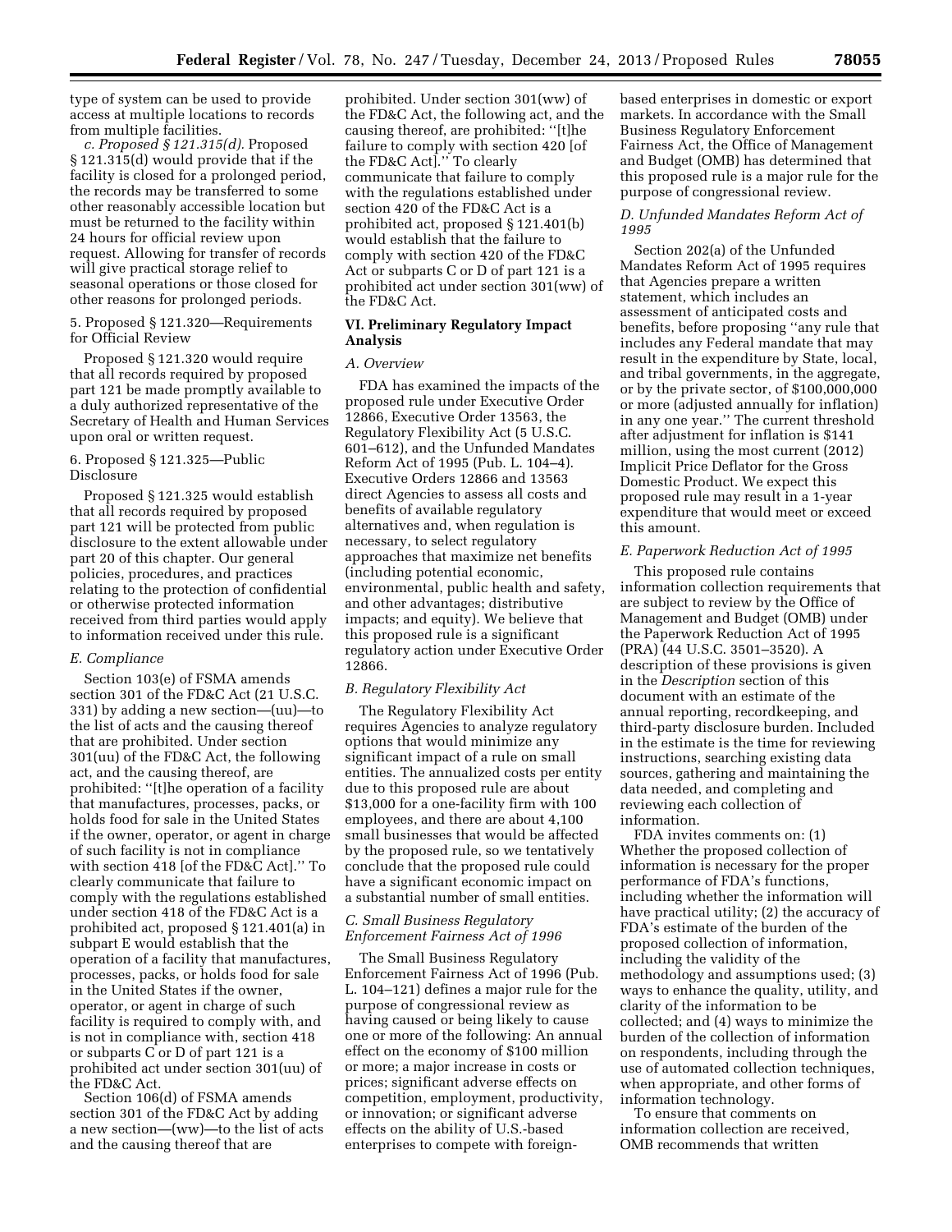type of system can be used to provide access at multiple locations to records from multiple facilities.

*c. Proposed § 121.315(d).* Proposed § 121.315(d) would provide that if the facility is closed for a prolonged period, the records may be transferred to some other reasonably accessible location but must be returned to the facility within 24 hours for official review upon request. Allowing for transfer of records will give practical storage relief to seasonal operations or those closed for other reasons for prolonged periods.

5. Proposed § 121.320—Requirements for Official Review

Proposed § 121.320 would require that all records required by proposed part 121 be made promptly available to a duly authorized representative of the Secretary of Health and Human Services upon oral or written request.

6. Proposed § 121.325—Public Disclosure

Proposed § 121.325 would establish that all records required by proposed part 121 will be protected from public disclosure to the extent allowable under part 20 of this chapter. Our general policies, procedures, and practices relating to the protection of confidential or otherwise protected information received from third parties would apply to information received under this rule.

### *E. Compliance*

Section 103(e) of FSMA amends section 301 of the FD&C Act (21 U.S.C. 331) by adding a new section—(uu)—to the list of acts and the causing thereof that are prohibited. Under section 301(uu) of the FD&C Act, the following act, and the causing thereof, are prohibited: ''[t]he operation of a facility that manufactures, processes, packs, or holds food for sale in the United States if the owner, operator, or agent in charge of such facility is not in compliance with section 418 [of the FD&C Act].'' To clearly communicate that failure to comply with the regulations established under section 418 of the FD&C Act is a prohibited act, proposed § 121.401(a) in subpart E would establish that the operation of a facility that manufactures, processes, packs, or holds food for sale in the United States if the owner, operator, or agent in charge of such facility is required to comply with, and is not in compliance with, section 418 or subparts C or D of part 121 is a prohibited act under section 301(uu) of the FD&C Act.

Section 106(d) of FSMA amends section 301 of the FD&C Act by adding a new section—(ww)—to the list of acts and the causing thereof that are prohibited. Under section 301(ww) of the FD&C Act, the following act, and the causing thereof, are prohibited: ''[t]he failure to comply with section 420 [of the FD&C Act].'' To clearly communicate that failure to comply with the regulations established under section 420 of the FD&C Act is a prohibited act, proposed § 121.401(b) would establish that the failure to comply with section 420 of the FD&C Act or subparts C or D of part 121 is a prohibited act under section 301(ww) of the FD&C Act.

## VI. Preliminary Regulatory Impact Analysis

### *A. Overview*

FDA has examined the impacts of the proposed rule under Executive Order 12866, Executive Order 13563, the Regulatory Flexibility Act (5 U.S.C. 601–612), and the Unfunded Mandates Reform Act of 1995 (Pub. L. 104–4). Executive Orders 12866 and 13563 direct Agencies to assess all costs and benefits of available regulatory alternatives and, when regulation is necessary, to select regulatory approaches that maximize net benefits (including potential economic, environmental, public health and safety, and other advantages; distributive impacts; and equity). We believe that this proposed rule is a significant regulatory action under Executive Order 12866.

### *B. Regulatory Flexibility Act*

The Regulatory Flexibility Act requires Agencies to analyze regulatory options that would minimize any significant impact of a rule on small entities. The annualized costs per entity due to this proposed rule are about $13,000 for a one-facility firm with 100 employees, and there are about 4,100 small businesses that would be affected by the proposed rule, so we tentatively conclude that the proposed rule could have a significant economic impact on a substantial number of small entities.

### *C. Small Business Regulatory Enforcement Fairness Act of 1996*

The Small Business Regulatory Enforcement Fairness Act of 1996 (Pub. L. 104–121) defines a major rule for the purpose of congressional review as having caused or being likely to cause one or more of the following: An annual effect on the economy of $100 million or more; a major increase in costs or prices; significant adverse effects on competition, employment, productivity, or innovation; or significant adverse effects on the ability of U.S.-based enterprises to compete with foreign-based enterprises in domestic or export markets. In accordance with the Small Business Regulatory Enforcement Fairness Act, the Office of Management and Budget (OMB) has determined that this proposed rule is a major rule for the purpose of congressional review.

### *D. Unfunded Mandates Reform Act of 1995*

Section 202(a) of the Unfunded Mandates Reform Act of 1995 requires that Agencies prepare a written statement, which includes an assessment of anticipated costs and benefits, before proposing ''any rule that includes any Federal mandate that may result in the expenditure by State, local, and tribal governments, in the aggregate, or by the private sector, of $100,000,000 or more (adjusted annually for inflation) in any one year.'' The current threshold after adjustment for inflation is $141 million, using the most current (2012) Implicit Price Deflator for the Gross Domestic Product. We expect this proposed rule may result in a 1-year expenditure that would meet or exceed this amount.

### *E. Paperwork Reduction Act of 1995*

This proposed rule contains information collection requirements that are subject to review by the Office of Management and Budget (OMB) under the Paperwork Reduction Act of 1995 (PRA) (44 U.S.C. 3501–3520). A description of these provisions is given in the *Description* section of this document with an estimate of the annual reporting, recordkeeping, and third-party disclosure burden. Included in the estimate is the time for reviewing instructions, searching existing data sources, gathering and maintaining the data needed, and completing and reviewing each collection of information.

FDA invites comments on: (1) Whether the proposed collection of information is necessary for the proper performance of FDA's functions, including whether the information will have practical utility; (2) the accuracy of FDA's estimate of the burden of the proposed collection of information, including the validity of the methodology and assumptions used; (3) ways to enhance the quality, utility, and clarity of the information to be collected; and (4) ways to minimize the burden of the collection of information on respondents, including through the use of automated collection techniques, when appropriate, and other forms of information technology.

To ensure that comments on information collection are received, OMB recommends that written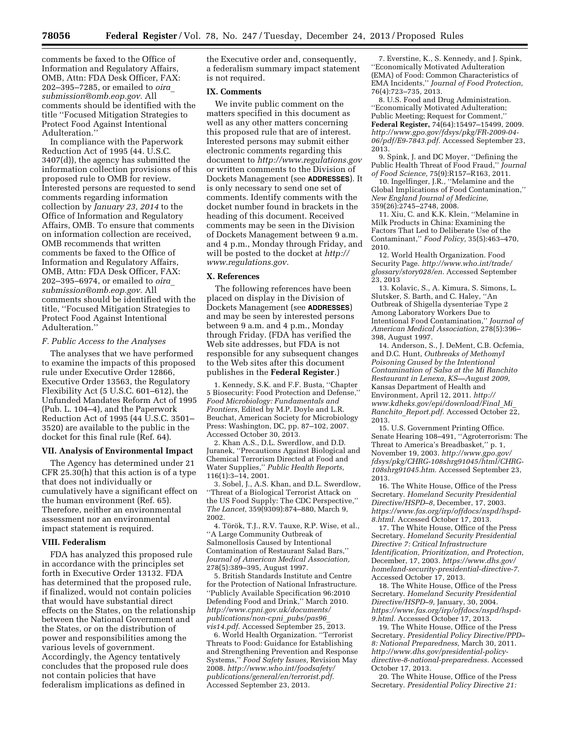comments be faxed to the Office of Information and Regulatory Affairs, OMB, Attn: FDA Desk Officer, FAX: 202–395–7285, or emailed to *oira_submission@omb.eop.gov.* All comments should be identified with the title ''Focused Mitigation Strategies to Protect Food Against Intentional Adulteration.''

In compliance with the Paperwork Reduction Act of 1995 (44. U.S.C. 3407(d)), the agency has submitted the information collection provisions of this proposed rule to OMB for review. Interested persons are requested to send comments regarding information collection by *January 23, 2014* to the Office of Information and Regulatory Affairs, OMB. To ensure that comments on information collection are received, OMB recommends that written comments be faxed to the Office of Information and Regulatory Affairs, OMB, Attn: FDA Desk Officer, FAX: 202–395–6974, or emailed to *oira_submission@omb.eop.gov.* All comments should be identified with the title, ''Focused Mitigation Strategies to Protect Food Against Intentional Adulteration.''

### *F. Public Access to the Analyses*

The analyses that we have performed to examine the impacts of this proposed rule under Executive Order 12866, Executive Order 13563, the Regulatory Flexibility Act (5 U.S.C. 601–612), the Unfunded Mandates Reform Act of 1995 (Pub. L. 104–4), and the Paperwork Reduction Act of 1995 (44 U.S.C. 3501–3520) are available to the public in the docket for this final rule (Ref. 64).

## VII. Analysis of Environmental Impact

The Agency has determined under 21 CFR 25.30(h) that this action is of a type that does not individually or cumulatively have a significant effect on the human environment (Ref. 65). Therefore, neither an environmental assessment nor an environmental impact statement is required.

## VIII. Federalism

FDA has analyzed this proposed rule in accordance with the principles set forth in Executive Order 13132. FDA has determined that the proposed rule, if finalized, would not contain policies that would have substantial direct effects on the States, on the relationship between the National Government and the States, or on the distribution of power and responsibilities among the various levels of government. Accordingly, the Agency tentatively concludes that the proposed rule does not contain policies that have federalism implications as defined in the Executive order and, consequently, a federalism summary impact statement is not required.

## IX. Comments

We invite public comment on the matters specified in this document as well as any other matters concerning this proposed rule that are of interest. Interested persons may submit either electronic comments regarding this document to *http://www.regulations.gov* or written comments to the Division of Dockets Management (see **ADDRESSES**). It is only necessary to send one set of comments. Identify comments with the docket number found in brackets in the heading of this document. Received comments may be seen in the Division of Dockets Management between 9 a.m. and 4 p.m., Monday through Friday, and will be posted to the docket at *http://www.regulations.gov.*

## X. References

The following references have been placed on display in the Division of Dockets Management (see **ADDRESSES**) and may be seen by interested persons between 9 a.m. and 4 p.m., Monday through Friday. (FDA has verified the Web site addresses, but FDA is not responsible for any subsequent changes to the Web sites after this document publishes in the **Federal Register**.)

1. Kennedy, S.K. and F.F. Busta, ''Chapter 5 Biosecurity: Food Protection and Defense,'' *Food Microbiology: Fundamentals and Frontiers,* Edited by M.P. Doyle and L.R. Beuchat, American Society for Microbiology Press: Washington, DC, pp. 87–102, 2007. Accessed October 30, 2013.

2. Khan A.S., D.L. Swerdlow, and D.D. Juranek, ''Precautions Against Biological and Chemical Terrorism Directed at Food and Water Supplies,'' *Public Health Reports,* 116(1):3–14, 2001.

3. Sobel, J., A.S. Khan, and D.L. Swerdlow, ''Threat of a Biological Terrorist Attack on the US Food Supply: The CDC Perspective,'' *The Lancet,* 359(9309):874–880, March 9, 2002.

4. Török, T.J., R.V. Tauxe, R.P. Wise, et al., ''A Large Community Outbreak of Salmonellosis Caused by Intentional Contamination of Restaurant Salad Bars,'' *Journal of American Medical Association,* 278(5):389–395, August 1997.

5. British Standards Institute and Centre for the Protection of National Infrastructure. ''Publicly Available Specification 96:2010 Defending Food and Drink,'' March 2010. *http://www.cpni.gov.uk/documents/publications/non-cpni_pubs/pas96_vis14.pdf.* Accessed September 25, 2013.

6. World Health Organization. ''Terrorist Threats to Food: Guidance for Establishing and Strengthening Prevention and Response Systems,'' *Food Safety Issues,* Revision May 2008. *http://www.who.int/foodsafety/publications/general/en/terrorist.pdf.* Accessed September 23, 2013.

7. Everstine, K., S. Kennedy, and J. Spink, ''Economically Motivated Adulteration (EMA) of Food: Common Characteristics of EMA Incidents,'' *Journal of Food Protection,* 76(4):723–735, 2013.

8. U.S. Food and Drug Administration. ''Economically Motivated Adulteration; Public Meeting; Request for Comment,'' **Federal Register,** 74(64):15497–15499, 2009. *http://www.gpo.gov/fdsys/pkg/FR-2009-04-06/pdf/E9-7843.pdf.* Accessed September 23, 2013.

9. Spink, J. and DC Moyer, ''Defining the Public Health Threat of Food Fraud,'' *Journal of Food Science,* 75(9):R157–R163, 2011.

10. Ingelfinger, J.R., ''Melamine and the Global Implications of Food Contamination,'' *New England Journal of Medicine,* 359(26):2745–2748, 2008.

11. Xiu, C. and K.K. Klein, ''Melamine in Milk Products in China: Examining the Factors That Led to Deliberate Use of the Contaminant,'' *Food Policy,* 35(5):463–470, 2010.

12. World Health Organization. Food Security Page. *http://www.who.int/trade/glossary/story028/en.* Accessed September 23, 2013

13. Kolavic, S., A. Kimura, S. Simons, L. Slutsker, S. Barth, and C. Haley, ''An Outbreak of Shigella dysenteriae Type 2 Among Laboratory Workers Due to Intentional Food Contamination,'' *Journal of American Medical Association,* 278(5):396–398, August 1997.

14. Anderson, S., J. DeMent, C.B. Ocfemia, and D.C. Hunt, *Outbreaks of Methomyl Poisoning Caused by the Intentional Contamination of Salsa at the Mi Ranchito Restaurant in Lenexa, KS—August 2009,* Kansas Department of Health and Environment, April 12, 2011. *http://www.kdheks.gov/epi/download/Final_Mi_Ranchito_Report.pdf.* Accessed October 22, 2013.

15. U.S. Government Printing Office. Senate Hearing 108–491, ''Agroterrorism: The Threat to America's Breadbasket,'' p. 1, November 19, 2003. *http://www.gpo.gov/fdsys/pkg/CHRG-108shrg91045/html/CHRG-108shrg91045.htm.* Accessed September 23, 2013.

16. The White House, Office of the Press Secretary. *Homeland Security Presidential Directive/HSPD–8,* December, 17, 2003. *https://www.fas.org/irp/offdocs/nspd/hspd-8.html.* Accessed October 17, 2013.

17. The White House, Office of the Press Secretary. *Homeland Security Presidential Directive 7: Critical Infrastructure Identification, Prioritization, and Protection,* December, 17, 2003. *https://www.dhs.gov/homeland-security-presidential-directive-7.* Accessed October 17, 2013.

18. The White House, Office of the Press Secretary. *Homeland Security Presidential Directive/HSPD–9,* January, 30, 2004. *https://www.fas.org/irp/offdocs/nspd/hspd-9.html.* Accessed October 17, 2013.

19. The White House, Office of the Press Secretary. *Presidential Policy Directive/PPD–8: National Preparedness,* March 30, 2011. *http://www.dhs.gov/presidential-policy-directive-8-national-preparedness.* Accessed October 17, 2013.

20. The White House, Office of the Press Secretary. *Presidential Policy Directive 21:*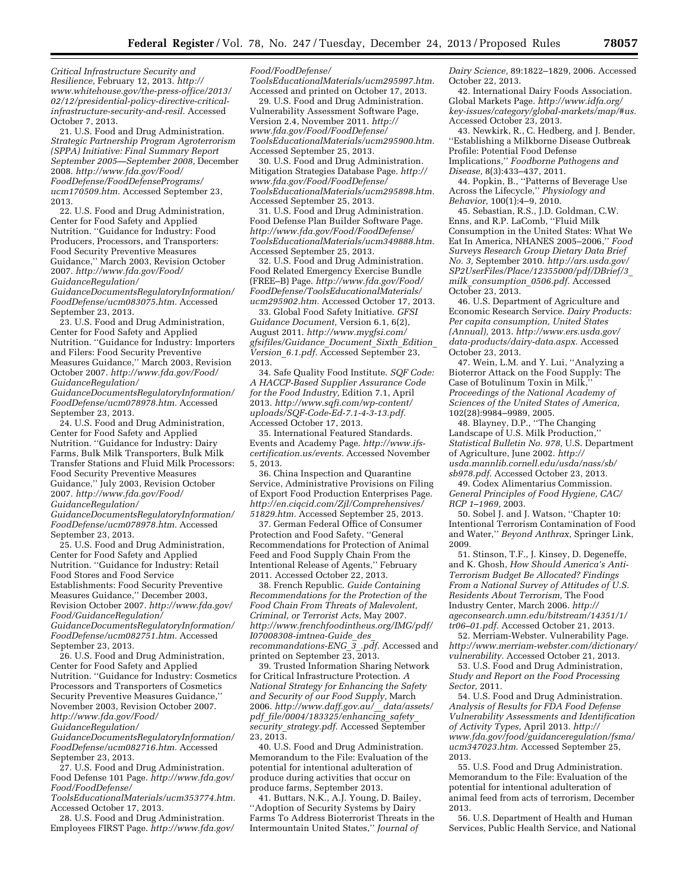*Critical Infrastructure Security and Resilience,* February 12, 2013. *http://www.whitehouse.gov/the-press-office/2013/02/12/presidential-policy-directive-critical-infrastructure-security-and-resil.* Accessed October 7, 2013.

21. U.S. Food and Drug Administration. *Strategic Partnership Program Agroterrorism (SPPA) Initiative: Final Summary Report September 2005—September 2008,* December 2008. *http://www.fda.gov/Food/FoodDefense/FoodDefensePrograms/ucm170509.htm.* Accessed September 23, 2013.

22. U.S. Food and Drug Administration, Center for Food Safety and Applied Nutrition. ''Guidance for Industry: Food Producers, Processors, and Transporters: Food Security Preventive Measures Guidance,'' March 2003, Revision October 2007. *http://www.fda.gov/Food/GuidanceRegulation/GuidanceDocumentsRegulatoryInformation/FoodDefense/ucm083075.htm.* Accessed September 23, 2013.

23. U.S. Food and Drug Administration, Center for Food Safety and Applied Nutrition. ''Guidance for Industry: Importers and Filers: Food Security Preventive Measures Guidance,'' March 2003, Revision October 2007. *http://www.fda.gov/Food/GuidanceRegulation/GuidanceDocumentsRegulatoryInformation/FoodDefense/ucm078978.htm.* Accessed September 23, 2013.

24. U.S. Food and Drug Administration, Center for Food Safety and Applied Nutrition. ''Guidance for Industry: Dairy Farms, Bulk Milk Transporters, Bulk Milk Transfer Stations and Fluid Milk Processors: Food Security Preventive Measures Guidance,'' July 2003, Revision October 2007. *http://www.fda.gov/Food/GuidanceRegulation/GuidanceDocumentsRegulatoryInformation/FoodDefense/ucm078978.htm.* Accessed September 23, 2013.

25. U.S. Food and Drug Administration, Center for Food Safety and Applied Nutrition. ''Guidance for Industry: Retail Food Stores and Food Service Establishments: Food Security Preventive Measures Guidance,'' December 2003, Revision October 2007. *http://www.fda.gov/Food/GuidanceRegulation/GuidanceDocumentsRegulatoryInformation/FoodDefense/ucm082751.htm.* Accessed September 23, 2013.

26. U.S. Food and Drug Administration, Center for Food Safety and Applied Nutrition. ''Guidance for Industry: Cosmetics Processors and Transporters of Cosmetics Security Preventive Measures Guidance,'' November 2003, Revision October 2007. *http://www.fda.gov/Food/GuidanceRegulation/GuidanceDocumentsRegulatoryInformation/FoodDefense/ucm082716.htm.* Accessed September 23, 2013.

27. U.S. Food and Drug Administration. Food Defense 101 Page. *http://www.fda.gov/Food/FoodDefense/ToolsEducationalMaterials/ucm353774.htm.* Accessed October 17, 2013.

28. U.S. Food and Drug Administration. Employees FIRST Page. *http://www.fda.gov/Food/FoodDefense/ToolsEducationalMaterials/ucm295997.htm.* Accessed and printed on October 17, 2013.

29. U.S. Food and Drug Administration. Vulnerability Assessment Software Page, Version 2.4, November 2011. *http://www.fda.gov/Food/FoodDefense/ToolsEducationalMaterials/ucm295900.htm.* Accessed September 25, 2013.

30. U.S. Food and Drug Administration. Mitigation Strategies Database Page. *http://www.fda.gov/Food/FoodDefense/ToolsEducationalMaterials/ucm295898.htm.* Accessed September 25, 2013.

31. U.S. Food and Drug Administration. Food Defense Plan Builder Software Page. *http://www.fda.gov/Food/FoodDefense/ToolsEducationalMaterials/ucm349888.htm.* Accessed September 25, 2013.

32. U.S. Food and Drug Administration. Food Related Emergency Exercise Bundle (FREE–B) Page. *http://www.fda.gov/Food/FoodDefense/ToolsEducationalMaterials/ucm295902.htm.* Accessed October 17, 2013.

33. Global Food Safety Initiative. *GFSI Guidance Document,* Version 6.1, 6(2), August 2011. *http://www.mygfsi.com/gfsifiles/Guidance_Document_Sixth_Edition_Version_6.1.pdf.* Accessed September 23, 2013.

34. Safe Quality Food Institute. *SQF Code: A HACCP-Based Supplier Assurance Code for the Food Industry,* Edition 7.1, April 2013. *http://www.sqfi.com/wp-content/uploads/SQF-Code-Ed-7.1-4-3-13.pdf.* Accessed October 17, 2013.

35. International Featured Standards. Events and Academy Page. *http://www.ifs-certification.us/events.* Accessed November 5, 2013.

36. China Inspection and Quarantine Service, Administrative Provisions on Filing of Export Food Production Enterprises Page. *http://en.ciqcid.com/Zjl/Comprehensives/51829.htm.* Accessed September 25, 2013.

37. German Federal Office of Consumer Protection and Food Safety. ''General Recommendations for Protection of Animal Feed and Food Supply Chain From the Intentional Release of Agents,'' February 2011. Accessed October 22, 2013.

38. French Republic. *Guide Containing Recommendations for the Protection of the Food Chain From Threats of Malevolent, Criminal, or Terrorist Acts,* May 2007. *http://www.frenchfoodintheus.org/IMG/pdf/I07008308-imtnea-Guide_des_recommandations-ENG_3_.pdf.* Accessed and printed on September 23, 2013.

39. Trusted Information Sharing Network for Critical Infrastructure Protection. *A National Strategy for Enhancing the Safety and Security of our Food Supply,* March 2006. *http://www.daff.gov.au/__data/assets/pdf_file/0004/183325/enhancing_safety_security_strategy.pdf.* Accessed September 23, 2013.

40. U.S. Food and Drug Administration. Memorandum to the File: Evaluation of the potential for intentional adulteration of produce during activities that occur on produce farms, September 2013.

41. Buttars, N.K., A.J. Young, D. Bailey, ''Adoption of Security Systems by Dairy Farms To Address Bioterrorist Threats in the Intermountain United States,'' *Journal of Dairy Science,* 89:1822–1829, 2006. Accessed October 22, 2013.

42. International Dairy Foods Association. Global Markets Page. *http://www.idfa.org/key-issues/category/global-markets/map/#us.* Accessed October 23, 2013.

43. Newkirk, R., C. Hedberg, and J. Bender, ''Establishing a Milkborne Disease Outbreak Profile: Potential Food Defense Implications,'' *Foodborne Pathogens and Disease,* 8(3):433–437, 2011.

44. Popkin, B., ''Patterns of Beverage Use Across the Lifecycle,'' *Physiology and Behavior,* 100(1):4–9, 2010.

45. Sebastian, R.S., J.D. Goldman, C.W. Enns, and R.P. LaComb, ''Fluid Milk Consumption in the United States: What We Eat In America, NHANES 2005–2006,'' *Food Surveys Research Group Dietary Data Brief No. 3,* September 2010. *http://ars.usda.gov/SP2UserFiles/Place/12355000/pdf/DBrief/3_milk_consumption_0506.pdf.* Accessed October 23, 2013.

46. U.S. Department of Agriculture and Economic Research Service. *Dairy Products: Per capita consumption, United States (Annual),* 2013. *http://www.ers.usda.gov/data-products/dairy-data.aspx.* Accessed October 23, 2013.

47. Wein, L.M. and Y. Lui, ''Analyzing a Bioterror Attack on the Food Supply: The Case of Botulinum Toxin in Milk,'' *Proceedings of the National Academy of Sciences of the United States of America,* 102(28):9984–9989, 2005.

48. Blayney, D.P., ''The Changing Landscape of U.S. Milk Production,'' *Statistical Bulletin No. 978,* U.S. Department of Agriculture, June 2002. *http://usda.mannlib.cornell.edu/usda/nass/sb/sb978.pdf.* Accessed October 23, 2013.

49. Codex Alimentarius Commission. *General Principles of Food Hygiene, CAC/RCP 1–1969,* 2003.

50. Sobel J. and J. Watson, ''Chapter 10: Intentional Terrorism Contamination of Food and Water,'' *Beyond Anthrax,* Springer Link, 2009.

51. Stinson, T.F., J. Kinsey, D. Degeneffe, and K. Ghosh, *How Should America's Anti-Terrorism Budget Be Allocated? Findings From a National Survey of Attitudes of U.S. Residents About Terrorism,* The Food Industry Center, March 2006. *http://ageconsearch.umn.edu/bitstream/14351/1/tr06–01.pdf.* Accessed October 21, 2013.

52. Merriam-Webster. Vulnerability Page. *http://www.merriam-webster.com/dictionary/vulnerability.* Accessed October 21, 2013.

53. U.S. Food and Drug Administration, *Study and Report on the Food Processing Sector,* 2011.

54. U.S. Food and Drug Administration. *Analysis of Results for FDA Food Defense Vulnerability Assessments and Identification of Activity Types,* April 2013. *http://www.fda.gov/food/guidanceregulation/fsma/ucm347023.htm.* Accessed September 25, 2013.

55. U.S. Food and Drug Administration. Memorandum to the File: Evaluation of the potential for intentional adulteration of animal feed from acts of terrorism, December 2013.

56. U.S. Department of Health and Human Services, Public Health Service, and National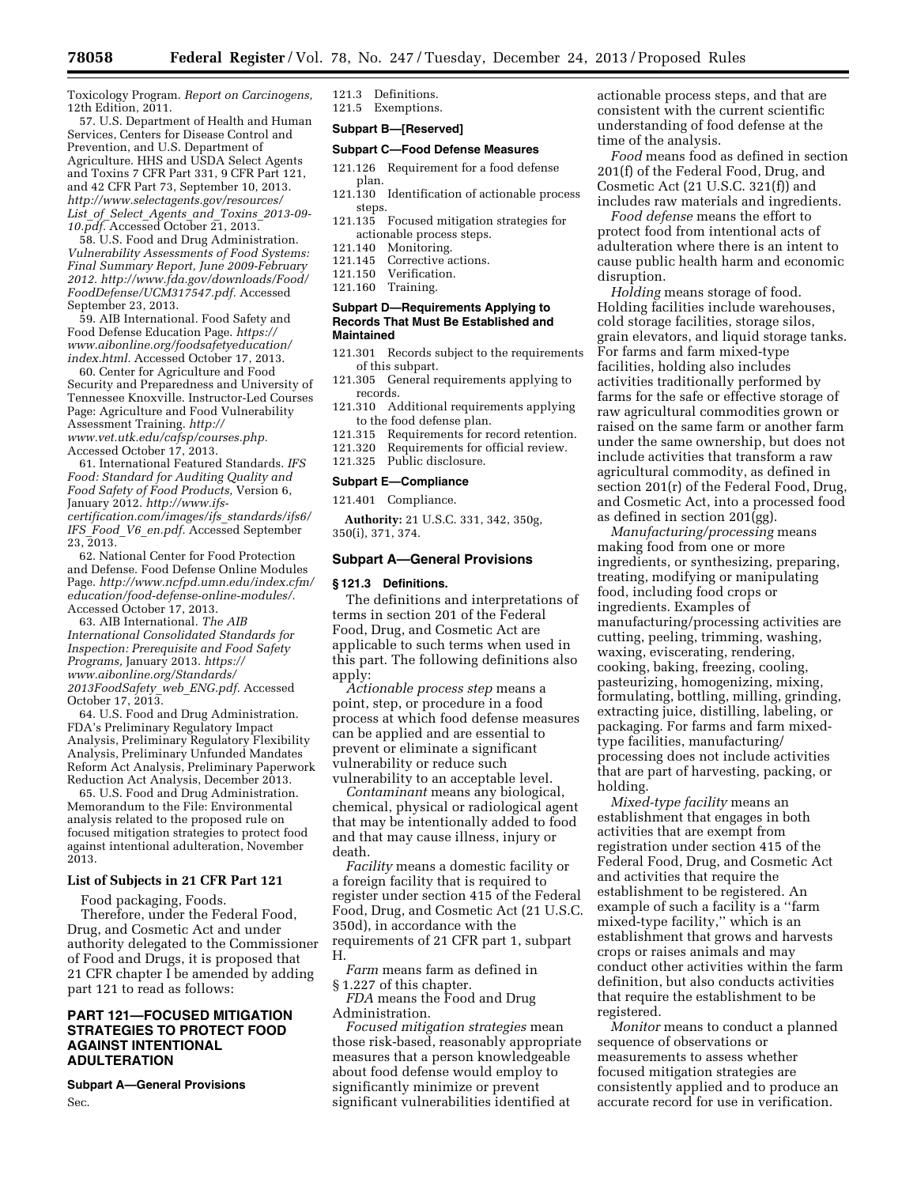Toxicology Program. *Report on Carcinogens,* 12th Edition, 2011.

57. U.S. Department of Health and Human Services, Centers for Disease Control and Prevention, and U.S. Department of Agriculture. HHS and USDA Select Agents and Toxins 7 CFR Part 331, 9 CFR Part 121, and 42 CFR Part 73, September 10, 2013. *http://www.selectagents.gov/resources/List_of_Select_Agents_and_Toxins_2013-09-10.pdf.* Accessed October 21, 2013.

58. U.S. Food and Drug Administration. *Vulnerability Assessments of Food Systems: Final Summary Report, June 2009-February 2012. http://www.fda.gov/downloads/Food/FoodDefense/UCM317547.pdf.* Accessed September 23, 2013.

59. AIB International. Food Safety and Food Defense Education Page. *https://www.aibonline.org/foodsafetyeducation/index.html.* Accessed October 17, 2013.

60. Center for Agriculture and Food Security and Preparedness and University of Tennessee Knoxville. Instructor-Led Courses Page: Agriculture and Food Vulnerability Assessment Training. *http://www.vet.utk.edu/cafsp/courses.php.* Accessed October 17, 2013.

61. International Featured Standards. *IFS Food: Standard for Auditing Quality and Food Safety of Food Products,* Version 6, January 2012. *http://www.ifs-certification.com/images/ifs_standards/ifs6/IFS_Food_V6_en.pdf.* Accessed September 23, 2013.

62. National Center for Food Protection and Defense. Food Defense Online Modules Page. *http://www.ncfpd.umn.edu/index.cfm/education/food-defense-online-modules/.* Accessed October 17, 2013.

63. AIB International. *The AIB International Consolidated Standards for Inspection: Prerequisite and Food Safety Programs,* January 2013. *https://www.aibonline.org/Standards/2013FoodSafety_web_ENG.pdf.* Accessed October 17, 2013.

64. U.S. Food and Drug Administration. FDA's Preliminary Regulatory Impact Analysis, Preliminary Regulatory Flexibility Analysis, Preliminary Unfunded Mandates Reform Act Analysis, Preliminary Paperwork Reduction Act Analysis, December 2013.

65. U.S. Food and Drug Administration. Memorandum to the File: Environmental analysis related to the proposed rule on focused mitigation strategies to protect food against intentional adulteration, November 2013.

## List of Subjects in 21 CFR Part 121

Food packaging, Foods.

Therefore, under the Federal Food, Drug, and Cosmetic Act and under authority delegated to the Commissioner of Food and Drugs, it is proposed that 21 CFR chapter I be amended by adding part 121 to read as follows:

## PART 121—FOCUSED MITIGATION STRATEGIES TO PROTECT FOOD AGAINST INTENTIONAL ADULTERATION

**Subpart A—General Provisions**

Sec.

121.3 Definitions.
121.5 Exemptions.

**Subpart B—[Reserved]**

**Subpart C—Food Defense Measures**

121.126 Requirement for a food defense plan.
121.130 Identification of actionable process steps.
121.135 Focused mitigation strategies for actionable process steps.
121.140 Monitoring.
121.145 Corrective actions.
121.150 Verification.
121.160 Training.

**Subpart D—Requirements Applying to Records That Must Be Established and Maintained**

121.301 Records subject to the requirements of this subpart.
121.305 General requirements applying to records.
121.310 Additional requirements applying to the food defense plan.
121.315 Requirements for record retention.
121.320 Requirements for official review.
121.325 Public disclosure.

**Subpart E—Compliance**

121.401 Compliance.

**Authority:** 21 U.S.C. 331, 342, 350g, 350(i), 371, 374.

### Subpart A—General Provisions

#### § 121.3 Definitions.

The definitions and interpretations of terms in section 201 of the Federal Food, Drug, and Cosmetic Act are applicable to such terms when used in this part. The following definitions also apply:

*Actionable process step* means a point, step, or procedure in a food process at which food defense measures can be applied and are essential to prevent or eliminate a significant vulnerability or reduce such vulnerability to an acceptable level.

*Contaminant* means any biological, chemical, physical or radiological agent that may be intentionally added to food and that may cause illness, injury or death.

*Facility* means a domestic facility or a foreign facility that is required to register under section 415 of the Federal Food, Drug, and Cosmetic Act (21 U.S.C. 350d), in accordance with the requirements of 21 CFR part 1, subpart H.

*Farm* means farm as defined in § 1.227 of this chapter.

*FDA* means the Food and Drug Administration.

*Focused mitigation strategies* mean those risk-based, reasonably appropriate measures that a person knowledgeable about food defense would employ to significantly minimize or prevent significant vulnerabilities identified at actionable process steps, and that are consistent with the current scientific understanding of food defense at the time of the analysis.

*Food* means food as defined in section 201(f) of the Federal Food, Drug, and Cosmetic Act (21 U.S.C. 321(f)) and includes raw materials and ingredients.

*Food defense* means the effort to protect food from intentional acts of adulteration where there is an intent to cause public health harm and economic disruption.

*Holding* means storage of food. Holding facilities include warehouses, cold storage facilities, storage silos, grain elevators, and liquid storage tanks. For farms and farm mixed-type facilities, holding also includes activities traditionally performed by farms for the safe or effective storage of raw agricultural commodities grown or raised on the same farm or another farm under the same ownership, but does not include activities that transform a raw agricultural commodity, as defined in section 201(r) of the Federal Food, Drug, and Cosmetic Act, into a processed food as defined in section 201(gg).

*Manufacturing/processing* means making food from one or more ingredients, or synthesizing, preparing, treating, modifying or manipulating food, including food crops or ingredients. Examples of manufacturing/processing activities are cutting, peeling, trimming, washing, waxing, eviscerating, rendering, cooking, baking, freezing, cooling, pasteurizing, homogenizing, mixing, formulating, bottling, milling, grinding, extracting juice, distilling, labeling, or packaging. For farms and farm mixed-type facilities, manufacturing/processing does not include activities that are part of harvesting, packing, or holding.

*Mixed-type facility* means an establishment that engages in both activities that are exempt from registration under section 415 of the Federal Food, Drug, and Cosmetic Act and activities that require the establishment to be registered. An example of such a facility is a ''farm mixed-type facility,'' which is an establishment that grows and harvests crops or raises animals and may conduct other activities within the farm definition, but also conducts activities that require the establishment to be registered.

*Monitor* means to conduct a planned sequence of observations or measurements to assess whether focused mitigation strategies are consistently applied and to produce an accurate record for use in verification.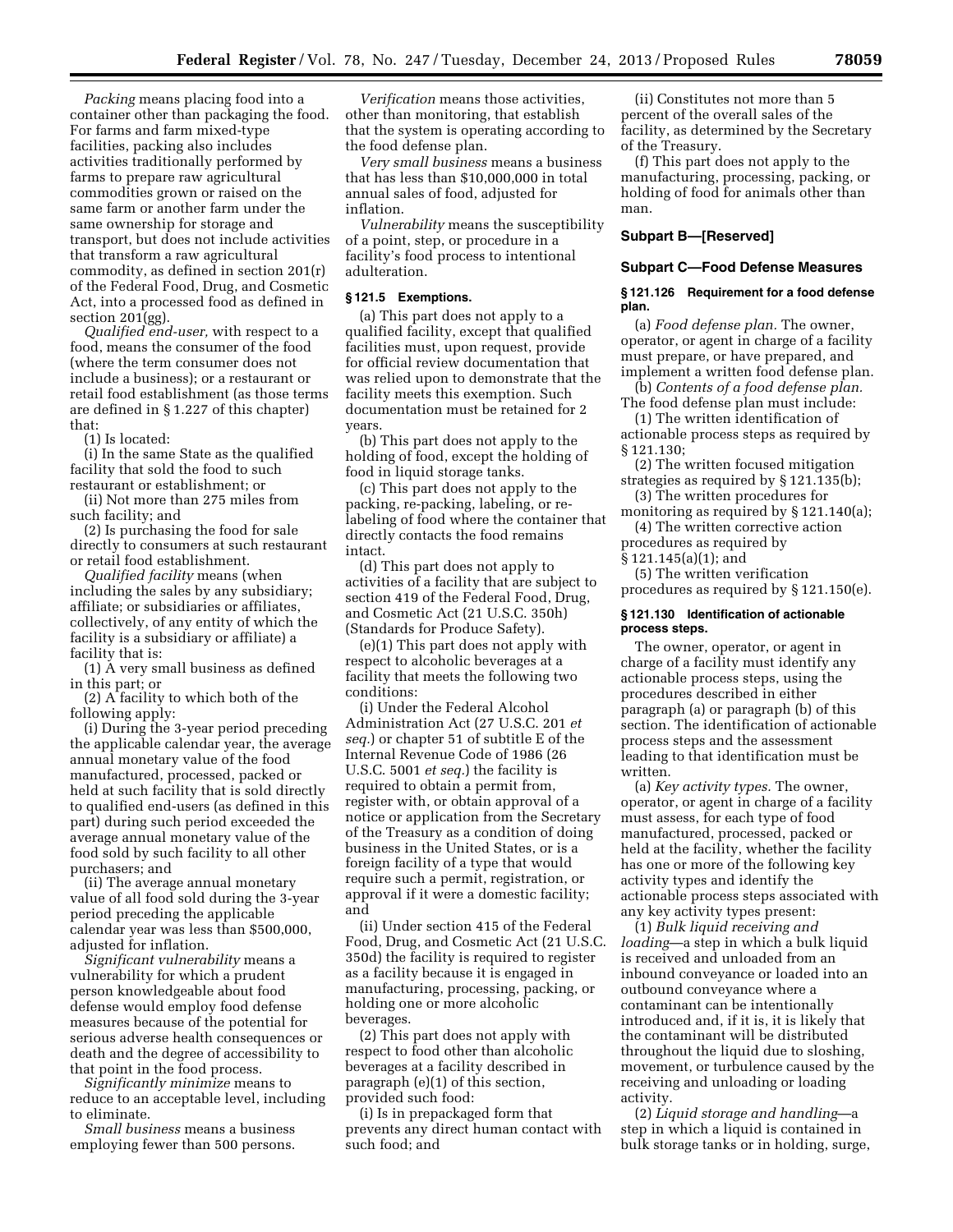*Packing* means placing food into a container other than packaging the food. For farms and farm mixed-type facilities, packing also includes activities traditionally performed by farms to prepare raw agricultural commodities grown or raised on the same farm or another farm under the same ownership for storage and transport, but does not include activities that transform a raw agricultural commodity, as defined in section 201(r) of the Federal Food, Drug, and Cosmetic Act, into a processed food as defined in section 201(gg).

*Qualified end-user,* with respect to a food, means the consumer of the food (where the term consumer does not include a business); or a restaurant or retail food establishment (as those terms are defined in § 1.227 of this chapter) that:

(1) Is located:

(i) In the same State as the qualified facility that sold the food to such restaurant or establishment; or

(ii) Not more than 275 miles from such facility; and

(2) Is purchasing the food for sale directly to consumers at such restaurant or retail food establishment.

*Qualified facility* means (when including the sales by any subsidiary; affiliate; or subsidiaries or affiliates, collectively, of any entity of which the facility is a subsidiary or affiliate) a facility that is:

(1) A very small business as defined in this part; or

(2) A facility to which both of the following apply:

(i) During the 3-year period preceding the applicable calendar year, the average annual monetary value of the food manufactured, processed, packed or held at such facility that is sold directly to qualified end-users (as defined in this part) during such period exceeded the average annual monetary value of the food sold by such facility to all other purchasers; and

(ii) The average annual monetary value of all food sold during the 3-year period preceding the applicable calendar year was less than $500,000, adjusted for inflation.

*Significant vulnerability* means a vulnerability for which a prudent person knowledgeable about food defense would employ food defense measures because of the potential for serious adverse health consequences or death and the degree of accessibility to that point in the food process.

*Significantly minimize* means to reduce to an acceptable level, including to eliminate.

*Small business* means a business employing fewer than 500 persons.

*Verification* means those activities, other than monitoring, that establish that the system is operating according to the food defense plan.

*Very small business* means a business that has less than $10,000,000 in total annual sales of food, adjusted for inflation.

*Vulnerability* means the susceptibility of a point, step, or procedure in a facility's food process to intentional adulteration.

#### § 121.5 Exemptions.

(a) This part does not apply to a qualified facility, except that qualified facilities must, upon request, provide for official review documentation that was relied upon to demonstrate that the facility meets this exemption. Such documentation must be retained for 2 years.

(b) This part does not apply to the holding of food, except the holding of food in liquid storage tanks.

(c) This part does not apply to the packing, re-packing, labeling, or re-labeling of food where the container that directly contacts the food remains intact.

(d) This part does not apply to activities of a facility that are subject to section 419 of the Federal Food, Drug, and Cosmetic Act (21 U.S.C. 350h) (Standards for Produce Safety).

(e)(1) This part does not apply with respect to alcoholic beverages at a facility that meets the following two conditions:

(i) Under the Federal Alcohol Administration Act (27 U.S.C. 201 *et seq.*) or chapter 51 of subtitle E of the Internal Revenue Code of 1986 (26 U.S.C. 5001 *et seq.*) the facility is required to obtain a permit from, register with, or obtain approval of a notice or application from the Secretary of the Treasury as a condition of doing business in the United States, or is a foreign facility of a type that would require such a permit, registration, or approval if it were a domestic facility; and

(ii) Under section 415 of the Federal Food, Drug, and Cosmetic Act (21 U.S.C. 350d) the facility is required to register as a facility because it is engaged in manufacturing, processing, packing, or holding one or more alcoholic beverages.

(2) This part does not apply with respect to food other than alcoholic beverages at a facility described in paragraph (e)(1) of this section, provided such food:

(i) Is in prepackaged form that prevents any direct human contact with such food; and

(ii) Constitutes not more than 5 percent of the overall sales of the facility, as determined by the Secretary of the Treasury.

(f) This part does not apply to the manufacturing, processing, packing, or holding of food for animals other than man.

### Subpart B—[Reserved]

### Subpart C—Food Defense Measures

#### § 121.126 Requirement for a food defense plan.

(a) *Food defense plan.* The owner, operator, or agent in charge of a facility must prepare, or have prepared, and implement a written food defense plan.

(b) *Contents of a food defense plan.* The food defense plan must include:

(1) The written identification of actionable process steps as required by § 121.130;

(2) The written focused mitigation strategies as required by § 121.135(b);

(3) The written procedures for monitoring as required by § 121.140(a);

(4) The written corrective action procedures as required by § 121.145(a)(1); and

(5) The written verification procedures as required by § 121.150(e).

#### § 121.130 Identification of actionable process steps.

The owner, operator, or agent in charge of a facility must identify any actionable process steps, using the procedures described in either paragraph (a) or paragraph (b) of this section. The identification of actionable process steps and the assessment leading to that identification must be written.

(a) *Key activity types.* The owner, operator, or agent in charge of a facility must assess, for each type of food manufactured, processed, packed or held at the facility, whether the facility has one or more of the following key activity types and identify the actionable process steps associated with any key activity types present:

(1) *Bulk liquid receiving and loading*—a step in which a bulk liquid is received and unloaded from an inbound conveyance or loaded into an outbound conveyance where a contaminant can be intentionally introduced and, if it is, it is likely that the contaminant will be distributed throughout the liquid due to sloshing, movement, or turbulence caused by the receiving and unloading or loading activity.

(2) *Liquid storage and handling*—a step in which a liquid is contained in bulk storage tanks or in holding, surge,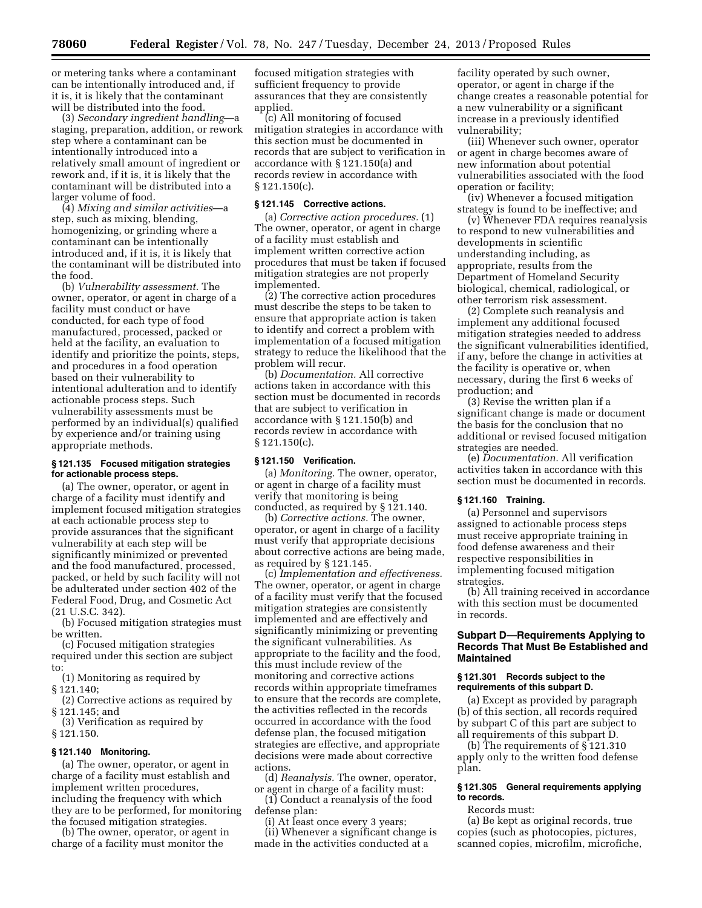or metering tanks where a contaminant can be intentionally introduced and, if it is, it is likely that the contaminant will be distributed into the food.

(3) *Secondary ingredient handling*—a staging, preparation, addition, or rework step where a contaminant can be intentionally introduced into a relatively small amount of ingredient or rework and, if it is, it is likely that the contaminant will be distributed into a larger volume of food.

(4) *Mixing and similar activities*—a step, such as mixing, blending, homogenizing, or grinding where a contaminant can be intentionally introduced and, if it is, it is likely that the contaminant will be distributed into the food.

(b) *Vulnerability assessment.* The owner, operator, or agent in charge of a facility must conduct or have conducted, for each type of food manufactured, processed, packed or held at the facility, an evaluation to identify and prioritize the points, steps, and procedures in a food operation based on their vulnerability to intentional adulteration and to identify actionable process steps. Such vulnerability assessments must be performed by an individual(s) qualified by experience and/or training using appropriate methods.

#### § 121.135 Focused mitigation strategies for actionable process steps.

(a) The owner, operator, or agent in charge of a facility must identify and implement focused mitigation strategies at each actionable process step to provide assurances that the significant vulnerability at each step will be significantly minimized or prevented and the food manufactured, processed, packed, or held by such facility will not be adulterated under section 402 of the Federal Food, Drug, and Cosmetic Act (21 U.S.C. 342).

(b) Focused mitigation strategies must be written.

(c) Focused mitigation strategies required under this section are subject to:

(1) Monitoring as required by § 121.140;

(2) Corrective actions as required by § 121.145; and

(3) Verification as required by § 121.150.

#### § 121.140 Monitoring.

(a) The owner, operator, or agent in charge of a facility must establish and implement written procedures, including the frequency with which they are to be performed, for monitoring the focused mitigation strategies.

(b) The owner, operator, or agent in charge of a facility must monitor the focused mitigation strategies with sufficient frequency to provide assurances that they are consistently applied.

(c) All monitoring of focused mitigation strategies in accordance with this section must be documented in records that are subject to verification in accordance with § 121.150(a) and records review in accordance with § 121.150(c).

#### § 121.145 Corrective actions.

(a) *Corrective action procedures.* (1) The owner, operator, or agent in charge of a facility must establish and implement written corrective action procedures that must be taken if focused mitigation strategies are not properly implemented.

(2) The corrective action procedures must describe the steps to be taken to ensure that appropriate action is taken to identify and correct a problem with implementation of a focused mitigation strategy to reduce the likelihood that the problem will recur.

(b) *Documentation.* All corrective actions taken in accordance with this section must be documented in records that are subject to verification in accordance with § 121.150(b) and records review in accordance with § 121.150(c).

#### § 121.150 Verification.

(a) *Monitoring.* The owner, operator, or agent in charge of a facility must verify that monitoring is being conducted, as required by § 121.140.

(b) *Corrective actions.* The owner, operator, or agent in charge of a facility must verify that appropriate decisions about corrective actions are being made, as required by § 121.145.

(c) *Implementation and effectiveness.* The owner, operator, or agent in charge of a facility must verify that the focused mitigation strategies are consistently implemented and are effectively and significantly minimizing or preventing the significant vulnerabilities. As appropriate to the facility and the food, this must include review of the monitoring and corrective actions records within appropriate timeframes to ensure that the records are complete, the activities reflected in the records occurred in accordance with the food defense plan, the focused mitigation strategies are effective, and appropriate decisions were made about corrective actions.

(d) *Reanalysis.* The owner, operator, or agent in charge of a facility must:

(1) Conduct a reanalysis of the food defense plan:

(i) At least once every 3 years;

(ii) Whenever a significant change is made in the activities conducted at a facility operated by such owner, operator, or agent in charge if the change creates a reasonable potential for a new vulnerability or a significant increase in a previously identified vulnerability;

(iii) Whenever such owner, operator or agent in charge becomes aware of new information about potential vulnerabilities associated with the food operation or facility;

(iv) Whenever a focused mitigation strategy is found to be ineffective; and

(v) Whenever FDA requires reanalysis to respond to new vulnerabilities and developments in scientific understanding including, as appropriate, results from the Department of Homeland Security biological, chemical, radiological, or other terrorism risk assessment.

(2) Complete such reanalysis and implement any additional focused mitigation strategies needed to address the significant vulnerabilities identified, if any, before the change in activities at the facility is operative or, when necessary, during the first 6 weeks of production; and

(3) Revise the written plan if a significant change is made or document the basis for the conclusion that no additional or revised focused mitigation strategies are needed.

(e) *Documentation.* All verification activities taken in accordance with this section must be documented in records.

#### § 121.160 Training.

(a) Personnel and supervisors assigned to actionable process steps must receive appropriate training in food defense awareness and their respective responsibilities in implementing focused mitigation strategies.

(b) All training received in accordance with this section must be documented in records.

### Subpart D—Requirements Applying to Records That Must Be Established and Maintained

#### § 121.301 Records subject to the requirements of this subpart D.

(a) Except as provided by paragraph (b) of this section, all records required by subpart C of this part are subject to all requirements of this subpart D.

(b) The requirements of § 121.310 apply only to the written food defense plan.

#### § 121.305 General requirements applying to records.

Records must:

(a) Be kept as original records, true copies (such as photocopies, pictures, scanned copies, microfilm, microfiche,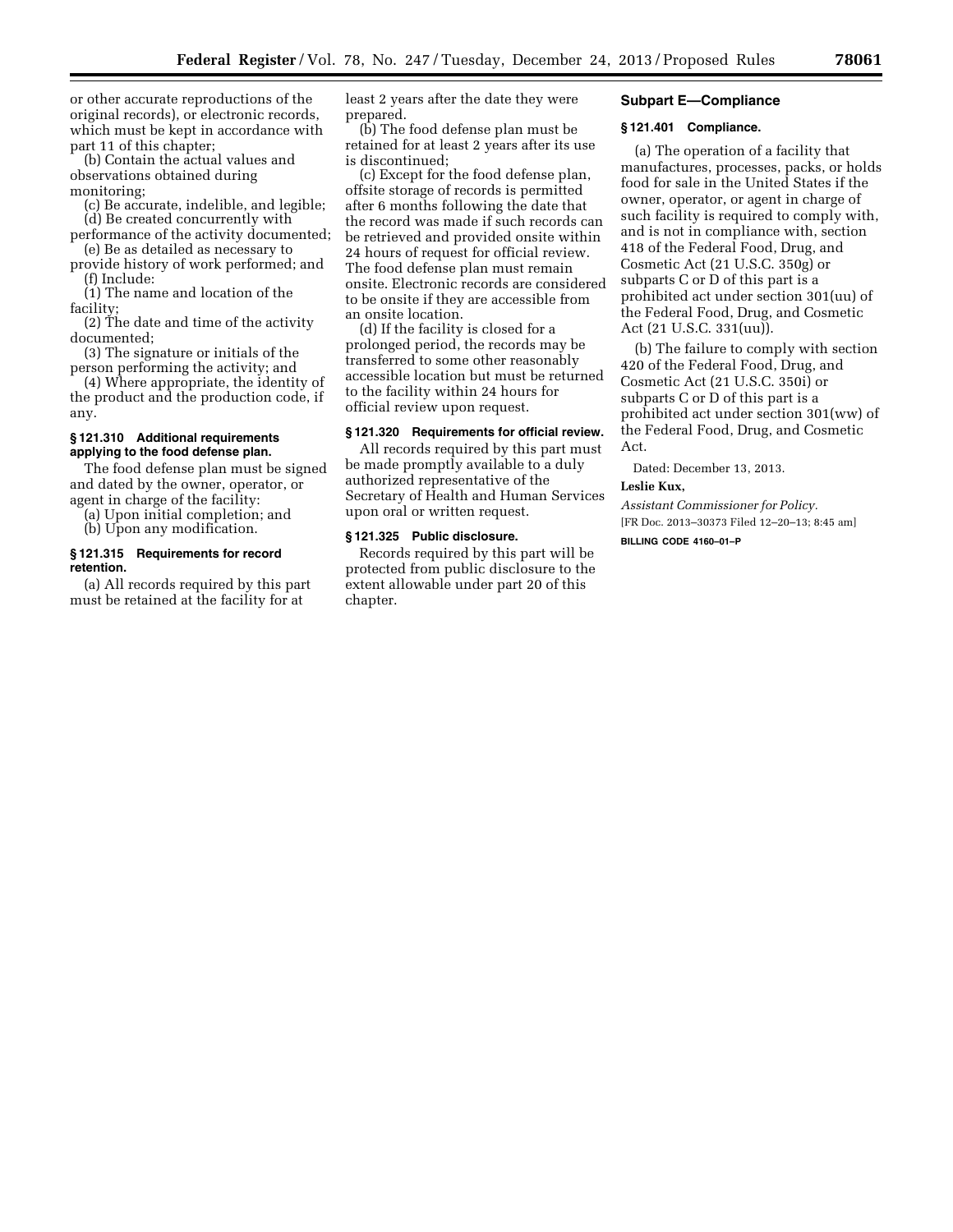or other accurate reproductions of the original records), or electronic records, which must be kept in accordance with part 11 of this chapter;

(b) Contain the actual values and observations obtained during monitoring;

(c) Be accurate, indelible, and legible;

(d) Be created concurrently with performance of the activity documented;

(e) Be as detailed as necessary to provide history of work performed; and

(f) Include:

(1) The name and location of the facility;

(2) The date and time of the activity documented;

(3) The signature or initials of the person performing the activity; and

(4) Where appropriate, the identity of the product and the production code, if any.

#### § 121.310 Additional requirements applying to the food defense plan.

The food defense plan must be signed and dated by the owner, operator, or agent in charge of the facility:

(a) Upon initial completion; and

(b) Upon any modification.

#### § 121.315 Requirements for record retention.

(a) All records required by this part must be retained at the facility for at least 2 years after the date they were prepared.

(b) The food defense plan must be retained for at least 2 years after its use is discontinued;

(c) Except for the food defense plan, offsite storage of records is permitted after 6 months following the date that the record was made if such records can be retrieved and provided onsite within 24 hours of request for official review. The food defense plan must remain onsite. Electronic records are considered to be onsite if they are accessible from an onsite location.

(d) If the facility is closed for a prolonged period, the records may be transferred to some other reasonably accessible location but must be returned to the facility within 24 hours for official review upon request.

#### § 121.320 Requirements for official review.

All records required by this part must be made promptly available to a duly authorized representative of the Secretary of Health and Human Services upon oral or written request.

#### § 121.325 Public disclosure.

Records required by this part will be protected from public disclosure to the extent allowable under part 20 of this chapter.

### Subpart E—Compliance

#### § 121.401 Compliance.

(a) The operation of a facility that manufactures, processes, packs, or holds food for sale in the United States if the owner, operator, or agent in charge of such facility is required to comply with, and is not in compliance with, section 418 of the Federal Food, Drug, and Cosmetic Act (21 U.S.C. 350g) or subparts C or D of this part is a prohibited act under section 301(uu) of the Federal Food, Drug, and Cosmetic Act (21 U.S.C. 331(uu)).

(b) The failure to comply with section 420 of the Federal Food, Drug, and Cosmetic Act (21 U.S.C. 350i) or subparts C or D of this part is a prohibited act under section 301(ww) of the Federal Food, Drug, and Cosmetic Act.

Dated: December 13, 2013.

**Leslie Kux,**

*Assistant Commissioner for Policy.*

[FR Doc. 2013–30373 Filed 12–20–13; 8:45 am]

**BILLING CODE 4160–01–P**